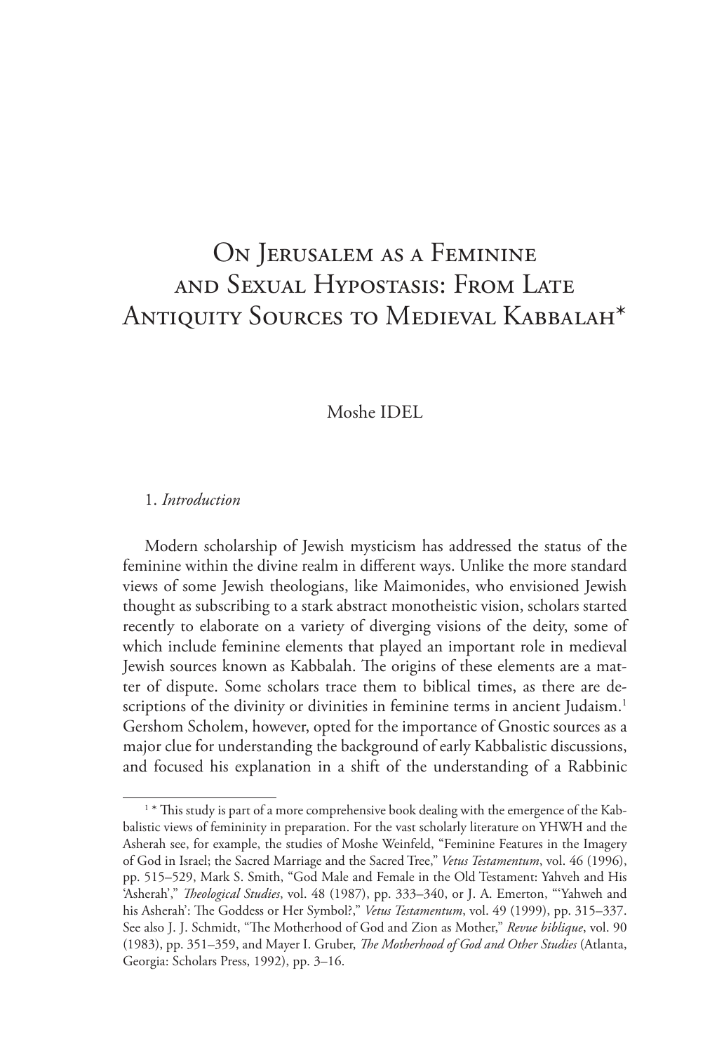# On Jerusalem as a Feminine and Sexual Hypostasis: From Late Antiquity Sources to Medieval Kabbalah*

Moshe IDEL

## 1. *Introduction*

Modern scholarship of Jewish mysticism has addressed the status of the feminine within the divine realm in different ways. Unlike the more standard views of some Jewish theologians, like Maimonides, who envisioned Jewish thought as subscribing to a stark abstract monotheistic vision, scholars started recently to elaborate on a variety of diverging visions of the deity, some of which include feminine elements that played an important role in medieval Jewish sources known as Kabbalah. The origins of these elements are a matter of dispute. Some scholars trace them to biblical times, as there are descriptions of the divinity or divinities in feminine terms in ancient Judaism.[1] Gershom Scholem, however, opted for the importance of Gnostic sources as a major clue for understanding the background of early Kabbalistic discussions, and focused his explanation in a shift of the understanding of a Rabbinic

---

[1] * This study is part of a more comprehensive book dealing with the emergence of the Kabbalistic views of femininity in preparation. For the vast scholarly literature on YHWH and the Asherah see, for example, the studies of Moshe Weinfeld, "Feminine Features in the Imagery of God in Israel; the Sacred Marriage and the Sacred Tree," *Vetus Testamentum*, vol. 46 (1996), pp. 515–529, Mark S. Smith, "God Male and Female in the Old Testament: Yahveh and His 'Asherah'," *Theological Studies*, vol. 48 (1987), pp. 333–340, or J. A. Emerton, "'Yahweh and his Asherah': The Goddess or Her Symbol?," *Vetus Testamentum*, vol. 49 (1999), pp. 315–337. See also J. J. Schmidt, "The Motherhood of God and Zion as Mother," *Revue biblique*, vol. 90 (1983), pp. 351–359, and Mayer I. Gruber, *The Motherhood of God and Other Studies* (Atlanta, Georgia: Scholars Press, 1992), pp. 3–16.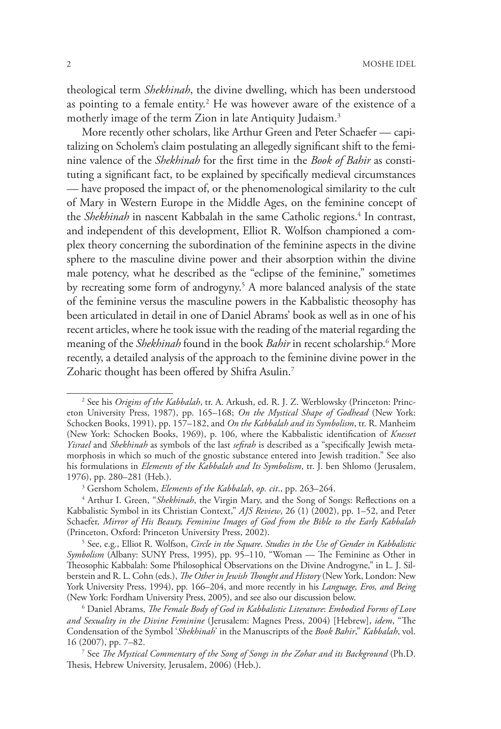theological term *Shekhinah*, the divine dwelling, which has been understood as pointing to a female entity.[2] He was however aware of the existence of a motherly image of the term Zion in late Antiquity Judaism.[3]

More recently other scholars, like Arthur Green and Peter Schaefer — capitalizing on Scholem's claim postulating an allegedly significant shift to the feminine valence of the *Shekhinah* for the first time in the *Book of Bahir* as constituting a significant fact, to be explained by specifically medieval circumstances — have proposed the impact of, or the phenomenological similarity to the cult of Mary in Western Europe in the Middle Ages, on the feminine concept of the *Shekhinah* in nascent Kabbalah in the same Catholic regions.[4] In contrast, and independent of this development, Elliot R. Wolfson championed a complex theory concerning the subordination of the feminine aspects in the divine sphere to the masculine divine power and their absorption within the divine male potency, what he described as the "eclipse of the feminine," sometimes by recreating some form of androgyny.[5] A more balanced analysis of the state of the feminine versus the masculine powers in the Kabbalistic theosophy has been articulated in detail in one of Daniel Abrams' book as well as in one of his recent articles, where he took issue with the reading of the material regarding the meaning of the *Shekhinah* found in the book *Bahir* in recent scholarship.[6] More recently, a detailed analysis of the approach to the feminine divine power in the Zoharic thought has been offered by Shifra Asulin.[7]

---

[2] See his *Origins of the Kabbalah*, tr. A. Arkush, ed. R. J. Z. Werblowsky (Princeton: Princeton University Press, 1987), pp. 165–168; *On the Mystical Shape of Godhead* (New York: Schocken Books, 1991), pp. 157–182, and *On the Kabbalah and its Symbolism*, tr. R. Manheim (New York: Schocken Books, 1969), p. 106, where the Kabbalistic identification of *Knesset Yisrael* and *Shekhinah* as symbols of the last *sefirah* is described as a "specifically Jewish metamorphosis in which so much of the gnostic substance entered into Jewish tradition." See also his formulations in *Elements of the Kabbalah and Its Symbolism*, tr. J. ben Shlomo (Jerusalem, 1976), pp. 280–281 (Heb.).

[3] Gershom Scholem, *Elements of the Kabbalah*, *op. cit*., pp. 263–264.

[4] Arthur I. Green, "*Shekhinah*, the Virgin Mary, and the Song of Songs: Reflections on a Kabbalistic Symbol in its Christian Context," *AJS Review*, 26 (1) (2002), pp. 1–52, and Peter Schaefer, *Mirror of His Beauty, Feminine Images of God from the Bible to the Early Kabbalah* (Princeton, Oxford: Princeton University Press, 2002).

[5] See, e.g., Elliot R. Wolfson, *Circle in the Square. Studies in the Use of Gender in Kabbalistic Symbolism* (Albany: SUNY Press, 1995), pp. 95–110, "Woman — The Feminine as Other in Theosophic Kabbalah: Some Philosophical Observations on the Divine Androgyne," in L. J. Silberstein and R. L. Cohn (eds.), *The Other in Jewish Thought and History* (New York, London: New York University Press, 1994), pp. 166–204, and more recently in his *Language, Eros, and Being* (New York: Fordham University Press, 2005), and see also our discussion below.

[6] Daniel Abrams, *The Female Body of God in Kabbalistic Literature*: *Embodied Forms of Love and Sexuality in the Divine Feminine* (Jerusalem: Magnes Press, 2004) [Hebrew], *idem*, "The Condensation of the Symbol '*Shekhinah*' in the Manuscripts of the *Book Bahir*," *Kabbalah*, vol. 16 (2007), pp. 7–82.

[7] See *The Mystical Commentary of the Song of Songs in the Zohar and its Background* (Ph.D. Thesis, Hebrew University, Jerusalem, 2006) (Heb.).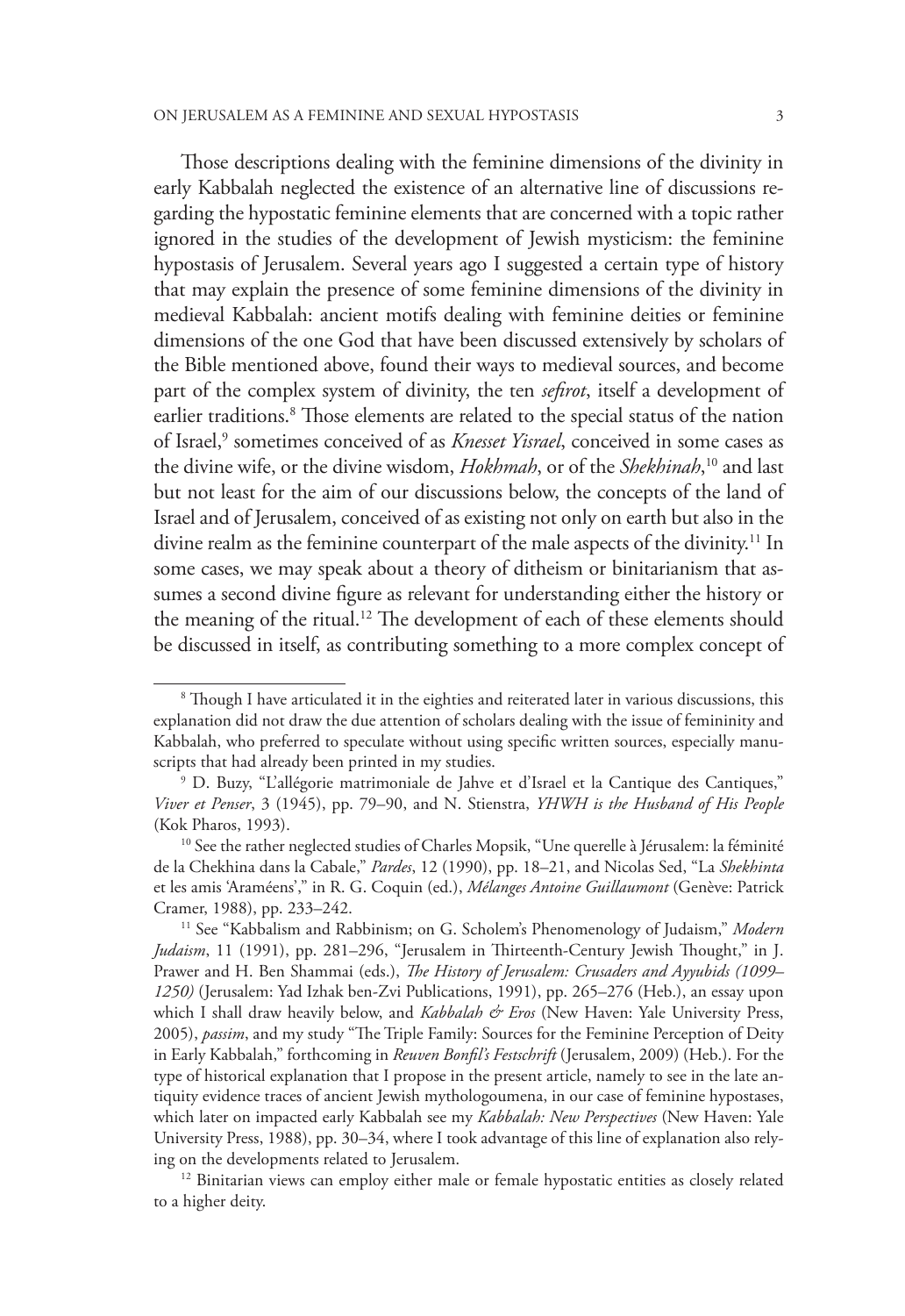Those descriptions dealing with the feminine dimensions of the divinity in early Kabbalah neglected the existence of an alternative line of discussions regarding the hypostatic feminine elements that are concerned with a topic rather ignored in the studies of the development of Jewish mysticism: the feminine hypostasis of Jerusalem. Several years ago I suggested a certain type of history that may explain the presence of some feminine dimensions of the divinity in medieval Kabbalah: ancient motifs dealing with feminine deities or feminine dimensions of the one God that have been discussed extensively by scholars of the Bible mentioned above, found their ways to medieval sources, and become part of the complex system of divinity, the ten *sefirot*, itself a development of earlier traditions.[8] Those elements are related to the special status of the nation of Israel,[9] sometimes conceived of as *Knesset Yisrael*, conceived in some cases as the divine wife, or the divine wisdom, *Hokhmah*, or of the *Shekhinah*,[10] and last but not least for the aim of our discussions below, the concepts of the land of Israel and of Jerusalem, conceived of as existing not only on earth but also in the divine realm as the feminine counterpart of the male aspects of the divinity.[11] In some cases, we may speak about a theory of ditheism or binitarianism that assumes a second divine figure as relevant for understanding either the history or the meaning of the ritual.[12] The development of each of these elements should be discussed in itself, as contributing something to a more complex concept of

---

[8] Though I have articulated it in the eighties and reiterated later in various discussions, this explanation did not draw the due attention of scholars dealing with the issue of femininity and Kabbalah, who preferred to speculate without using specific written sources, especially manuscripts that had already been printed in my studies.

[9] D. Buzy, "L'allégorie matrimoniale de Jahve et d'Israel et la Cantique des Cantiques," *Viver et Penser*, 3 (1945), pp. 79–90, and N. Stienstra, *YHWH is the Husband of His People* (Kok Pharos, 1993).

[10] See the rather neglected studies of Charles Mopsik, "Une querelle à Jérusalem: la féminité de la Chekhina dans la Cabale," *Pardes*, 12 (1990), pp. 18–21, and Nicolas Sed, "La *Shekhinta* et les amis 'Araméens'," in R. G. Coquin (ed.), *Mélanges Antoine Guillaumont* (Genève: Patrick Cramer, 1988), pp. 233–242.

[11] See "Kabbalism and Rabbinism; on G. Scholem's Phenomenology of Judaism," *Modern Judaism*, 11 (1991), pp. 281–296, "Jerusalem in Thirteenth-Century Jewish Thought," in J. Prawer and H. Ben Shammai (eds.), *The History of Jerusalem: Crusaders and Ayyubids (1099–1250)* (Jerusalem: Yad Izhak ben-Zvi Publications, 1991), pp. 265–276 (Heb.), an essay upon which I shall draw heavily below, and *Kabbalah & Eros* (New Haven: Yale University Press, 2005), *passim*, and my study "The Triple Family: Sources for the Feminine Perception of Deity in Early Kabbalah," forthcoming in *Reuven Bonfil's Festschrift* (Jerusalem, 2009) (Heb.). For the type of historical explanation that I propose in the present article, namely to see in the late antiquity evidence traces of ancient Jewish mythologoumena, in our case of feminine hypostases, which later on impacted early Kabbalah see my *Kabbalah: New Perspectives* (New Haven: Yale University Press, 1988), pp. 30–34, where I took advantage of this line of explanation also relying on the developments related to Jerusalem.

[12] Binitarian views can employ either male or female hypostatic entities as closely related to a higher deity.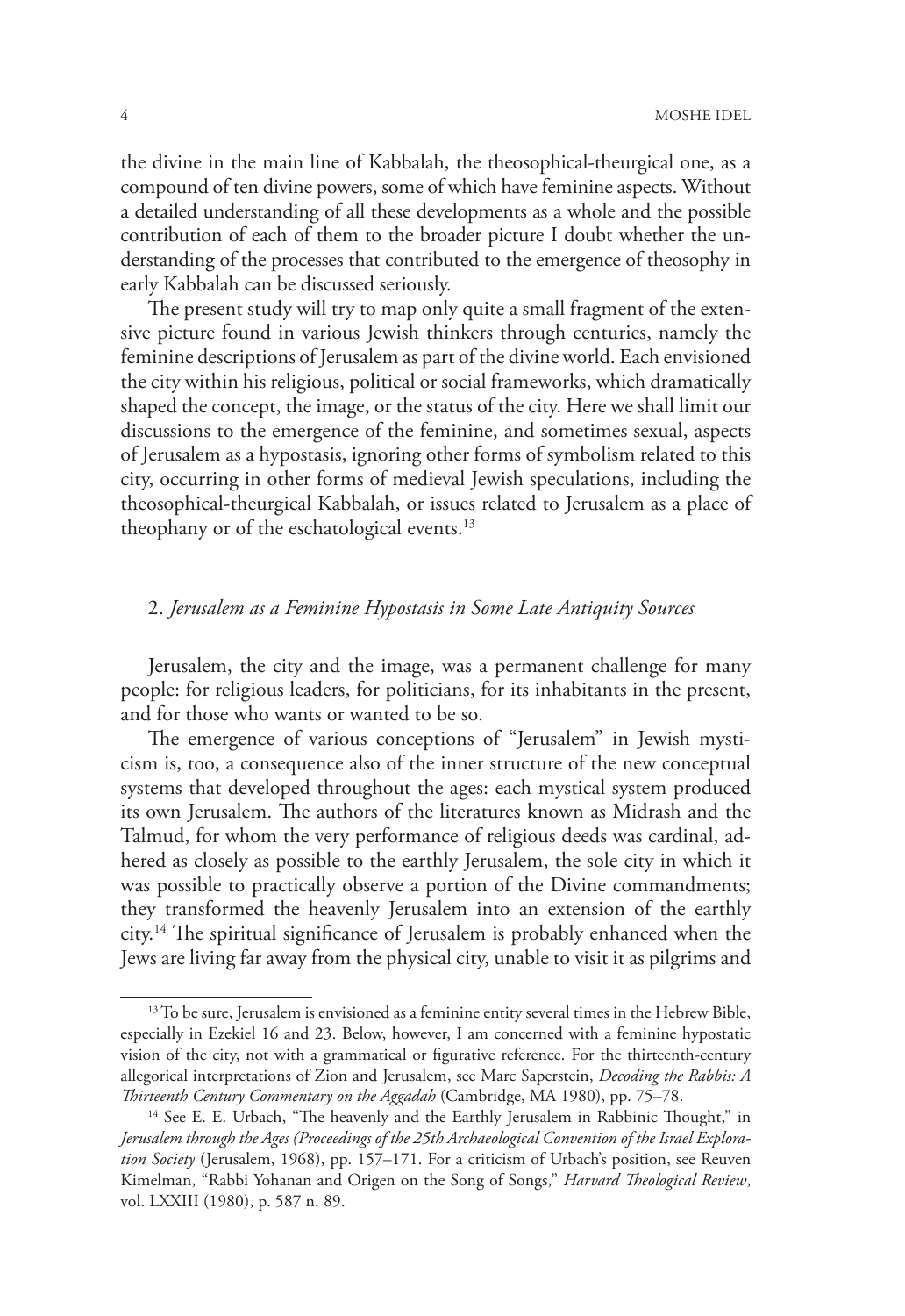the divine in the main line of Kabbalah, the theosophical-theurgical one, as a compound of ten divine powers, some of which have feminine aspects. Without a detailed understanding of all these developments as a whole and the possible contribution of each of them to the broader picture I doubt whether the understanding of the processes that contributed to the emergence of theosophy in early Kabbalah can be discussed seriously.

The present study will try to map only quite a small fragment of the extensive picture found in various Jewish thinkers through centuries, namely the feminine descriptions of Jerusalem as part of the divine world. Each envisioned the city within his religious, political or social frameworks, which dramatically shaped the concept, the image, or the status of the city. Here we shall limit our discussions to the emergence of the feminine, and sometimes sexual, aspects of Jerusalem as a hypostasis, ignoring other forms of symbolism related to this city, occurring in other forms of medieval Jewish speculations, including the theosophical-theurgical Kabbalah, or issues related to Jerusalem as a place of theophany or of the eschatological events.[13]

## 2. *Jerusalem as a Feminine Hypostasis in Some Late Antiquity Sources*

Jerusalem, the city and the image, was a permanent challenge for many people: for religious leaders, for politicians, for its inhabitants in the present, and for those who wants or wanted to be so.

The emergence of various conceptions of "Jerusalem" in Jewish mysticism is, too, a consequence also of the inner structure of the new conceptual systems that developed throughout the ages: each mystical system produced its own Jerusalem. The authors of the literatures known as Midrash and the Talmud, for whom the very performance of religious deeds was cardinal, adhered as closely as possible to the earthly Jerusalem, the sole city in which it was possible to practically observe a portion of the Divine commandments; they transformed the heavenly Jerusalem into an extension of the earthly city.[14] The spiritual significance of Jerusalem is probably enhanced when the Jews are living far away from the physical city, unable to visit it as pilgrims and

---

[13] To be sure, Jerusalem is envisioned as a feminine entity several times in the Hebrew Bible, especially in Ezekiel 16 and 23. Below, however, I am concerned with a feminine hypostatic vision of the city, not with a grammatical or figurative reference. For the thirteenth-century allegorical interpretations of Zion and Jerusalem, see Marc Saperstein, *Decoding the Rabbis: A Thirteenth Century Commentary on the Aggadah* (Cambridge, MA 1980), pp. 75–78.

[14] See E. E. Urbach, "The heavenly and the Earthly Jerusalem in Rabbinic Thought," in *Jerusalem through the Ages (Proceedings of the 25th Archaeological Convention of the Israel Exploration Society* (Jerusalem, 1968), pp. 157–171. For a criticism of Urbach's position, see Reuven Kimelman, "Rabbi Yohanan and Origen on the Song of Songs," *Harvard Theological Review*, vol. LXXIII (1980), p. 587 n. 89.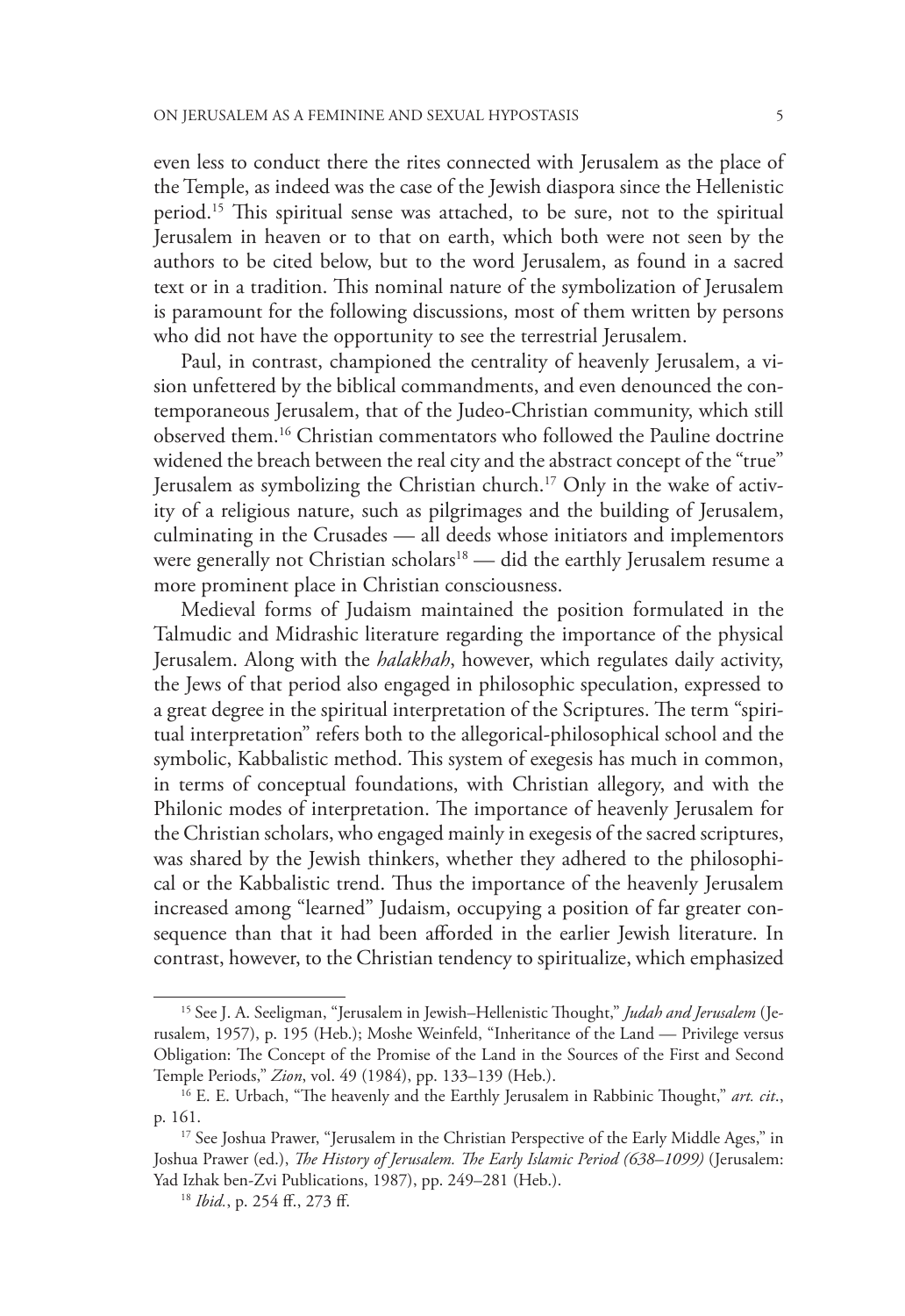even less to conduct there the rites connected with Jerusalem as the place of the Temple, as indeed was the case of the Jewish diaspora since the Hellenistic period.[15] This spiritual sense was attached, to be sure, not to the spiritual Jerusalem in heaven or to that on earth, which both were not seen by the authors to be cited below, but to the word Jerusalem, as found in a sacred text or in a tradition. This nominal nature of the symbolization of Jerusalem is paramount for the following discussions, most of them written by persons who did not have the opportunity to see the terrestrial Jerusalem.

Paul, in contrast, championed the centrality of heavenly Jerusalem, a vision unfettered by the biblical commandments, and even denounced the contemporaneous Jerusalem, that of the Judeo-Christian community, which still observed them.[16] Christian commentators who followed the Pauline doctrine widened the breach between the real city and the abstract concept of the "true" Jerusalem as symbolizing the Christian church.[17] Only in the wake of activity of a religious nature, such as pilgrimages and the building of Jerusalem, culminating in the Crusades — all deeds whose initiators and implementors were generally not Christian scholars[18] — did the earthly Jerusalem resume a more prominent place in Christian consciousness.

Medieval forms of Judaism maintained the position formulated in the Talmudic and Midrashic literature regarding the importance of the physical Jerusalem. Along with the *halakhah*, however, which regulates daily activity, the Jews of that period also engaged in philosophic speculation, expressed to a great degree in the spiritual interpretation of the Scriptures. The term "spiritual interpretation" refers both to the allegorical-philosophical school and the symbolic, Kabbalistic method. This system of exegesis has much in common, in terms of conceptual foundations, with Christian allegory, and with the Philonic modes of interpretation. The importance of heavenly Jerusalem for the Christian scholars, who engaged mainly in exegesis of the sacred scriptures, was shared by the Jewish thinkers, whether they adhered to the philosophical or the Kabbalistic trend. Thus the importance of the heavenly Jerusalem increased among "learned" Judaism, occupying a position of far greater consequence than that it had been afforded in the earlier Jewish literature. In contrast, however, to the Christian tendency to spiritualize, which emphasized

---

[15] See J. A. Seeligman, "Jerusalem in Jewish–Hellenistic Thought," *Judah and Jerusalem* (Jerusalem, 1957), p. 195 (Heb.); Moshe Weinfeld, "Inheritance of the Land — Privilege versus Obligation: The Concept of the Promise of the Land in the Sources of the First and Second Temple Periods," *Zion*, vol. 49 (1984), pp. 133–139 (Heb.).

[16] E. E. Urbach, "The heavenly and the Earthly Jerusalem in Rabbinic Thought," *art. cit*., p. 161.

[17] See Joshua Prawer, "Jerusalem in the Christian Perspective of the Early Middle Ages," in Joshua Prawer (ed.), *The History of Jerusalem. The Early Islamic Period (638–1099)* (Jerusalem: Yad Izhak ben-Zvi Publications, 1987), pp. 249–281 (Heb.).

[18] *Ibid.*, p. 254 ff., 273 ff.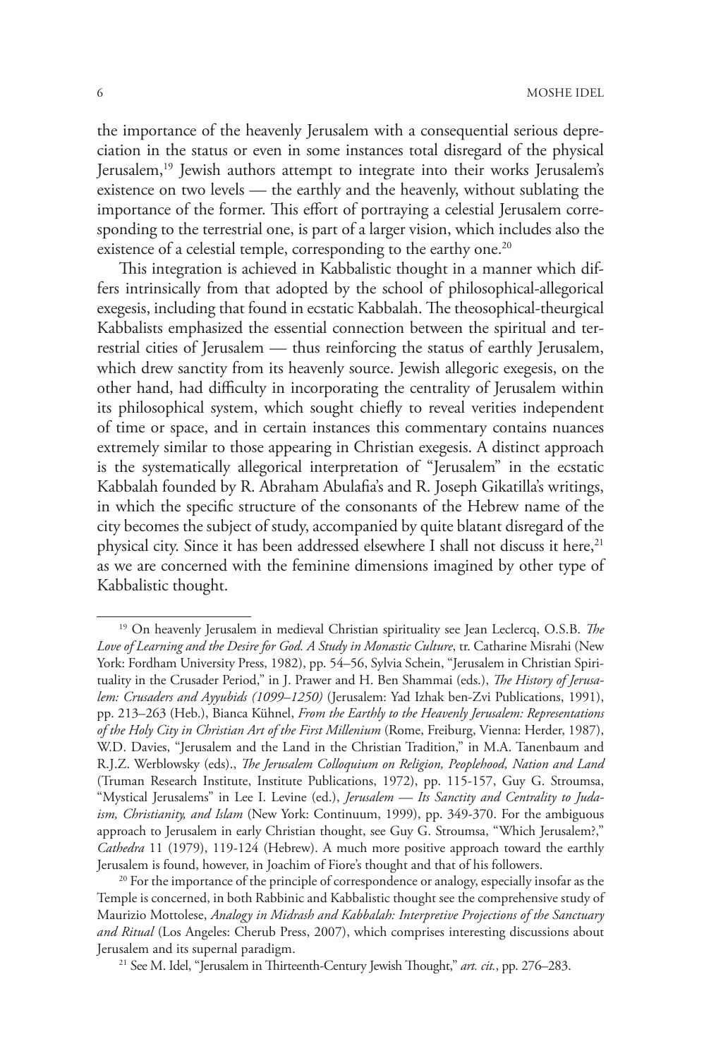the importance of the heavenly Jerusalem with a consequential serious depreciation in the status or even in some instances total disregard of the physical Jerusalem,[19] Jewish authors attempt to integrate into their works Jerusalem's existence on two levels — the earthly and the heavenly, without sublating the importance of the former. This effort of portraying a celestial Jerusalem corresponding to the terrestrial one, is part of a larger vision, which includes also the existence of a celestial temple, corresponding to the earthy one.[20]

This integration is achieved in Kabbalistic thought in a manner which differs intrinsically from that adopted by the school of philosophical-allegorical exegesis, including that found in ecstatic Kabbalah. The theosophical-theurgical Kabbalists emphasized the essential connection between the spiritual and terrestrial cities of Jerusalem — thus reinforcing the status of earthly Jerusalem, which drew sanctity from its heavenly source. Jewish allegoric exegesis, on the other hand, had difficulty in incorporating the centrality of Jerusalem within its philosophical system, which sought chiefly to reveal verities independent of time or space, and in certain instances this commentary contains nuances extremely similar to those appearing in Christian exegesis. A distinct approach is the systematically allegorical interpretation of "Jerusalem" in the ecstatic Kabbalah founded by R. Abraham Abulafia's and R. Joseph Gikatilla's writings, in which the specific structure of the consonants of the Hebrew name of the city becomes the subject of study, accompanied by quite blatant disregard of the physical city. Since it has been addressed elsewhere I shall not discuss it here,[21] as we are concerned with the feminine dimensions imagined by other type of Kabbalistic thought.

---

[19] On heavenly Jerusalem in medieval Christian spirituality see Jean Leclercq, O.S.B. *The Love of Learning and the Desire for God. A Study in Monastic Culture*, tr. Catharine Misrahi (New York: Fordham University Press, 1982), pp. 54–56, Sylvia Schein, "Jerusalem in Christian Spirituality in the Crusader Period," in J. Prawer and H. Ben Shammai (eds.), *The History of Jerusalem: Crusaders and Ayyubids (1099–1250)* (Jerusalem: Yad Izhak ben-Zvi Publications, 1991), pp. 213–263 (Heb.), Bianca Kühnel, *From the Earthly to the Heavenly Jerusalem: Representations of the Holy City in Christian Art of the First Millenium* (Rome, Freiburg, Vienna: Herder, 1987), W.D. Davies, "Jerusalem and the Land in the Christian Tradition," in M.A. Tanenbaum and R.J.Z. Werblowsky (eds)., *The Jerusalem Colloquium on Religion, Peoplehood, Nation and Land* (Truman Research Institute, Institute Publications, 1972), pp. 115-157, Guy G. Stroumsa, "Mystical Jerusalems" in Lee I. Levine (ed.), *Jerusalem — Its Sanctity and Centrality to Judaism, Christianity, and Islam* (New York: Continuum, 1999), pp. 349-370. For the ambiguous approach to Jerusalem in early Christian thought, see Guy G. Stroumsa, "Which Jerusalem?," *Cathedra* 11 (1979), 119-124 (Hebrew). A much more positive approach toward the earthly Jerusalem is found, however, in Joachim of Fiore's thought and that of his followers.

[20] For the importance of the principle of correspondence or analogy, especially insofar as the Temple is concerned, in both Rabbinic and Kabbalistic thought see the comprehensive study of Maurizio Mottolese, *Analogy in Midrash and Kabbalah: Interpretive Projections of the Sanctuary and Ritual* (Los Angeles: Cherub Press, 2007), which comprises interesting discussions about Jerusalem and its supernal paradigm.

[21] See M. Idel, "Jerusalem in Thirteenth-Century Jewish Thought," *art. cit.*, pp. 276–283.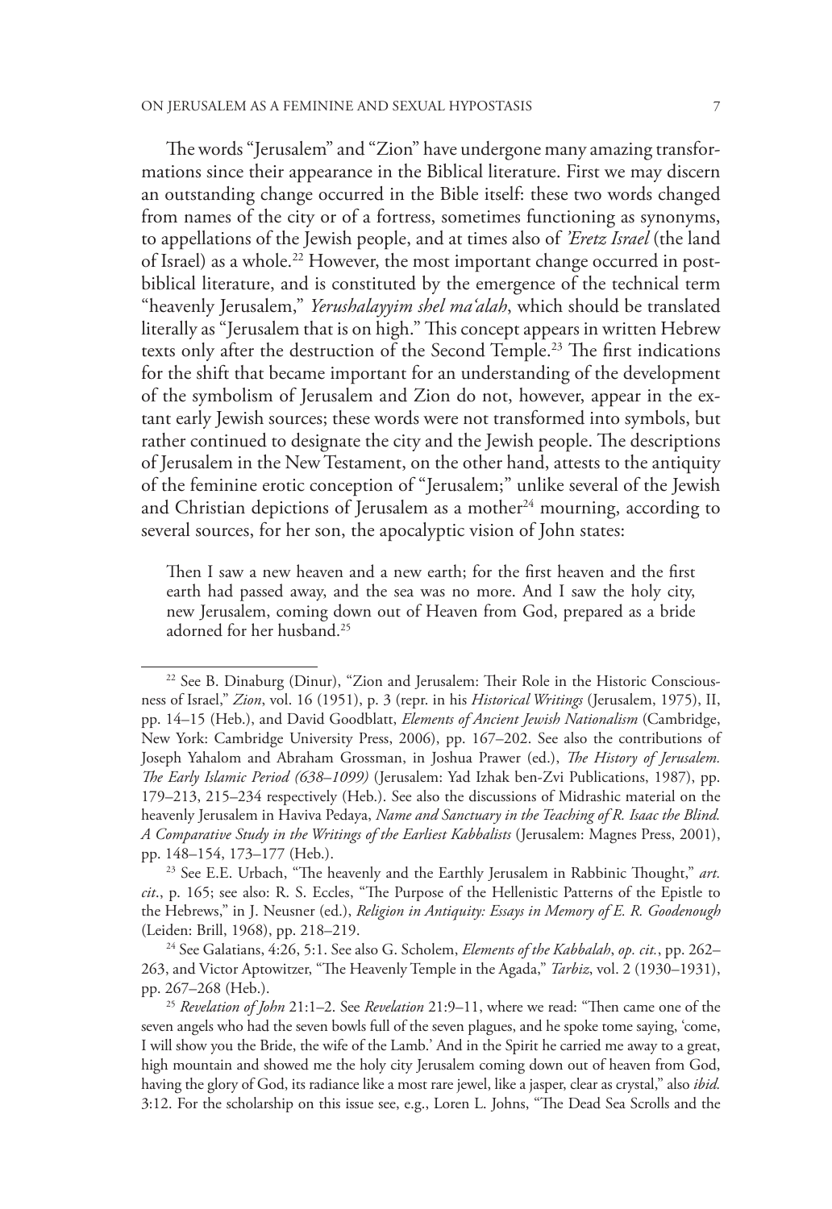The words "Jerusalem" and "Zion" have undergone many amazing transformations since their appearance in the Biblical literature. First we may discern an outstanding change occurred in the Bible itself: these two words changed from names of the city or of a fortress, sometimes functioning as synonyms, to appellations of the Jewish people, and at times also of *'Eretz Israel* (the land of Israel) as a whole.[22] However, the most important change occurred in post-biblical literature, and is constituted by the emergence of the technical term "heavenly Jerusalem," *Yerushalayyim shel ma'alah*, which should be translated literally as "Jerusalem that is on high." This concept appears in written Hebrew texts only after the destruction of the Second Temple.[23] The first indications for the shift that became important for an understanding of the development of the symbolism of Jerusalem and Zion do not, however, appear in the extant early Jewish sources; these words were not transformed into symbols, but rather continued to designate the city and the Jewish people. The descriptions of Jerusalem in the New Testament, on the other hand, attests to the antiquity of the feminine erotic conception of "Jerusalem;" unlike several of the Jewish and Christian depictions of Jerusalem as a mother[24] mourning, according to several sources, for her son, the apocalyptic vision of John states:

> Then I saw a new heaven and a new earth; for the first heaven and the first earth had passed away, and the sea was no more. And I saw the holy city, new Jerusalem, coming down out of Heaven from God, prepared as a bride adorned for her husband.[25]

---

[22] See B. Dinaburg (Dinur), "Zion and Jerusalem: Their Role in the Historic Consciousness of Israel," *Zion*, vol. 16 (1951), p. 3 (repr. in his *Historical Writings* (Jerusalem, 1975), II, pp. 14–15 (Heb.), and David Goodblatt, *Elements of Ancient Jewish Nationalism* (Cambridge, New York: Cambridge University Press, 2006), pp. 167–202. See also the contributions of Joseph Yahalom and Abraham Grossman, in Joshua Prawer (ed.), *The History of Jerusalem. The Early Islamic Period (638–1099)* (Jerusalem: Yad Izhak ben-Zvi Publications, 1987), pp. 179–213, 215–234 respectively (Heb.). See also the discussions of Midrashic material on the heavenly Jerusalem in Haviva Pedaya, *Name and Sanctuary in the Teaching of R. Isaac the Blind. A Comparative Study in the Writings of the Earliest Kabbalists* (Jerusalem: Magnes Press, 2001), pp. 148–154, 173–177 (Heb.).

[23] See E.E. Urbach, "The heavenly and the Earthly Jerusalem in Rabbinic Thought," *art. cit*., p. 165; see also: R. S. Eccles, "The Purpose of the Hellenistic Patterns of the Epistle to the Hebrews," in J. Neusner (ed.), *Religion in Antiquity: Essays in Memory of E. R. Goodenough* (Leiden: Brill, 1968), pp. 218–219.

[24] See Galatians, 4:26, 5:1. See also G. Scholem, *Elements of the Kabbalah*, *op. cit.*, pp. 262–263, and Victor Aptowitzer, "The Heavenly Temple in the Agada," *Tarbiz*, vol. 2 (1930–1931), pp. 267–268 (Heb.).

[25] *Revelation of John* 21:1–2. See *Revelation* 21:9–11, where we read: "Then came one of the seven angels who had the seven bowls full of the seven plagues, and he spoke tome saying, 'come, I will show you the Bride, the wife of the Lamb.' And in the Spirit he carried me away to a great, high mountain and showed me the holy city Jerusalem coming down out of heaven from God, having the glory of God, its radiance like a most rare jewel, like a jasper, clear as crystal," also *ibid.* 3:12. For the scholarship on this issue see, e.g., Loren L. Johns, "The Dead Sea Scrolls and the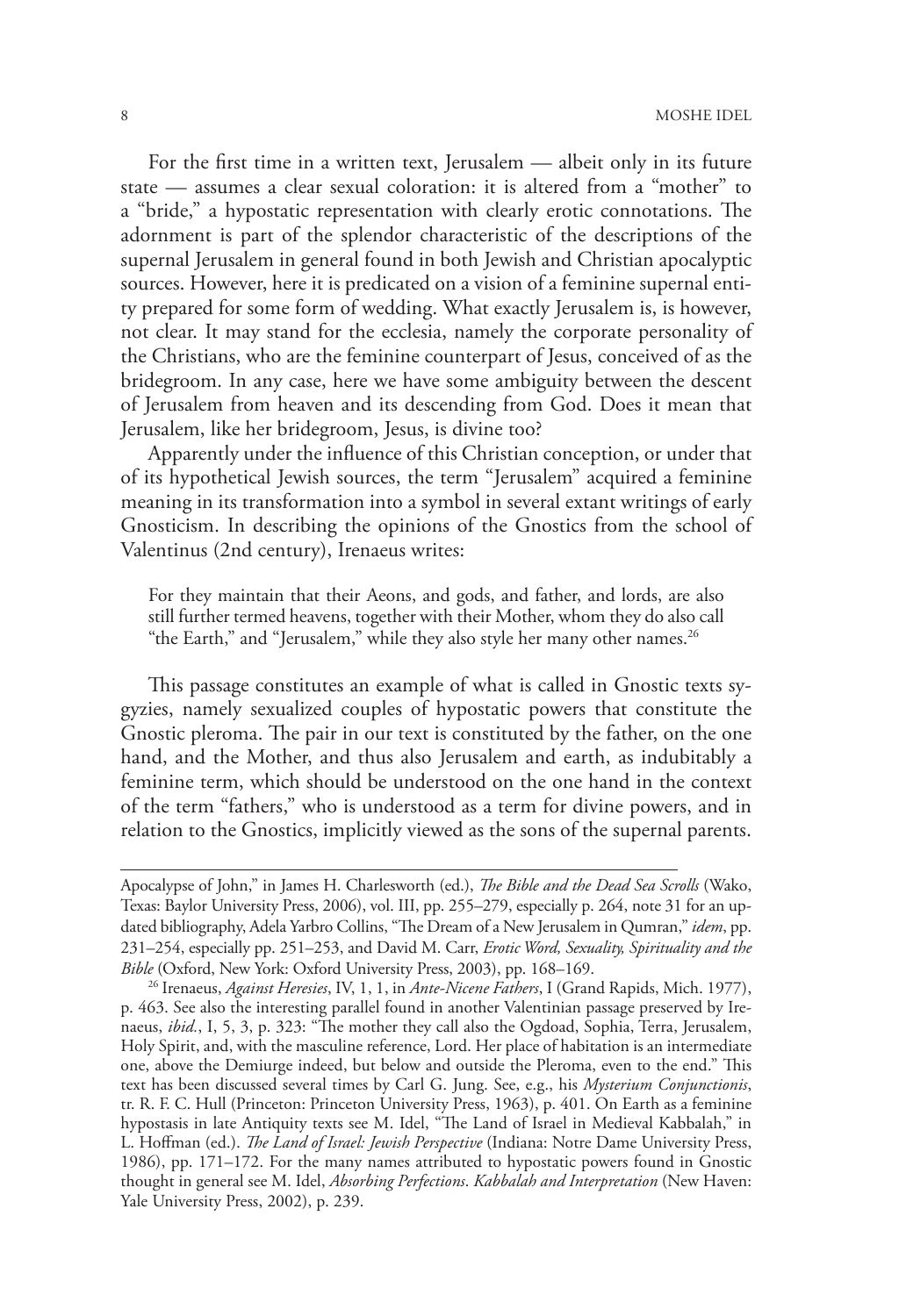For the first time in a written text, Jerusalem — albeit only in its future state — assumes a clear sexual coloration: it is altered from a "mother" to a "bride," a hypostatic representation with clearly erotic connotations. The adornment is part of the splendor characteristic of the descriptions of the supernal Jerusalem in general found in both Jewish and Christian apocalyptic sources. However, here it is predicated on a vision of a feminine supernal entity prepared for some form of wedding. What exactly Jerusalem is, is however, not clear. It may stand for the ecclesia, namely the corporate personality of the Christians, who are the feminine counterpart of Jesus, conceived of as the bridegroom. In any case, here we have some ambiguity between the descent of Jerusalem from heaven and its descending from God. Does it mean that Jerusalem, like her bridegroom, Jesus, is divine too?

Apparently under the influence of this Christian conception, or under that of its hypothetical Jewish sources, the term "Jerusalem" acquired a feminine meaning in its transformation into a symbol in several extant writings of early Gnosticism. In describing the opinions of the Gnostics from the school of Valentinus (2nd century), Irenaeus writes:

> For they maintain that their Aeons, and gods, and father, and lords, are also still further termed heavens, together with their Mother, whom they do also call "the Earth," and "Jerusalem," while they also style her many other names.[26]

This passage constitutes an example of what is called in Gnostic texts syzygies, namely sexualized couples of hypostatic powers that constitute the Gnostic pleroma. The pair in our text is constituted by the father, on the one hand, and the Mother, and thus also Jerusalem and earth, as indubitably a feminine term, which should be understood on the one hand in the context of the term "fathers," who is understood as a term for divine powers, and in relation to the Gnostics, implicitly viewed as the sons of the supernal parents.

---

Apocalypse of John," in James H. Charlesworth (ed.), *The Bible and the Dead Sea Scrolls* (Wako, Texas: Baylor University Press, 2006), vol. III, pp. 255–279, especially p. 264, note 31 for an updated bibliography, Adela Yarbro Collins, "The Dream of a New Jerusalem in Qumran," *idem*, pp. 231–254, especially pp. 251–253, and David M. Carr, *Erotic Word, Sexuality, Spirituality and the Bible* (Oxford, New York: Oxford University Press, 2003), pp. 168–169.

[26] Irenaeus, *Against Heresies*, IV, 1, 1, in *Ante-Nicene Fathers*, I (Grand Rapids, Mich. 1977), p. 463. See also the interesting parallel found in another Valentinian passage preserved by Irenaeus, *ibid.*, I, 5, 3, p. 323: "The mother they call also the Ogdoad, Sophia, Terra, Jerusalem, Holy Spirit, and, with the masculine reference, Lord. Her place of habitation is an intermediate one, above the Demiurge indeed, but below and outside the Pleroma, even to the end." This text has been discussed several times by Carl G. Jung. See, e.g., his *Mysterium Conjunctionis*, tr. R. F. C. Hull (Princeton: Princeton University Press, 1963), p. 401. On Earth as a feminine hypostasis in late Antiquity texts see M. Idel, "The Land of Israel in Medieval Kabbalah," in L. Hoffman (ed.). *The Land of Israel: Jewish Perspective* (Indiana: Notre Dame University Press, 1986), pp. 171–172. For the many names attributed to hypostatic powers found in Gnostic thought in general see M. Idel, *Absorbing Perfections. Kabbalah and Interpretation* (New Haven: Yale University Press, 2002), p. 239.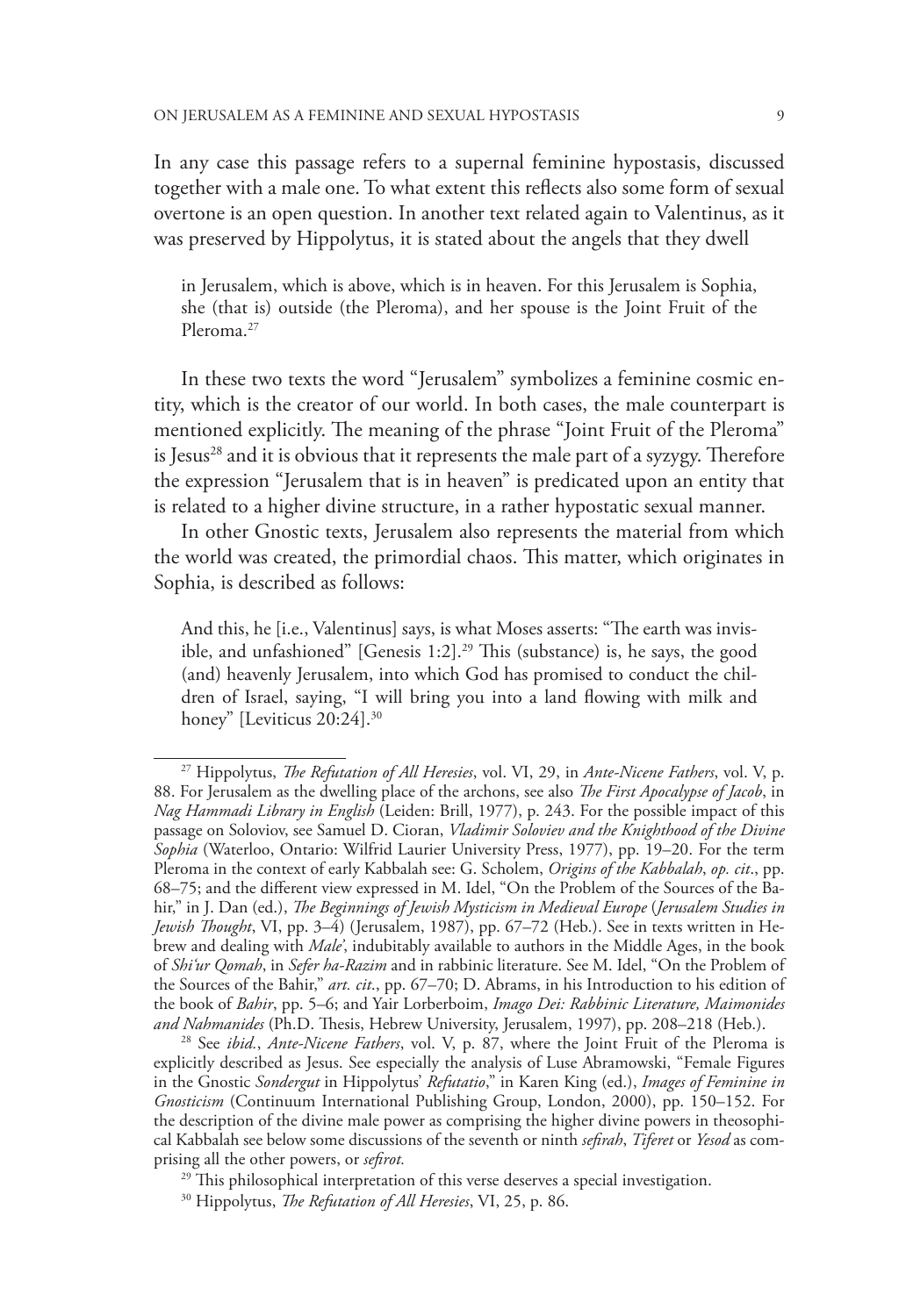In any case this passage refers to a supernal feminine hypostasis, discussed together with a male one. To what extent this reflects also some form of sexual overtone is an open question. In another text related again to Valentinus, as it was preserved by Hippolytus, it is stated about the angels that they dwell

> in Jerusalem, which is above, which is in heaven. For this Jerusalem is Sophia, she (that is) outside (the Pleroma), and her spouse is the Joint Fruit of the Pleroma.[27]

In these two texts the word "Jerusalem" symbolizes a feminine cosmic entity, which is the creator of our world. In both cases, the male counterpart is mentioned explicitly. The meaning of the phrase "Joint Fruit of the Pleroma" is Jesus[28] and it is obvious that it represents the male part of a syzygy. Therefore the expression "Jerusalem that is in heaven" is predicated upon an entity that is related to a higher divine structure, in a rather hypostatic sexual manner.

In other Gnostic texts, Jerusalem also represents the material from which the world was created, the primordial chaos. This matter, which originates in Sophia, is described as follows:

> And this, he [i.e., Valentinus] says, is what Moses asserts: "The earth was invisible, and unfashioned" [Genesis 1:2].[29] This (substance) is, he says, the good (and) heavenly Jerusalem, into which God has promised to conduct the children of Israel, saying, "I will bring you into a land flowing with milk and honey" [Leviticus 20:24].[30]

---

[27] Hippolytus, *The Refutation of All Heresies*, vol. VI, 29, in *Ante-Nicene Fathers*, vol. V, p. 88. For Jerusalem as the dwelling place of the archons, see also *The First Apocalypse of Jacob*, in *Nag Hammadi Library in English* (Leiden: Brill, 1977), p. 243. For the possible impact of this passage on Soloviov, see Samuel D. Cioran, *Vladimir Soloviev and the Knighthood of the Divine Sophia* (Waterloo, Ontario: Wilfrid Laurier University Press, 1977), pp. 19–20. For the term Pleroma in the context of early Kabbalah see: G. Scholem, *Origins of the Kabbalah*, *op. cit*., pp. 68–75; and the different view expressed in M. Idel, "On the Problem of the Sources of the Bahir," in J. Dan (ed.), *The Beginnings of Jewish Mysticism in Medieval Europe* (*Jerusalem Studies in Jewish Thought*, VI, pp. 3–4) (Jerusalem, 1987), pp. 67–72 (Heb.). See in texts written in Hebrew and dealing with *Male'*, indubitably available to authors in the Middle Ages, in the book of *Shi'ur Qomah*, in *Sefer ha-Razim* and in rabbinic literature. See M. Idel, "On the Problem of the Sources of the Bahir," *art. cit*., pp. 67–70; D. Abrams, in his Introduction to his edition of the book of *Bahir*, pp. 5–6; and Yair Lorberboim, *Imago Dei: Rabbinic Literature, Maimonides and Nahmanides* (Ph.D. Thesis, Hebrew University, Jerusalem, 1997), pp. 208–218 (Heb.).

[28] See *ibid.*, *Ante-Nicene Fathers*, vol. V, p. 87, where the Joint Fruit of the Pleroma is explicitly described as Jesus. See especially the analysis of Luse Abramowski, "Female Figures in the Gnostic *Sondergut* in Hippolytus' *Refutatio*," in Karen King (ed.), *Images of Feminine in Gnosticism* (Continuum International Publishing Group, London, 2000), pp. 150–152. For the description of the divine male power as comprising the higher divine powers in theosophical Kabbalah see below some discussions of the seventh or ninth *sefirah*, *Tiferet* or *Yesod* as comprising all the other powers, or *sefirot.*

[29] This philosophical interpretation of this verse deserves a special investigation.

[30] Hippolytus, *The Refutation of All Heresies*, VI, 25, p. 86.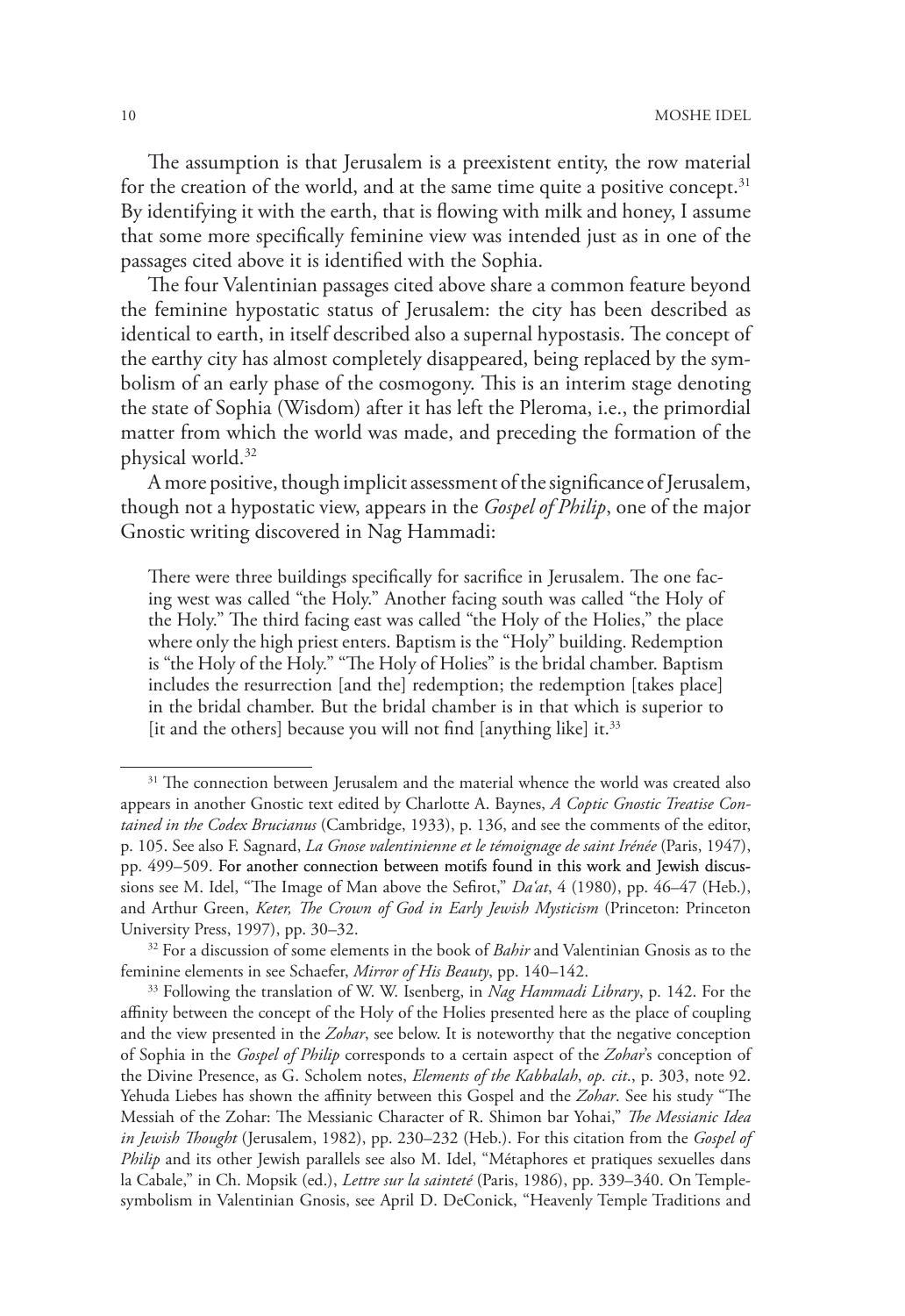The assumption is that Jerusalem is a preexistent entity, the row material for the creation of the world, and at the same time quite a positive concept.[31] By identifying it with the earth, that is flowing with milk and honey, I assume that some more specifically feminine view was intended just as in one of the passages cited above it is identified with the Sophia.

The four Valentinian passages cited above share a common feature beyond the feminine hypostatic status of Jerusalem: the city has been described as identical to earth, in itself described also a supernal hypostasis. The concept of the earthy city has almost completely disappeared, being replaced by the symbolism of an early phase of the cosmogony. This is an interim stage denoting the state of Sophia (Wisdom) after it has left the Pleroma, i.e., the primordial matter from which the world was made, and preceding the formation of the physical world.[32]

A more positive, though implicit assessment of the significance of Jerusalem, though not a hypostatic view, appears in the *Gospel of Philip*, one of the major Gnostic writing discovered in Nag Hammadi:

> There were three buildings specifically for sacrifice in Jerusalem. The one facing west was called "the Holy." Another facing south was called "the Holy of the Holy." The third facing east was called "the Holy of the Holies," the place where only the high priest enters. Baptism is the "Holy" building. Redemption is "the Holy of the Holy." "The Holy of Holies" is the bridal chamber. Baptism includes the resurrection [and the] redemption; the redemption [takes place] in the bridal chamber. But the bridal chamber is in that which is superior to [it and the others] because you will not find [anything like] it.[33]

---

[31] The connection between Jerusalem and the material whence the world was created also appears in another Gnostic text edited by Charlotte A. Baynes, *A Coptic Gnostic Treatise Contained in the Codex Brucianus* (Cambridge, 1933), p. 136, and see the comments of the editor, p. 105. See also F. Sagnard, *La Gnose valentinienne et le témoignage de saint Irénée* (Paris, 1947), pp. 499–509. For another connection between motifs found in this work and Jewish discussions see M. Idel, "The Image of Man above the Sefirot," *Da'at*, 4 (1980), pp. 46–47 (Heb.), and Arthur Green, *Keter, The Crown of God in Early Jewish Mysticism* (Princeton: Princeton University Press, 1997), pp. 30–32.

[32] For a discussion of some elements in the book of *Bahir* and Valentinian Gnosis as to the feminine elements in see Schaefer, *Mirror of His Beauty*, pp. 140–142.

[33] Following the translation of W. W. Isenberg, in *Nag Hammadi Library*, p. 142. For the affinity between the concept of the Holy of the Holies presented here as the place of coupling and the view presented in the *Zohar*, see below. It is noteworthy that the negative conception of Sophia in the *Gospel of Philip* corresponds to a certain aspect of the *Zohar*'s conception of the Divine Presence, as G. Scholem notes, *Elements of the Kabbalah*, *op. cit.*, p. 303, note 92. Yehuda Liebes has shown the affinity between this Gospel and the *Zohar*. See his study "The Messiah of the Zohar: The Messianic Character of R. Shimon bar Yohai," *The Messianic Idea in Jewish Thought* (Jerusalem, 1982), pp. 230–232 (Heb.). For this citation from the *Gospel of Philip* and its other Jewish parallels see also M. Idel, "Métaphores et pratiques sexuelles dans la Cabale," in Ch. Mopsik (ed.), *Lettre sur la sainteté* (Paris, 1986), pp. 339–340. On Temple-symbolism in Valentinian Gnosis, see April D. DeConick, "Heavenly Temple Traditions and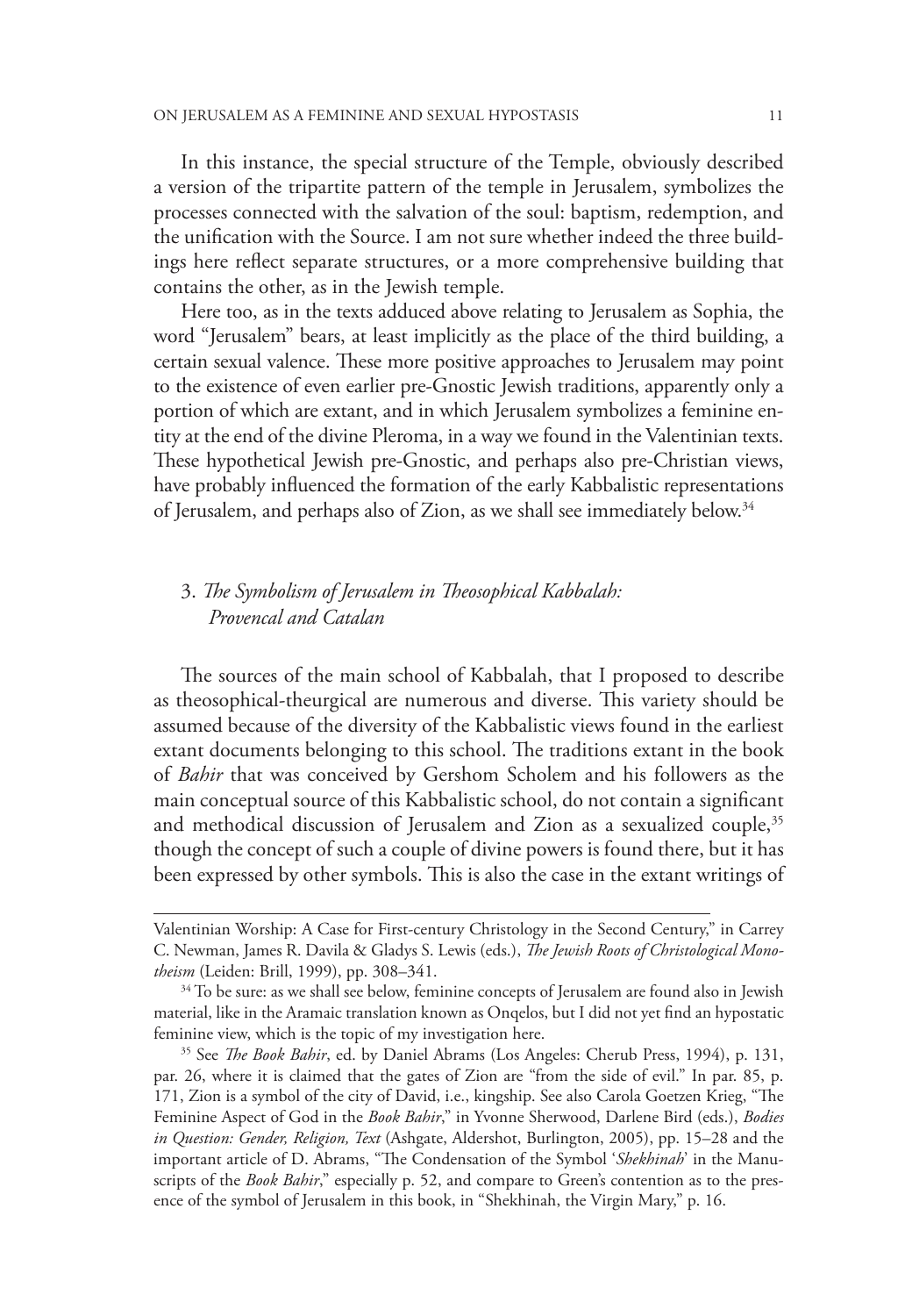In this instance, the special structure of the Temple, obviously described a version of the tripartite pattern of the temple in Jerusalem, symbolizes the processes connected with the salvation of the soul: baptism, redemption, and the unification with the Source. I am not sure whether indeed the three buildings here reflect separate structures, or a more comprehensive building that contains the other, as in the Jewish temple.

Here too, as in the texts adduced above relating to Jerusalem as Sophia, the word "Jerusalem" bears, at least implicitly as the place of the third building, a certain sexual valence. These more positive approaches to Jerusalem may point to the existence of even earlier pre-Gnostic Jewish traditions, apparently only a portion of which are extant, and in which Jerusalem symbolizes a feminine entity at the end of the divine Pleroma, in a way we found in the Valentinian texts. These hypothetical Jewish pre-Gnostic, and perhaps also pre-Christian views, have probably influenced the formation of the early Kabbalistic representations of Jerusalem, and perhaps also of Zion, as we shall see immediately below.[34]

## 3. *The Symbolism of Jerusalem in Theosophical Kabbalah: Provencal and Catalan*

The sources of the main school of Kabbalah, that I proposed to describe as theosophical-theurgical are numerous and diverse. This variety should be assumed because of the diversity of the Kabbalistic views found in the earliest extant documents belonging to this school. The traditions extant in the book of *Bahir* that was conceived by Gershom Scholem and his followers as the main conceptual source of this Kabbalistic school, do not contain a significant and methodical discussion of Jerusalem and Zion as a sexualized couple,[35] though the concept of such a couple of divine powers is found there, but it has been expressed by other symbols. This is also the case in the extant writings of

---

Valentinian Worship: A Case for First-century Christology in the Second Century," in Carrey C. Newman, James R. Davila & Gladys S. Lewis (eds.), *The Jewish Roots of Christological Monotheism* (Leiden: Brill, 1999), pp. 308–341.

[34] To be sure: as we shall see below, feminine concepts of Jerusalem are found also in Jewish material, like in the Aramaic translation known as Onqelos, but I did not yet find an hypostatic feminine view, which is the topic of my investigation here.

[35] See *The Book Bahir*, ed. by Daniel Abrams (Los Angeles: Cherub Press, 1994), p. 131, par. 26, where it is claimed that the gates of Zion are "from the side of evil." In par. 85, p. 171, Zion is a symbol of the city of David, i.e., kingship. See also Carola Goetzen Krieg, "The Feminine Aspect of God in the *Book Bahir*," in Yvonne Sherwood, Darlene Bird (eds.), *Bodies in Question: Gender, Religion, Text* (Ashgate, Aldershot, Burlington, 2005), pp. 15–28 and the important article of D. Abrams, "The Condensation of the Symbol '*Shekhinah*' in the Manuscripts of the *Book Bahir*," especially p. 52, and compare to Green's contention as to the presence of the symbol of Jerusalem in this book, in "Shekhinah, the Virgin Mary," p. 16.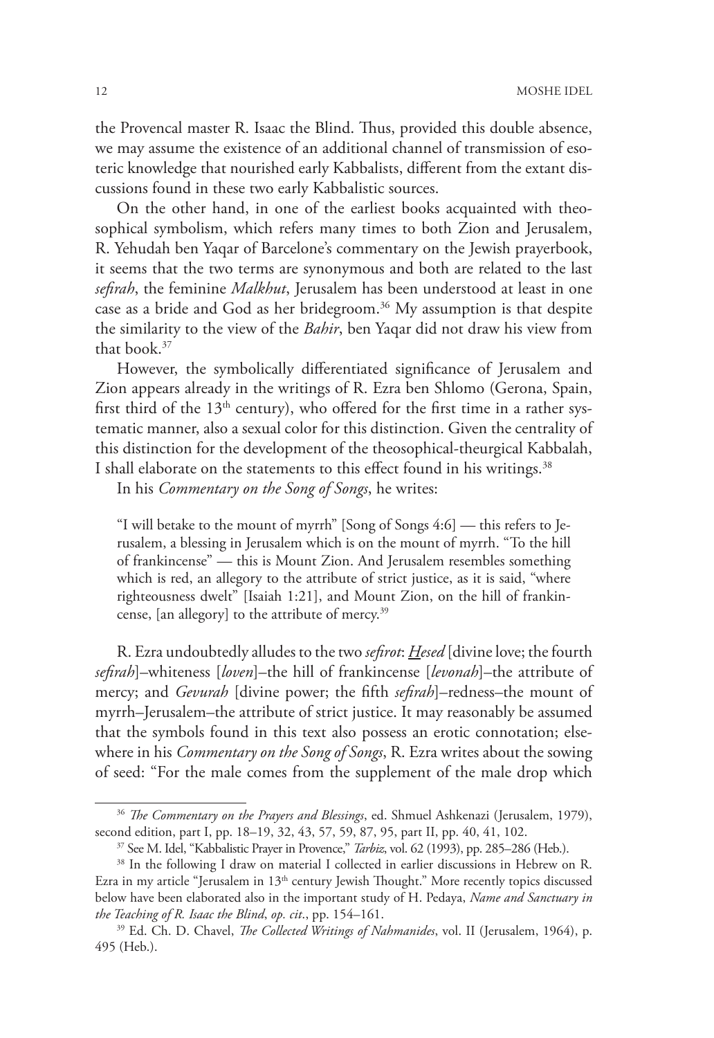the Provencal master R. Isaac the Blind. Thus, provided this double absence, we may assume the existence of an additional channel of transmission of esoteric knowledge that nourished early Kabbalists, different from the extant discussions found in these two early Kabbalistic sources.

On the other hand, in one of the earliest books acquainted with theosophical symbolism, which refers many times to both Zion and Jerusalem, R. Yehudah ben Yaqar of Barcelone's commentary on the Jewish prayerbook, it seems that the two terms are synonymous and both are related to the last *sefirah*, the feminine *Malkhut*, Jerusalem has been understood at least in one case as a bride and God as her bridegroom.[36] My assumption is that despite the similarity to the view of the *Bahir*, ben Yaqar did not draw his view from that book.[37]

However, the symbolically differentiated significance of Jerusalem and Zion appears already in the writings of R. Ezra ben Shlomo (Gerona, Spain, first third of the 13[th] century), who offered for the first time in a rather systematic manner, also a sexual color for this distinction. Given the centrality of this distinction for the development of the theosophical-theurgical Kabbalah, I shall elaborate on the statements to this effect found in his writings.[38]

In his *Commentary on the Song of Songs*, he writes:

> "I will betake to the mount of myrrh" [Song of Songs 4:6] — this refers to Jerusalem, a blessing in Jerusalem which is on the mount of myrrh. "To the hill of frankincense" — this is Mount Zion. And Jerusalem resembles something which is red, an allegory to the attribute of strict justice, as it is said, "where righteousness dwelt" [Isaiah 1:21], and Mount Zion, on the hill of frankincense, [an allegory] to the attribute of mercy.[39]

R. Ezra undoubtedly alludes to the two *sefirot*: *<u>H</u>esed* [divine love; the fourth *sefirah*]–whiteness [*loven*]–the hill of frankincense [*levonah*]–the attribute of mercy; and *Gevurah* [divine power; the fifth *sefirah*]–redness–the mount of myrrh–Jerusalem–the attribute of strict justice. It may reasonably be assumed that the symbols found in this text also possess an erotic connotation; elsewhere in his *Commentary on the Song of Songs*, R. Ezra writes about the sowing of seed: "For the male comes from the supplement of the male drop which

---

[36] *The Commentary on the Prayers and Blessings*, ed. Shmuel Ashkenazi (Jerusalem, 1979), second edition, part I, pp. 18–19, 32, 43, 57, 59, 87, 95, part II, pp. 40, 41, 102.

[37] See M. Idel, "Kabbalistic Prayer in Provence," *Tarbiz*, vol. 62 (1993), pp. 285–286 (Heb.).

[38] In the following I draw on material I collected in earlier discussions in Hebrew on R. Ezra in my article "Jerusalem in 13[th] century Jewish Thought." More recently topics discussed below have been elaborated also in the important study of H. Pedaya, *Name and Sanctuary in the Teaching of R. Isaac the Blind*, *op. cit*., pp. 154–161.

[39] Ed. Ch. D. Chavel, *The Collected Writings of Nahmanides*, vol. II (Jerusalem, 1964), p. 495 (Heb.).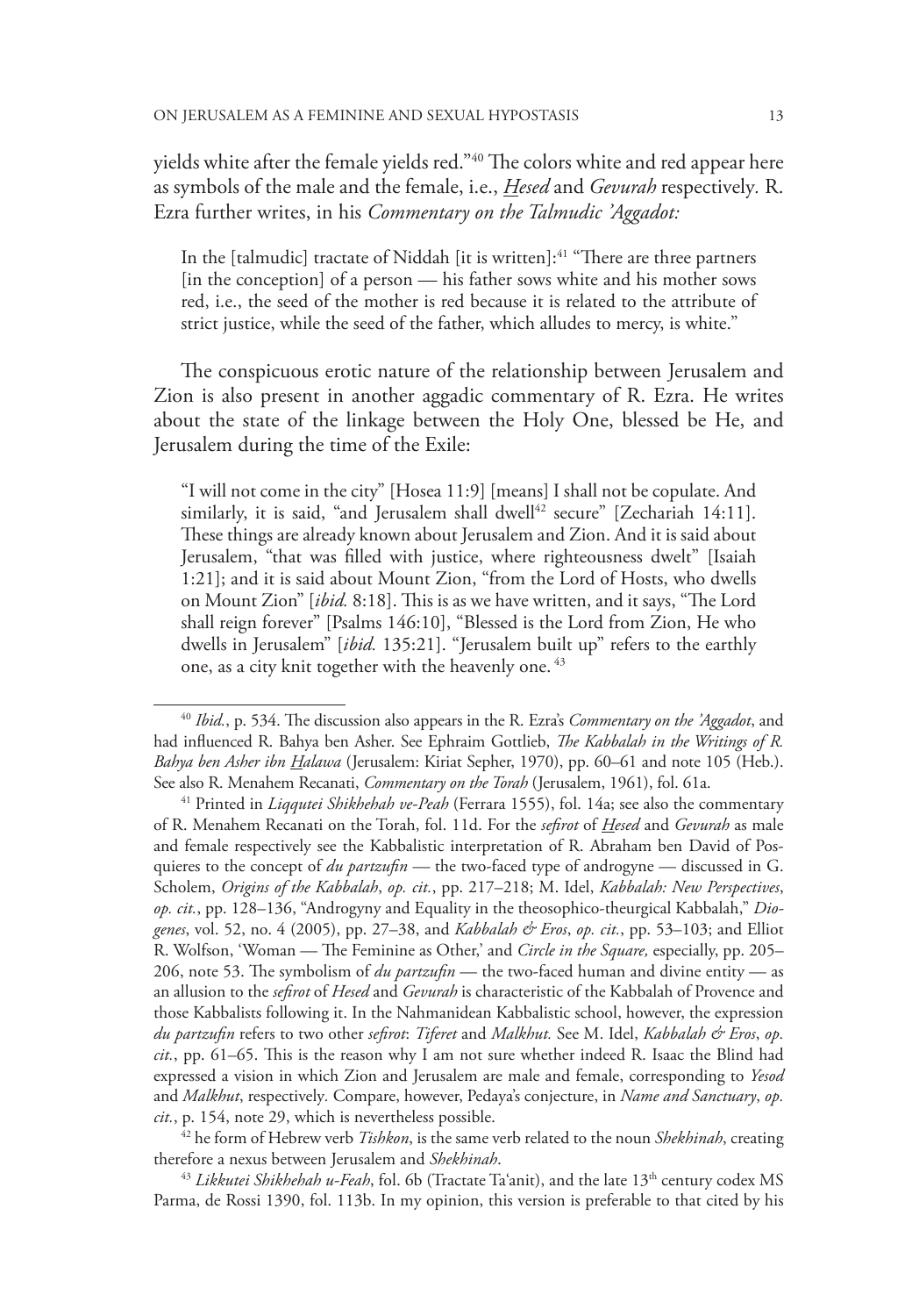yields white after the female yields red."[40] The colors white and red appear here as symbols of the male and the female, i.e., *Hesed* and *Gevurah* respectively. R. Ezra further writes, in his *Commentary on the Talmudic 'Aggadot:*

> In the [talmudic] tractate of Niddah [it is written]:[41] "There are three partners [in the conception] of a person — his father sows white and his mother sows red, i.e., the seed of the mother is red because it is related to the attribute of strict justice, while the seed of the father, which alludes to mercy, is white."

The conspicuous erotic nature of the relationship between Jerusalem and Zion is also present in another aggadic commentary of R. Ezra. He writes about the state of the linkage between the Holy One, blessed be He, and Jerusalem during the time of the Exile:

> "I will not come in the city" [Hosea 11:9] [means] I shall not be copulate. And similarly, it is said, "and Jerusalem shall dwell[42] secure" [Zechariah 14:11]. These things are already known about Jerusalem and Zion. And it is said about Jerusalem, "that was filled with justice, where righteousness dwelt" [Isaiah 1:21]; and it is said about Mount Zion, "from the Lord of Hosts, who dwells on Mount Zion" [*ibid.* 8:18]. This is as we have written, and it says, "The Lord shall reign forever" [Psalms 146:10], "Blessed is the Lord from Zion, He who dwells in Jerusalem" [*ibid.* 135:21]. "Jerusalem built up" refers to the earthly one, as a city knit together with the heavenly one. [43]

---

[40] *Ibid.*, p. 534. The discussion also appears in the R. Ezra's *Commentary on the 'Aggadot*, and had influenced R. Bahya ben Asher. See Ephraim Gottlieb, *The Kabbalah in the Writings of R. Bahya ben Asher ibn Halawa* (Jerusalem: Kiriat Sepher, 1970), pp. 60–61 and note 105 (Heb.). See also R. Menahem Recanati, *Commentary on the Torah* (Jerusalem, 1961), fol. 61a.

[41] Printed in *Liqqutei Shikhehah ve-Peah* (Ferrara 1555), fol. 14a; see also the commentary of R. Menahem Recanati on the Torah, fol. 11d. For the *sefirot* of *Hesed* and *Gevurah* as male and female respectively see the Kabbalistic interpretation of R. Abraham ben David of Posquieres to the concept of *du partzufin* — the two-faced type of androgyne — discussed in G. Scholem, *Origins of the Kabbalah*, *op. cit.*, pp. 217–218; M. Idel, *Kabbalah: New Perspectives*, *op. cit.*, pp. 128–136, "Androgyny and Equality in the theosophico-theurgical Kabbalah," *Diogenes*, vol. 52, no. 4 (2005), pp. 27–38, and *Kabbalah & Eros*, *op. cit.*, pp. 53–103; and Elliot R. Wolfson, 'Woman — The Feminine as Other,' and *Circle in the Square,* especially, pp. 205–206, note 53. The symbolism of *du partzufin* — the two-faced human and divine entity — as an allusion to the *sefirot* of *Hesed* and *Gevurah* is characteristic of the Kabbalah of Provence and those Kabbalists following it. In the Nahmanidean Kabbalistic school, however, the expression *du partzufin* refers to two other *sefirot*: *Tiferet* and *Malkhut.* See M. Idel, *Kabbalah & Eros*, *op. cit.*, pp. 61–65. This is the reason why I am not sure whether indeed R. Isaac the Blind had expressed a vision in which Zion and Jerusalem are male and female, corresponding to *Yesod* and *Malkhut*, respectively. Compare, however, Pedaya's conjecture, in *Name and Sanctuary*, *op. cit.*, p. 154, note 29, which is nevertheless possible.

[42] he form of Hebrew verb *Tishkon*, is the same verb related to the noun *Shekhinah*, creating therefore a nexus between Jerusalem and *Shekhinah*.

[43] *Likkutei Shikhehah u-Feah*, fol. 6b (Tractate Ta'anit), and the late 13th century codex MS Parma, de Rossi 1390, fol. 113b. In my opinion, this version is preferable to that cited by his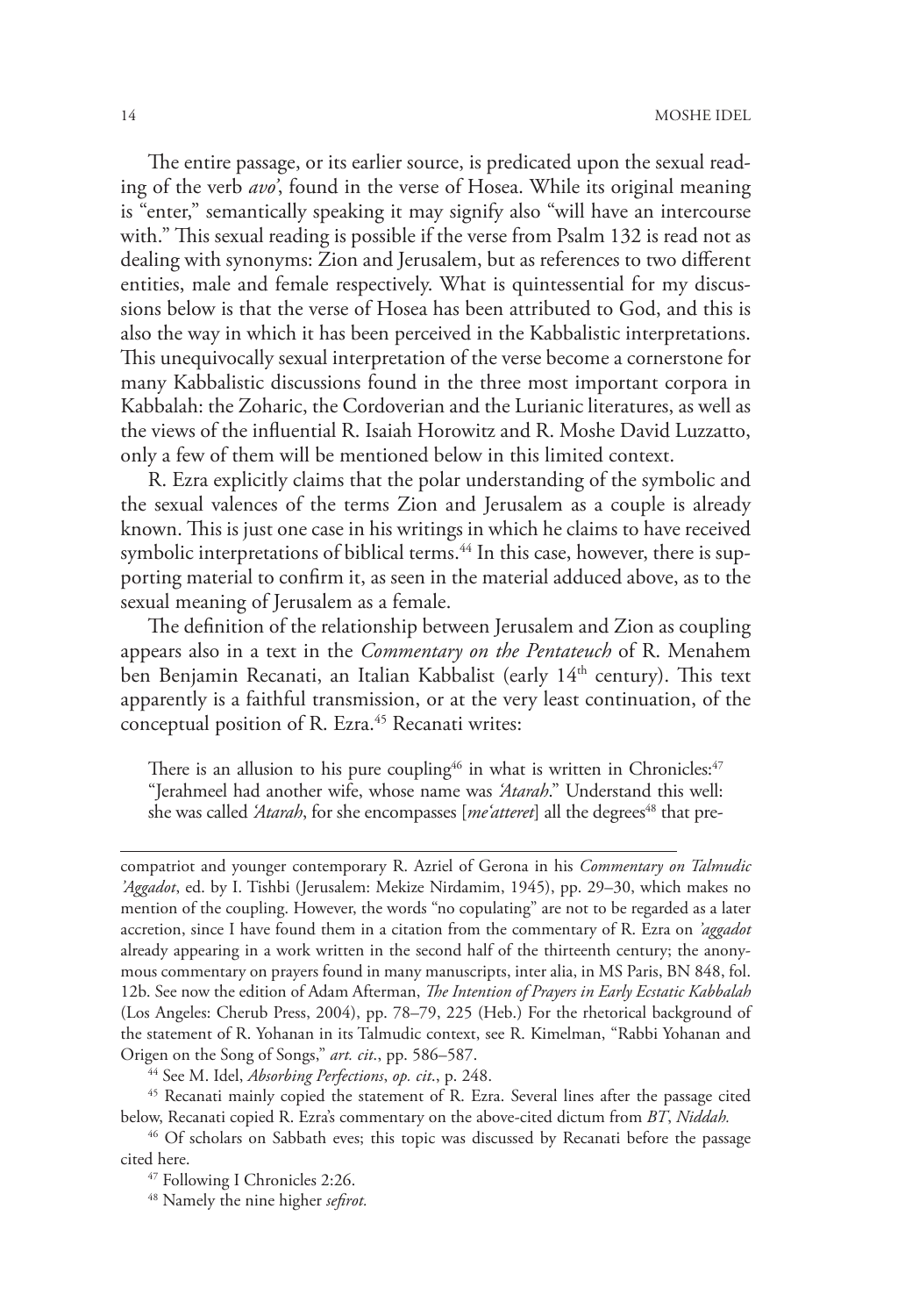The entire passage, or its earlier source, is predicated upon the sexual reading of the verb *avo'*, found in the verse of Hosea. While its original meaning is "enter," semantically speaking it may signify also "will have an intercourse with." This sexual reading is possible if the verse from Psalm 132 is read not as dealing with synonyms: Zion and Jerusalem, but as references to two different entities, male and female respectively. What is quintessential for my discussions below is that the verse of Hosea has been attributed to God, and this is also the way in which it has been perceived in the Kabbalistic interpretations. This unequivocally sexual interpretation of the verse become a cornerstone for many Kabbalistic discussions found in the three most important corpora in Kabbalah: the Zoharic, the Cordoverian and the Lurianic literatures, as well as the views of the influential R. Isaiah Horowitz and R. Moshe David Luzzatto, only a few of them will be mentioned below in this limited context.

R. Ezra explicitly claims that the polar understanding of the symbolic and the sexual valences of the terms Zion and Jerusalem as a couple is already known. This is just one case in his writings in which he claims to have received symbolic interpretations of biblical terms.[44] In this case, however, there is supporting material to confirm it, as seen in the material adduced above, as to the sexual meaning of Jerusalem as a female.

The definition of the relationship between Jerusalem and Zion as coupling appears also in a text in the *Commentary on the Pentateuch* of R. Menahem ben Benjamin Recanati, an Italian Kabbalist (early 14th century). This text apparently is a faithful transmission, or at the very least continuation, of the conceptual position of R. Ezra.[45] Recanati writes:

> There is an allusion to his pure coupling[46] in what is written in Chronicles:[47] "Jerahmeel had another wife, whose name was *'Atarah*." Understand this well: she was called *'Atarah*, for she encompasses [*me'atteret*] all the degrees[48] that pre-

---

compatriot and younger contemporary R. Azriel of Gerona in his *Commentary on Talmudic 'Aggadot*, ed. by I. Tishbi (Jerusalem: Mekize Nirdamim, 1945), pp. 29–30, which makes no mention of the coupling. However, the words "no copulating" are not to be regarded as a later accretion, since I have found them in a citation from the commentary of R. Ezra on *'aggadot* already appearing in a work written in the second half of the thirteenth century; the anonymous commentary on prayers found in many manuscripts, inter alia, in MS Paris, BN 848, fol. 12b. See now the edition of Adam Afterman, *The Intention of Prayers in Early Ecstatic Kabbalah* (Los Angeles: Cherub Press, 2004), pp. 78–79, 225 (Heb.) For the rhetorical background of the statement of R. Yohanan in its Talmudic context, see R. Kimelman, "Rabbi Yohanan and Origen on the Song of Songs," *art. cit.*, pp. 586–587.

[44] See M. Idel, *Absorbing Perfections*, *op. cit.*, p. 248.

[45] Recanati mainly copied the statement of R. Ezra. Several lines after the passage cited below, Recanati copied R. Ezra's commentary on the above-cited dictum from *BT*, *Niddah.*

[46] Of scholars on Sabbath eves; this topic was discussed by Recanati before the passage cited here.

[47] Following I Chronicles 2:26.

[48] Namely the nine higher *sefirot.*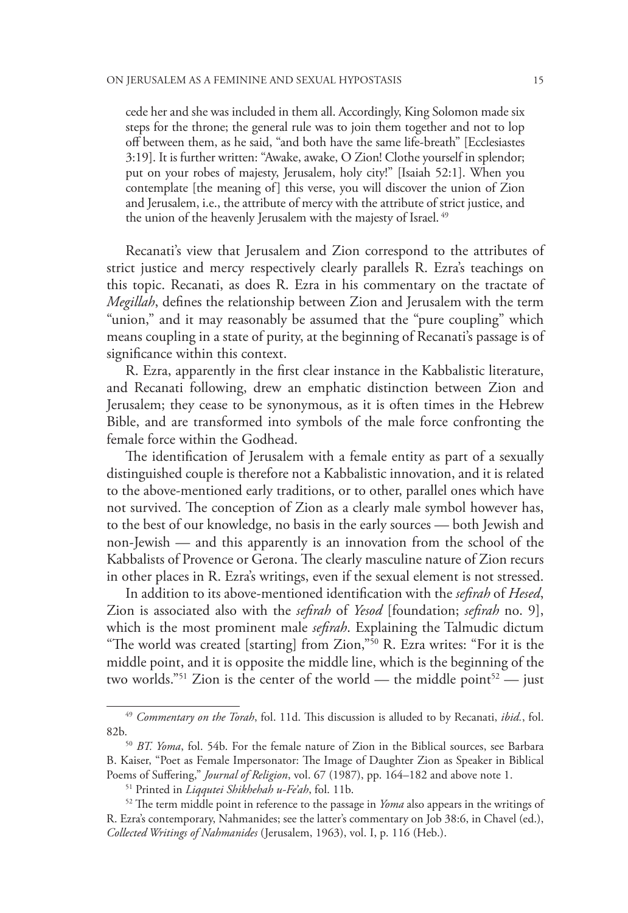> cede her and she was included in them all. Accordingly, King Solomon made six steps for the throne; the general rule was to join them together and not to lop off between them, as he said, "and both have the same life-breath" [Ecclesiastes 3:19]. It is further written: "Awake, awake, O Zion! Clothe yourself in splendor; put on your robes of majesty, Jerusalem, holy city!" [Isaiah 52:1]. When you contemplate [the meaning of] this verse, you will discover the union of Zion and Jerusalem, i.e., the attribute of mercy with the attribute of strict justice, and the union of the heavenly Jerusalem with the majesty of Israel.[49]

Recanati's view that Jerusalem and Zion correspond to the attributes of strict justice and mercy respectively clearly parallels R. Ezra's teachings on this topic. Recanati, as does R. Ezra in his commentary on the tractate of *Megillah*, defines the relationship between Zion and Jerusalem with the term "union," and it may reasonably be assumed that the "pure coupling" which means coupling in a state of purity, at the beginning of Recanati's passage is of significance within this context.

R. Ezra, apparently in the first clear instance in the Kabbalistic literature, and Recanati following, drew an emphatic distinction between Zion and Jerusalem; they cease to be synonymous, as it is often times in the Hebrew Bible, and are transformed into symbols of the male force confronting the female force within the Godhead.

The identification of Jerusalem with a female entity as part of a sexually distinguished couple is therefore not a Kabbalistic innovation, and it is related to the above-mentioned early traditions, or to other, parallel ones which have not survived. The conception of Zion as a clearly male symbol however has, to the best of our knowledge, no basis in the early sources — both Jewish and non-Jewish — and this apparently is an innovation from the school of the Kabbalists of Provence or Gerona. The clearly masculine nature of Zion recurs in other places in R. Ezra's writings, even if the sexual element is not stressed.

In addition to its above-mentioned identification with the *sefirah* of *Hesed*, Zion is associated also with the *sefirah* of *Yesod* [foundation; *sefirah* no. 9], which is the most prominent male *sefirah*. Explaining the Talmudic dictum "The world was created [starting] from Zion,"[50] R. Ezra writes: "For it is the middle point, and it is opposite the middle line, which is the beginning of the two worlds."[51] Zion is the center of the world — the middle point[52] — just

---

[49] *Commentary on the Torah*, fol. 11d. This discussion is alluded to by Recanati, *ibid.*, fol. 82b.

[50] *BT. Yoma*, fol. 54b. For the female nature of Zion in the Biblical sources, see Barbara B. Kaiser, "Poet as Female Impersonator: The Image of Daughter Zion as Speaker in Biblical Poems of Suffering," *Journal of Religion*, vol. 67 (1987), pp. 164–182 and above note 1.

[51] Printed in *Liqqutei Shikhehah u-Fe'ah*, fol. 11b.

[52] The term middle point in reference to the passage in *Yoma* also appears in the writings of R. Ezra's contemporary, Nahmanides; see the latter's commentary on Job 38:6, in Chavel (ed.), *Collected Writings of Nahmanides* (Jerusalem, 1963), vol. I, p. 116 (Heb.).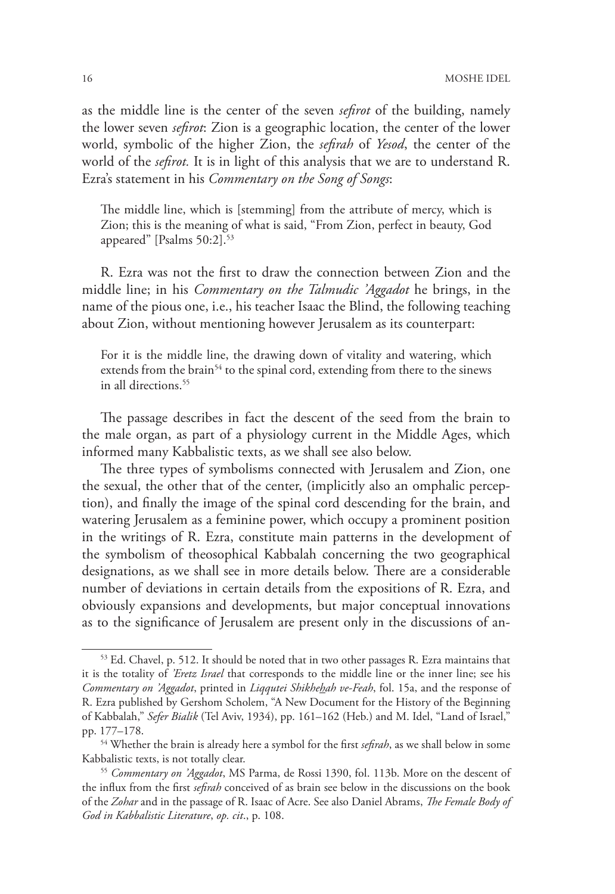as the middle line is the center of the seven *sefirot* of the building, namely the lower seven *sefirot*: Zion is a geographic location, the center of the lower world, symbolic of the higher Zion, the *sefirah* of *Yesod*, the center of the world of the *sefirot.* It is in light of this analysis that we are to understand R. Ezra's statement in his *Commentary on the Song of Songs*:

> The middle line, which is [stemming] from the attribute of mercy, which is Zion; this is the meaning of what is said, "From Zion, perfect in beauty, God appeared" [Psalms 50:2].[53]

R. Ezra was not the first to draw the connection between Zion and the middle line; in his *Commentary on the Talmudic 'Aggadot* he brings, in the name of the pious one, i.e., his teacher Isaac the Blind, the following teaching about Zion, without mentioning however Jerusalem as its counterpart:

> For it is the middle line, the drawing down of vitality and watering, which extends from the brain[54] to the spinal cord, extending from there to the sinews in all directions.[55]

The passage describes in fact the descent of the seed from the brain to the male organ, as part of a physiology current in the Middle Ages, which informed many Kabbalistic texts, as we shall see also below.

The three types of symbolisms connected with Jerusalem and Zion, one the sexual, the other that of the center, (implicitly also an omphalic perception), and finally the image of the spinal cord descending for the brain, and watering Jerusalem as a feminine power, which occupy a prominent position in the writings of R. Ezra, constitute main patterns in the development of the symbolism of theosophical Kabbalah concerning the two geographical designations, as we shall see in more details below. There are a considerable number of deviations in certain details from the expositions of R. Ezra, and obviously expansions and developments, but major conceptual innovations as to the significance of Jerusalem are present only in the discussions of an-

---

[53] Ed. Chavel, p. 512. It should be noted that in two other passages R. Ezra maintains that it is the totality of *'Eretz Israel* that corresponds to the middle line or the inner line; see his *Commentary on 'Aggadot*, printed in *Liqqutei Shikheḥah ve-Feah*, fol. 15a, and the response of R. Ezra published by Gershom Scholem, "A New Document for the History of the Beginning of Kabbalah," *Sefer Bialik* (Tel Aviv, 1934), pp. 161–162 (Heb.) and M. Idel, "Land of Israel," pp. 177–178.

[54] Whether the brain is already here a symbol for the first *sefirah*, as we shall below in some Kabbalistic texts, is not totally clear.

[55] *Commentary on 'Aggadot*, MS Parma, de Rossi 1390, fol. 113b. More on the descent of the influx from the first *sefirah* conceived of as brain see below in the discussions on the book of the *Zohar* and in the passage of R. Isaac of Acre. See also Daniel Abrams, *The Female Body of God in Kabbalistic Literature*, *op. cit*., p. 108.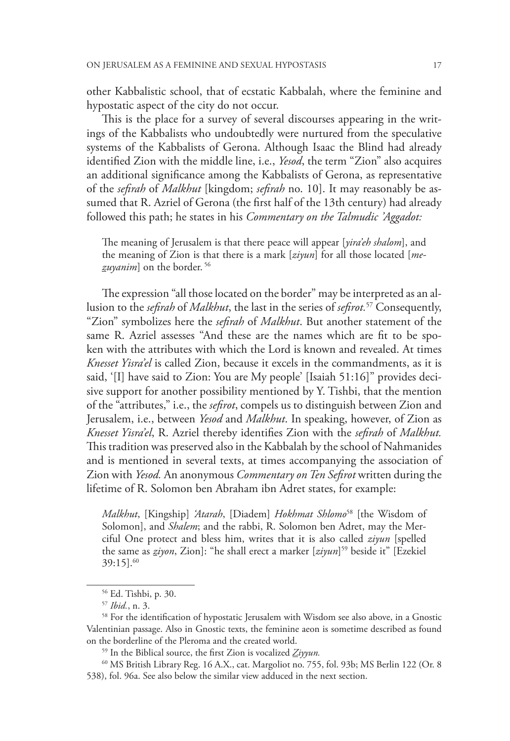other Kabbalistic school, that of ecstatic Kabbalah, where the feminine and hypostatic aspect of the city do not occur.

This is the place for a survey of several discourses appearing in the writings of the Kabbalists who undoubtedly were nurtured from the speculative systems of the Kabbalists of Gerona. Although Isaac the Blind had already identified Zion with the middle line, i.e., *Yesod*, the term "Zion" also acquires an additional significance among the Kabbalists of Gerona, as representative of the *sefirah* of *Malkhut* [kingdom; *sefirah* no. 10]. It may reasonably be assumed that R. Azriel of Gerona (the first half of the 13th century) had already followed this path; he states in his *Commentary on the Talmudic 'Aggadot:*

> The meaning of Jerusalem is that there peace will appear [*yira'eh shalom*], and the meaning of Zion is that there is a mark [*ziyun*] for all those located [*me-zuyanim*] on the border. [56]

The expression "all those located on the border" may be interpreted as an allusion to the *sefirah* of *Malkhut*, the last in the series of *sefirot.*[57] Consequently, "Zion" symbolizes here the *sefirah* of *Malkhut*. But another statement of the same R. Azriel assesses "And these are the names which are fit to be spoken with the attributes with which the Lord is known and revealed. At times *Knesset Yisra'el* is called Zion, because it excels in the commandments, as it is said, '[I] have said to Zion: You are My people' [Isaiah 51:16]" provides decisive support for another possibility mentioned by Y. Tishbi, that the mention of the "attributes," i.e., the *sefirot*, compels us to distinguish between Zion and Jerusalem, i.e., between *Yesod* and *Malkhut*. In speaking, however, of Zion as *Knesset Yisra'el*, R. Azriel thereby identifies Zion with the *sefirah* of *Malkhut.* This tradition was preserved also in the Kabbalah by the school of Nahmanides and is mentioned in several texts, at times accompanying the association of Zion with *Yesod.* An anonymous *Commentary on Ten Sefirot* written during the lifetime of R. Solomon ben Abraham ibn Adret states, for example:

> *Malkhut*, [Kingship] *'Atarah*, [Diadem] *Hokhmat Shlomo*[58] [the Wisdom of Solomon], and *Shalem*; and the rabbi, R. Solomon ben Adret, may the Merciful One protect and bless him, writes that it is also called *ziyun* [spelled the same as *ẕiyon*, Zion]: "he shall erect a marker [*ziyun*][59] beside it" [Ezekiel 39:15].[60]

---

[56] Ed. Tishbi, p. 30.

[57] *Ibid.*, n. 3.

[58] For the identification of hypostatic Jerusalem with Wisdom see also above, in a Gnostic Valentinian passage. Also in Gnostic texts, the feminine aeon is sometime described as found on the borderline of the Pleroma and the created world.

[59] In the Biblical source, the first Zion is vocalized *Ẕiyyun.*

[60] MS British Library Reg. 16 A.X., cat. Margoliot no. 755, fol. 93b; MS Berlin 122 (Or. 8 538), fol. 96a. See also below the similar view adduced in the next section.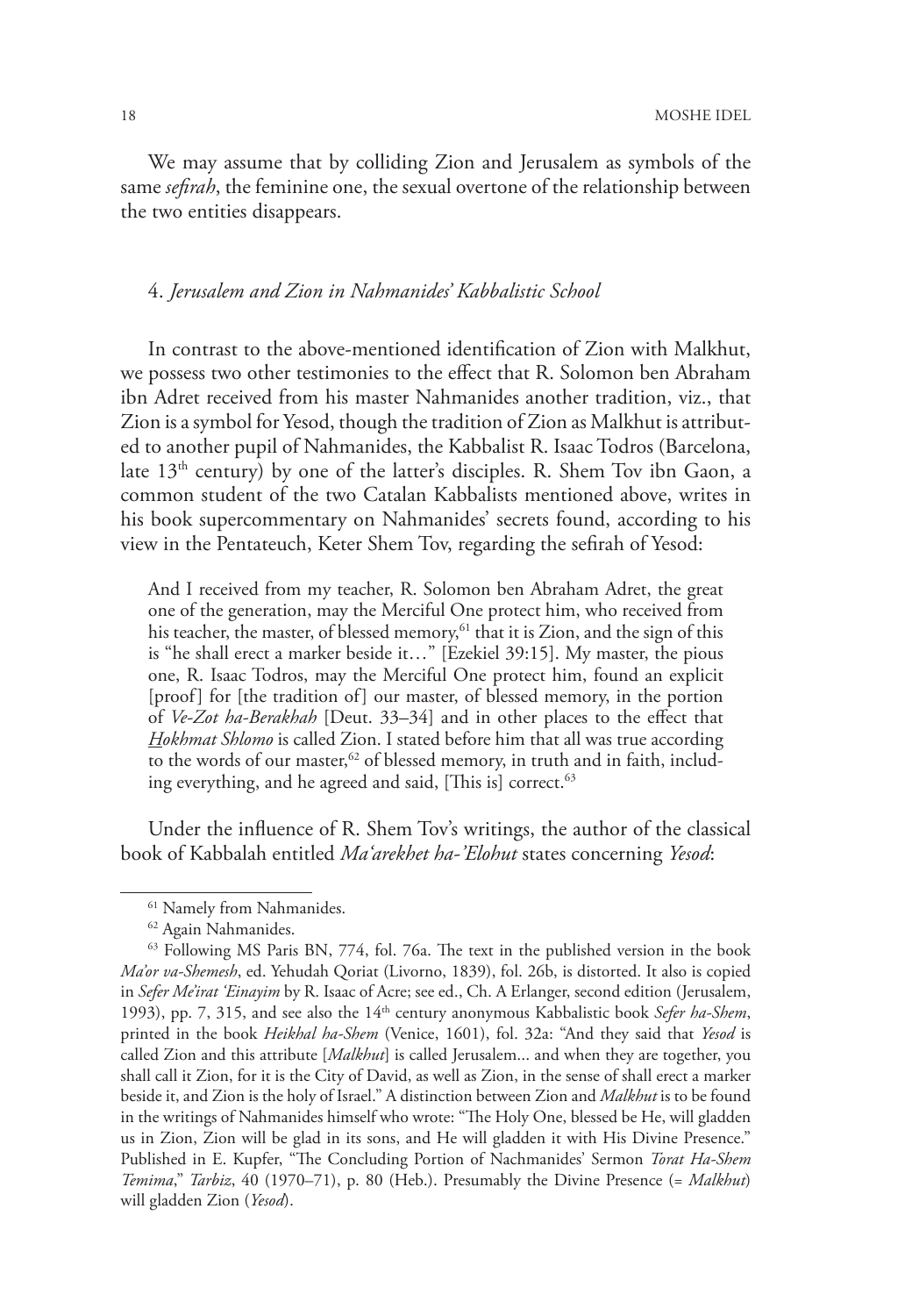We may assume that by colliding Zion and Jerusalem as symbols of the same *sefirah*, the feminine one, the sexual overtone of the relationship between the two entities disappears.

### 4. *Jerusalem and Zion in Nahmanides' Kabbalistic School*

In contrast to the above-mentioned identification of Zion with Malkhut, we possess two other testimonies to the effect that R. Solomon ben Abraham ibn Adret received from his master Nahmanides another tradition, viz., that Zion is a symbol for Yesod, though the tradition of Zion as Malkhut is attributed to another pupil of Nahmanides, the Kabbalist R. Isaac Todros (Barcelona, late 13th century) by one of the latter's disciples. R. Shem Tov ibn Gaon, a common student of the two Catalan Kabbalists mentioned above, writes in his book supercommentary on Nahmanides' secrets found, according to his view in the Pentateuch, Keter Shem Tov, regarding the sefirah of Yesod:

> And I received from my teacher, R. Solomon ben Abraham Adret, the great one of the generation, may the Merciful One protect him, who received from his teacher, the master, of blessed memory,[61] that it is Zion, and the sign of this is "he shall erect a marker beside it…" [Ezekiel 39:15]. My master, the pious one, R. Isaac Todros, may the Merciful One protect him, found an explicit [proof] for [the tradition of] our master, of blessed memory, in the portion of *Ve-Zot ha-Berakhah* [Deut. 33–34] and in other places to the effect that *Hokhmat Shlomo* is called Zion. I stated before him that all was true according to the words of our master,[62] of blessed memory, in truth and in faith, including everything, and he agreed and said, [This is] correct.[63]

Under the influence of R. Shem Tov's writings, the author of the classical book of Kabbalah entitled *Ma'arekhet ha-'Elohut* states concerning *Yesod*:

---

[61] Namely from Nahmanides.

[62] Again Nahmanides.

[63] Following MS Paris BN, 774, fol. 76a. The text in the published version in the book *Ma'or va-Shemesh*, ed. Yehudah Qoriat (Livorno, 1839), fol. 26b, is distorted. It also is copied in *Sefer Me'irat 'Einayim* by R. Isaac of Acre; see ed., Ch. A Erlanger, second edition (Jerusalem, 1993), pp. 7, 315, and see also the 14th century anonymous Kabbalistic book *Sefer ha-Shem*, printed in the book *Heikhal ha-Shem* (Venice, 1601), fol. 32a: "And they said that *Yesod* is called Zion and this attribute [*Malkhut*] is called Jerusalem... and when they are together, you shall call it Zion, for it is the City of David, as well as Zion, in the sense of shall erect a marker beside it, and Zion is the holy of Israel." A distinction between Zion and *Malkhut* is to be found in the writings of Nahmanides himself who wrote: "The Holy One, blessed be He, will gladden us in Zion, Zion will be glad in its sons, and He will gladden it with His Divine Presence." Published in E. Kupfer, "The Concluding Portion of Nachmanides' Sermon *Torat Ha-Shem Temima*," *Tarbiz*, 40 (1970–71), p. 80 (Heb.). Presumably the Divine Presence (= *Malkhut*) will gladden Zion (*Yesod*).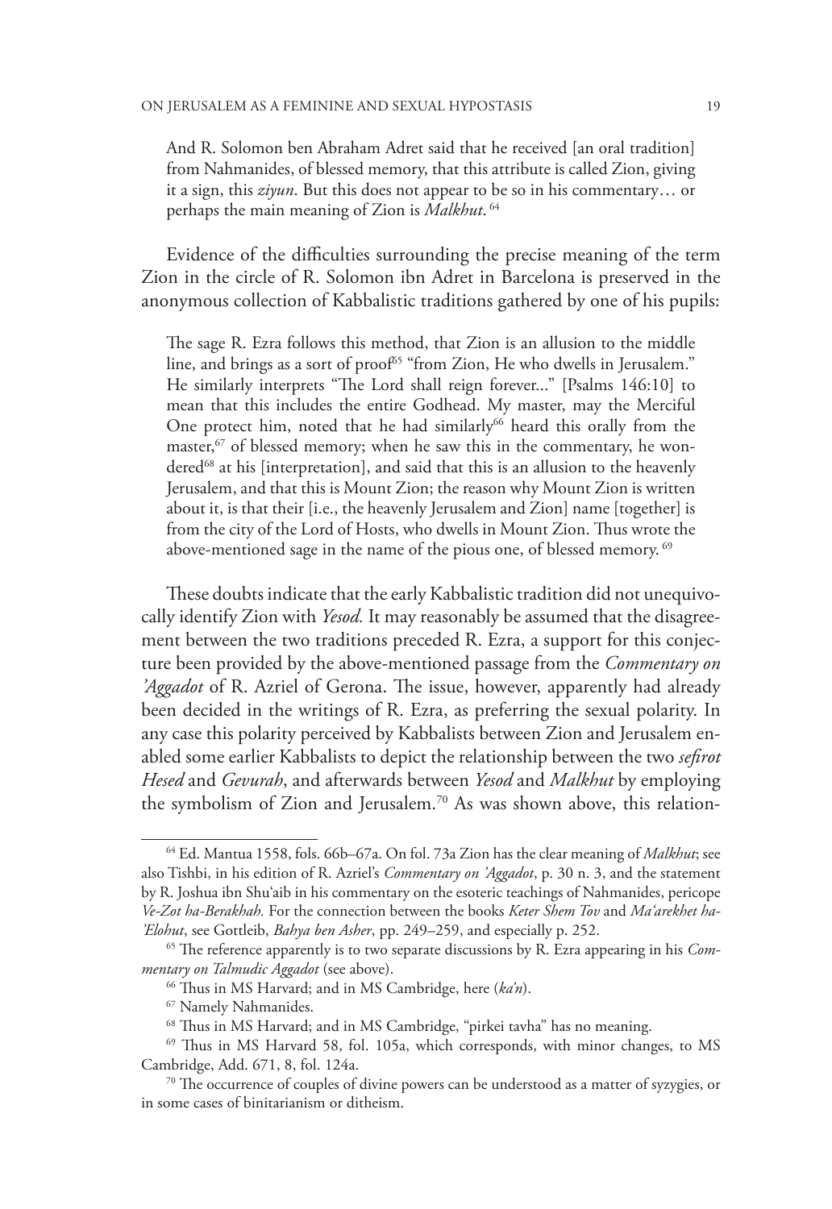> And R. Solomon ben Abraham Adret said that he received [an oral tradition] from Nahmanides, of blessed memory, that this attribute is called Zion, giving it a sign, this *ziyun*. But this does not appear to be so in his commentary… or perhaps the main meaning of Zion is *Malkhut*.[64]

Evidence of the difficulties surrounding the precise meaning of the term Zion in the circle of R. Solomon ibn Adret in Barcelona is preserved in the anonymous collection of Kabbalistic traditions gathered by one of his pupils:

> The sage R. Ezra follows this method, that Zion is an allusion to the middle line, and brings as a sort of proof[65] "from Zion, He who dwells in Jerusalem." He similarly interprets "The Lord shall reign forever..." [Psalms 146:10] to mean that this includes the entire Godhead. My master, may the Merciful One protect him, noted that he had similarly[66] heard this orally from the master,[67] of blessed memory; when he saw this in the commentary, he wondered[68] at his [interpretation], and said that this is an allusion to the heavenly Jerusalem, and that this is Mount Zion; the reason why Mount Zion is written about it, is that their [i.e., the heavenly Jerusalem and Zion] name [together] is from the city of the Lord of Hosts, who dwells in Mount Zion. Thus wrote the above-mentioned sage in the name of the pious one, of blessed memory.[69]

These doubts indicate that the early Kabbalistic tradition did not unequivocally identify Zion with *Yesod.* It may reasonably be assumed that the disagreement between the two traditions preceded R. Ezra, a support for this conjecture been provided by the above-mentioned passage from the *Commentary on 'Aggadot* of R. Azriel of Gerona. The issue, however, apparently had already been decided in the writings of R. Ezra, as preferring the sexual polarity. In any case this polarity perceived by Kabbalists between Zion and Jerusalem enabled some earlier Kabbalists to depict the relationship between the two *sefirot Hesed* and *Gevurah*, and afterwards between *Yesod* and *Malkhut* by employing the symbolism of Zion and Jerusalem.[70] As was shown above, this relation-

---

[64] Ed. Mantua 1558, fols. 66b–67a. On fol. 73a Zion has the clear meaning of *Malkhut*; see also Tishbi, in his edition of R. Azriel's *Commentary on 'Aggadot*, p. 30 n. 3, and the statement by R. Joshua ibn Shu'aib in his commentary on the esoteric teachings of Nahmanides, pericope *Ve-Zot ha-Berakhah.* For the connection between the books *Keter Shem Tov* and *Ma'arekhet ha-'Elohut*, see Gottleib, *Bahya ben Asher*, pp. 249–259, and especially p. 252.

[65] The reference apparently is to two separate discussions by R. Ezra appearing in his *Commentary on Talmudic Aggadot* (see above).

[66] Thus in MS Harvard; and in MS Cambridge, here (*ka'n*).

[67] Namely Nahmanides.

[68] Thus in MS Harvard; and in MS Cambridge, "pirkei tavha" has no meaning.

[69] Thus in MS Harvard 58, fol. 105a, which corresponds, with minor changes, to MS Cambridge, Add. 671, 8, fol. 124a.

[70] The occurrence of couples of divine powers can be understood as a matter of syzygies, or in some cases of binitarianism or ditheism.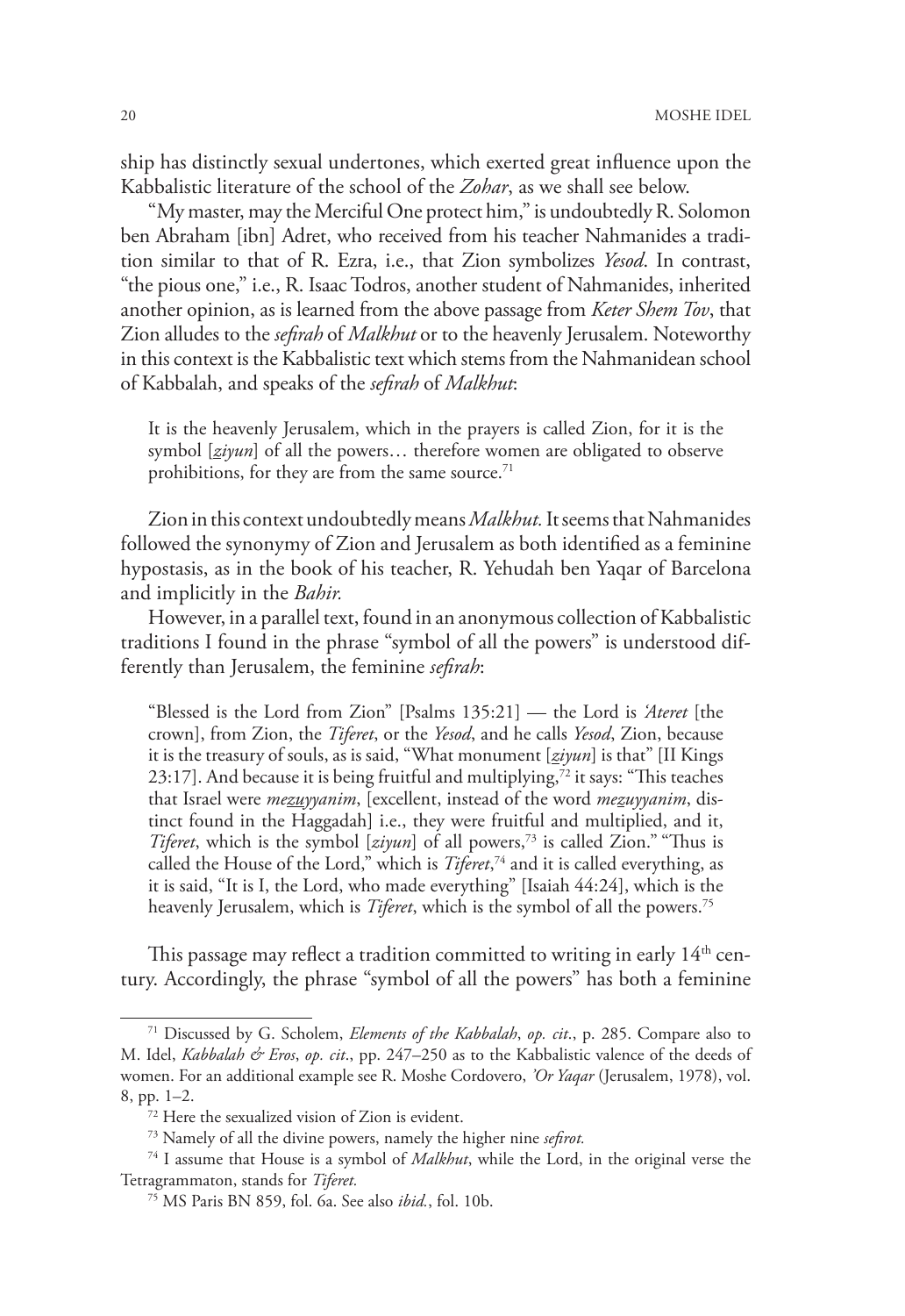ship has distinctly sexual undertones, which exerted great influence upon the Kabbalistic literature of the school of the *Zohar*, as we shall see below.

"My master, may the Merciful One protect him," is undoubtedly R. Solomon ben Abraham [ibn] Adret, who received from his teacher Nahmanides a tradition similar to that of R. Ezra, i.e., that Zion symbolizes *Yesod*. In contrast, "the pious one," i.e., R. Isaac Todros, another student of Nahmanides, inherited another opinion, as is learned from the above passage from *Keter Shem Tov*, that Zion alludes to the *sefirah* of *Malkhut* or to the heavenly Jerusalem. Noteworthy in this context is the Kabbalistic text which stems from the Nahmanidean school of Kabbalah, and speaks of the *sefirah* of *Malkhut*:

> It is the heavenly Jerusalem, which in the prayers is called Zion, for it is the symbol [*ziyun*] of all the powers… therefore women are obligated to observe prohibitions, for they are from the same source.[71]

Zion in this context undoubtedly means *Malkhut*. It seems that Nahmanides followed the synonymy of Zion and Jerusalem as both identified as a feminine hypostasis, as in the book of his teacher, R. Yehudah ben Yaqar of Barcelona and implicitly in the *Bahir*.

However, in a parallel text, found in an anonymous collection of Kabbalistic traditions I found in the phrase "symbol of all the powers" is understood differently than Jerusalem, the feminine *sefirah*:

> "Blessed is the Lord from Zion" [Psalms 135:21] — the Lord is *'Ateret* [the crown], from Zion, the *Tiferet*, or the *Yesod*, and he calls *Yesod*, Zion, because it is the treasury of souls, as is said, "What monument [*ziyun*] is that" [II Kings 23:17]. And because it is being fruitful and multiplying,[72] it says: "This teaches that Israel were *mezuyyanim*, [excellent, instead of the word *mezuyyanim*, distinct found in the Haggadah] i.e., they were fruitful and multiplied, and it, *Tiferet*, which is the symbol [*ziyun*] of all powers,[73] is called Zion." "Thus is called the House of the Lord," which is *Tiferet*,[74] and it is called everything, as it is said, "It is I, the Lord, who made everything" [Isaiah 44:24], which is the heavenly Jerusalem, which is *Tiferet*, which is the symbol of all the powers.[75]

This passage may reflect a tradition committed to writing in early 14th century. Accordingly, the phrase "symbol of all the powers" has both a feminine

---

[71] Discussed by G. Scholem, *Elements of the Kabbalah*, *op. cit.*, p. 285. Compare also to M. Idel, *Kabbalah & Eros*, *op. cit.*, pp. 247–250 as to the Kabbalistic valence of the deeds of women. For an additional example see R. Moshe Cordovero, *'Or Yaqar* (Jerusalem, 1978), vol. 8, pp. 1–2.

[72] Here the sexualized vision of Zion is evident.

[73] Namely of all the divine powers, namely the higher nine *sefirot*.

[74] I assume that House is a symbol of *Malkhut*, while the Lord, in the original verse the Tetragrammaton, stands for *Tiferet*.

[75] MS Paris BN 859, fol. 6a. See also *ibid.*, fol. 10b.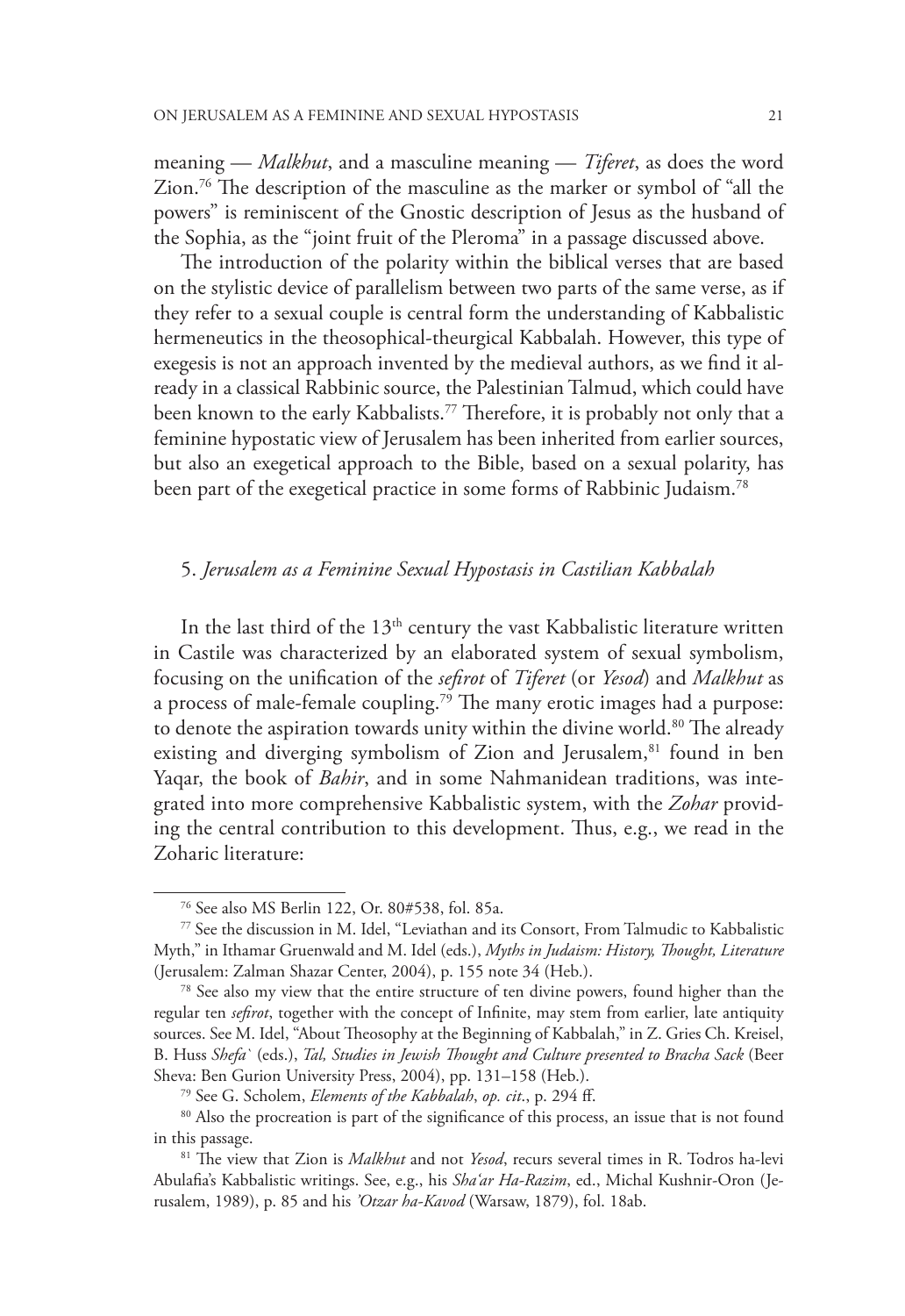meaning — *Malkhut*, and a masculine meaning — *Tiferet*, as does the word Zion.[76] The description of the masculine as the marker or symbol of "all the powers" is reminiscent of the Gnostic description of Jesus as the husband of the Sophia, as the "joint fruit of the Pleroma" in a passage discussed above.

The introduction of the polarity within the biblical verses that are based on the stylistic device of parallelism between two parts of the same verse, as if they refer to a sexual couple is central form the understanding of Kabbalistic hermeneutics in the theosophical-theurgical Kabbalah. However, this type of exegesis is not an approach invented by the medieval authors, as we find it already in a classical Rabbinic source, the Palestinian Talmud, which could have been known to the early Kabbalists.[77] Therefore, it is probably not only that a feminine hypostatic view of Jerusalem has been inherited from earlier sources, but also an exegetical approach to the Bible, based on a sexual polarity, has been part of the exegetical practice in some forms of Rabbinic Judaism.[78]

## 5. *Jerusalem as a Feminine Sexual Hypostasis in Castilian Kabbalah*

In the last third of the 13th century the vast Kabbalistic literature written in Castile was characterized by an elaborated system of sexual symbolism, focusing on the unification of the *sefirot* of *Tiferet* (or *Yesod*) and *Malkhut* as a process of male-female coupling.[79] The many erotic images had a purpose: to denote the aspiration towards unity within the divine world.[80] The already existing and diverging symbolism of Zion and Jerusalem,[81] found in ben Yaqar, the book of *Bahir*, and in some Nahmanidean traditions, was integrated into more comprehensive Kabbalistic system, with the *Zohar* providing the central contribution to this development. Thus, e.g., we read in the Zoharic literature:

---

[76] See also MS Berlin 122, Or. 80#538, fol. 85a.

[77] See the discussion in M. Idel, "Leviathan and its Consort, From Talmudic to Kabbalistic Myth," in Ithamar Gruenwald and M. Idel (eds.), *Myths in Judaism: History, Thought, Literature* (Jerusalem: Zalman Shazar Center, 2004), p. 155 note 34 (Heb.).

[78] See also my view that the entire structure of ten divine powers, found higher than the regular ten *sefirot*, together with the concept of Infinite, may stem from earlier, late antiquity sources. See M. Idel, "About Theosophy at the Beginning of Kabbalah," in Z. Gries Ch. Kreisel, B. Huss *Shefa`* (eds.), *Tal, Studies in Jewish Thought and Culture presented to Bracha Sack* (Beer Sheva: Ben Gurion University Press, 2004), pp. 131–158 (Heb.).

[79] See G. Scholem, *Elements of the Kabbalah*, *op. cit.*, p. 294 ff.

[80] Also the procreation is part of the significance of this process, an issue that is not found in this passage.

[81] The view that Zion is *Malkhut* and not *Yesod*, recurs several times in R. Todros ha-levi Abulafia's Kabbalistic writings. See, e.g., his *Sha'ar Ha-Razim*, ed., Michal Kushnir-Oron (Jerusalem, 1989), p. 85 and his *'Otzar ha-Kavod* (Warsaw, 1879), fol. 18ab.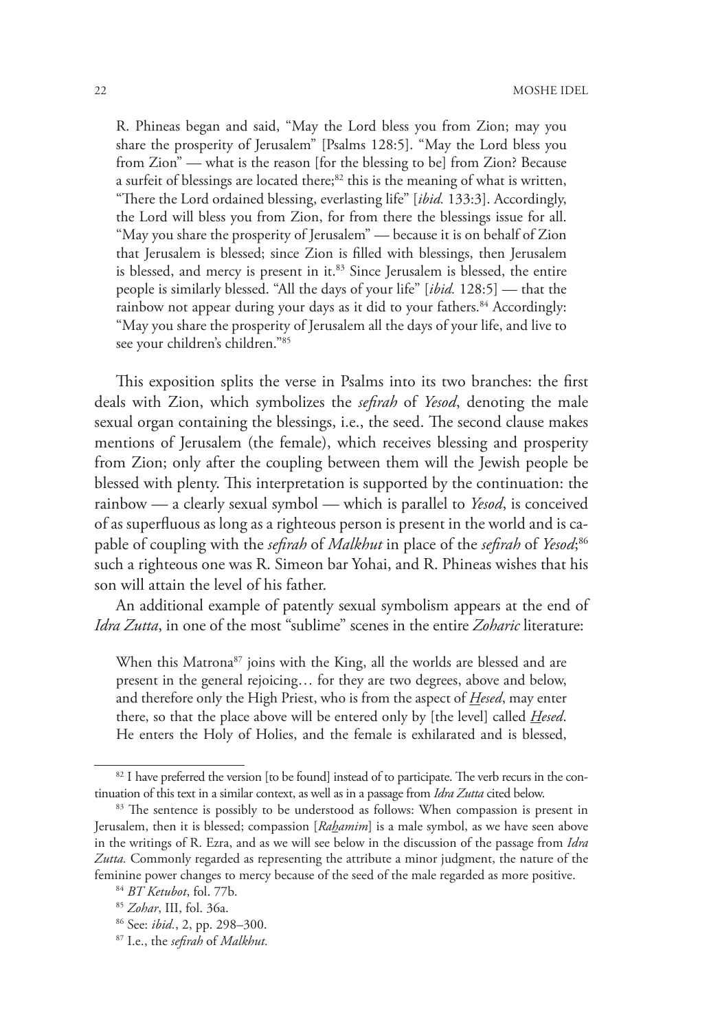> R. Phineas began and said, "May the Lord bless you from Zion; may you share the prosperity of Jerusalem" [Psalms 128:5]. "May the Lord bless you from Zion" — what is the reason [for the blessing to be] from Zion? Because a surfeit of blessings are located there;[82] this is the meaning of what is written, "There the Lord ordained blessing, everlasting life" [*ibid.* 133:3]. Accordingly, the Lord will bless you from Zion, for from there the blessings issue for all. "May you share the prosperity of Jerusalem" — because it is on behalf of Zion that Jerusalem is blessed; since Zion is filled with blessings, then Jerusalem is blessed, and mercy is present in it.[83] Since Jerusalem is blessed, the entire people is similarly blessed. "All the days of your life" [*ibid.* 128:5] — that the rainbow not appear during your days as it did to your fathers.[84] Accordingly: "May you share the prosperity of Jerusalem all the days of your life, and live to see your children's children."[85]

This exposition splits the verse in Psalms into its two branches: the first deals with Zion, which symbolizes the *sefirah* of *Yesod*, denoting the male sexual organ containing the blessings, i.e., the seed. The second clause makes mentions of Jerusalem (the female), which receives blessing and prosperity from Zion; only after the coupling between them will the Jewish people be blessed with plenty. This interpretation is supported by the continuation: the rainbow — a clearly sexual symbol — which is parallel to *Yesod*, is conceived of as superfluous as long as a righteous person is present in the world and is capable of coupling with the *sefirah* of *Malkhut* in place of the *sefirah* of *Yesod*;[86] such a righteous one was R. Simeon bar Yohai, and R. Phineas wishes that his son will attain the level of his father.

An additional example of patently sexual symbolism appears at the end of *Idra Zutta*, in one of the most "sublime" scenes in the entire *Zoharic* literature:

> When this Matrona[87] joins with the King, all the worlds are blessed and are present in the general rejoicing… for they are two degrees, above and below, and therefore only the High Priest, who is from the aspect of *Hesed*, may enter there, so that the place above will be entered only by [the level] called *Hesed*. He enters the Holy of Holies, and the female is exhilarated and is blessed,

---

[82] I have preferred the version [to be found] instead of to participate. The verb recurs in the continuation of this text in a similar context, as well as in a passage from *Idra Zutta* cited below.

[83] The sentence is possibly to be understood as follows: When compassion is present in Jerusalem, then it is blessed; compassion [*Rahamim*] is a male symbol, as we have seen above in the writings of R. Ezra, and as we will see below in the discussion of the passage from *Idra Zutta.* Commonly regarded as representing the attribute a minor judgment, the nature of the feminine power changes to mercy because of the seed of the male regarded as more positive.

[84] *BT Ketubot*, fol. 77b.

[85] *Zohar*, III, fol. 36a.

[86] See: *ibid.*, 2, pp. 298–300.

[87] I.e., the *sefirah* of *Malkhut.*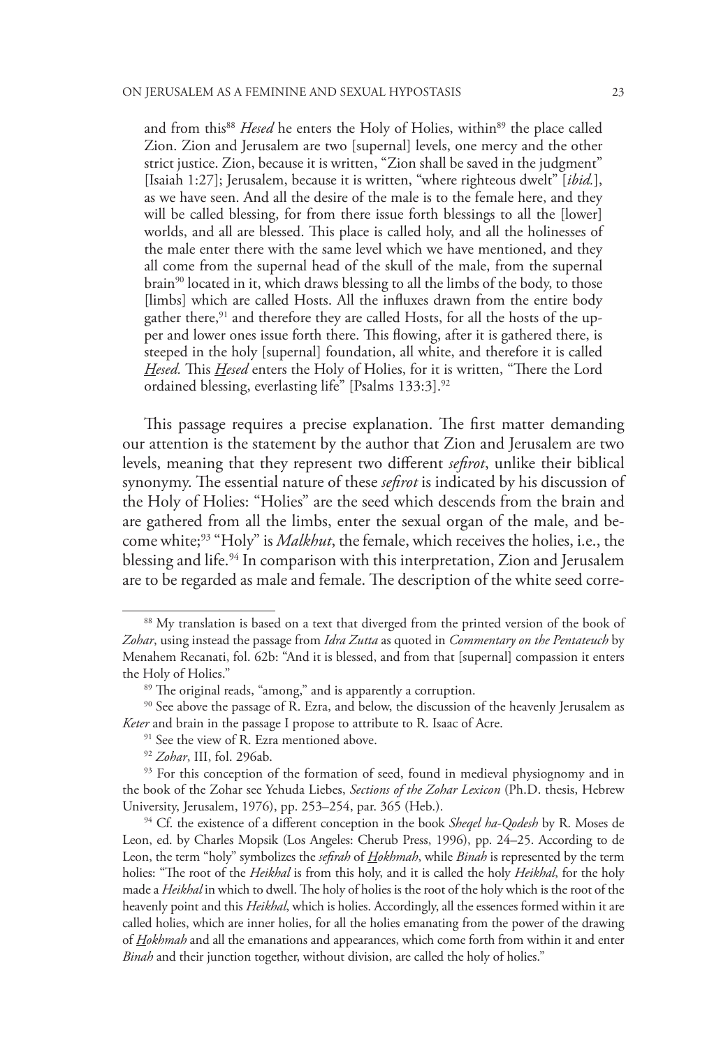> and from this[88] *Hesed* he enters the Holy of Holies, within[89] the place called Zion. Zion and Jerusalem are two [supernal] levels, one mercy and the other strict justice. Zion, because it is written, "Zion shall be saved in the judgment" [Isaiah 1:27]; Jerusalem, because it is written, "where righteous dwelt" [*ibid.*], as we have seen. And all the desire of the male is to the female here, and they will be called blessing, for from there issue forth blessings to all the [lower] worlds, and all are blessed. This place is called holy, and all the holinesses of the male enter there with the same level which we have mentioned, and they all come from the supernal head of the skull of the male, from the supernal brain[90] located in it, which draws blessing to all the limbs of the body, to those [limbs] which are called Hosts. All the influxes drawn from the entire body gather there,[91] and therefore they are called Hosts, for all the hosts of the upper and lower ones issue forth there. This flowing, after it is gathered there, is steeped in the holy [supernal] foundation, all white, and therefore it is called *Hesed*. This *Hesed* enters the Holy of Holies, for it is written, "There the Lord ordained blessing, everlasting life" [Psalms 133:3].[92]

This passage requires a precise explanation. The first matter demanding our attention is the statement by the author that Zion and Jerusalem are two levels, meaning that they represent two different *sefirot*, unlike their biblical synonymy. The essential nature of these *sefirot* is indicated by his discussion of the Holy of Holies: "Holies" are the seed which descends from the brain and are gathered from all the limbs, enter the sexual organ of the male, and become white;[93] "Holy" is *Malkhut*, the female, which receives the holies, i.e., the blessing and life.[94] In comparison with this interpretation, Zion and Jerusalem are to be regarded as male and female. The description of the white seed corre-

---

[88] My translation is based on a text that diverged from the printed version of the book of *Zohar*, using instead the passage from *Idra Zutta* as quoted in *Commentary on the Pentateuch* by Menahem Recanati, fol. 62b: "And it is blessed, and from that [supernal] compassion it enters the Holy of Holies."

[89] The original reads, "among," and is apparently a corruption.

[90] See above the passage of R. Ezra, and below, the discussion of the heavenly Jerusalem as *Keter* and brain in the passage I propose to attribute to R. Isaac of Acre.

[91] See the view of R. Ezra mentioned above.

[92] *Zohar*, III, fol. 296ab.

[93] For this conception of the formation of seed, found in medieval physiognomy and in the book of the Zohar see Yehuda Liebes, *Sections of the Zohar Lexicon* (Ph.D. thesis, Hebrew University, Jerusalem, 1976), pp. 253–254, par. 365 (Heb.).

[94] Cf. the existence of a different conception in the book *Sheqel ha-Qodesh* by R. Moses de Leon, ed. by Charles Mopsik (Los Angeles: Cherub Press, 1996), pp. 24–25. According to de Leon, the term "holy" symbolizes the *sefirah* of *Hokhmah*, while *Binah* is represented by the term holies: "The root of the *Heikhal* is from this holy, and it is called the holy *Heikhal*, for the holy made a *Heikhal* in which to dwell. The holy of holies is the root of the holy which is the root of the heavenly point and this *Heikhal*, which is holies. Accordingly, all the essences formed within it are called holies, which are inner holies, for all the holies emanating from the power of the drawing of *Hokhmah* and all the emanations and appearances, which come forth from within it and enter *Binah* and their junction together, without division, are called the holy of holies."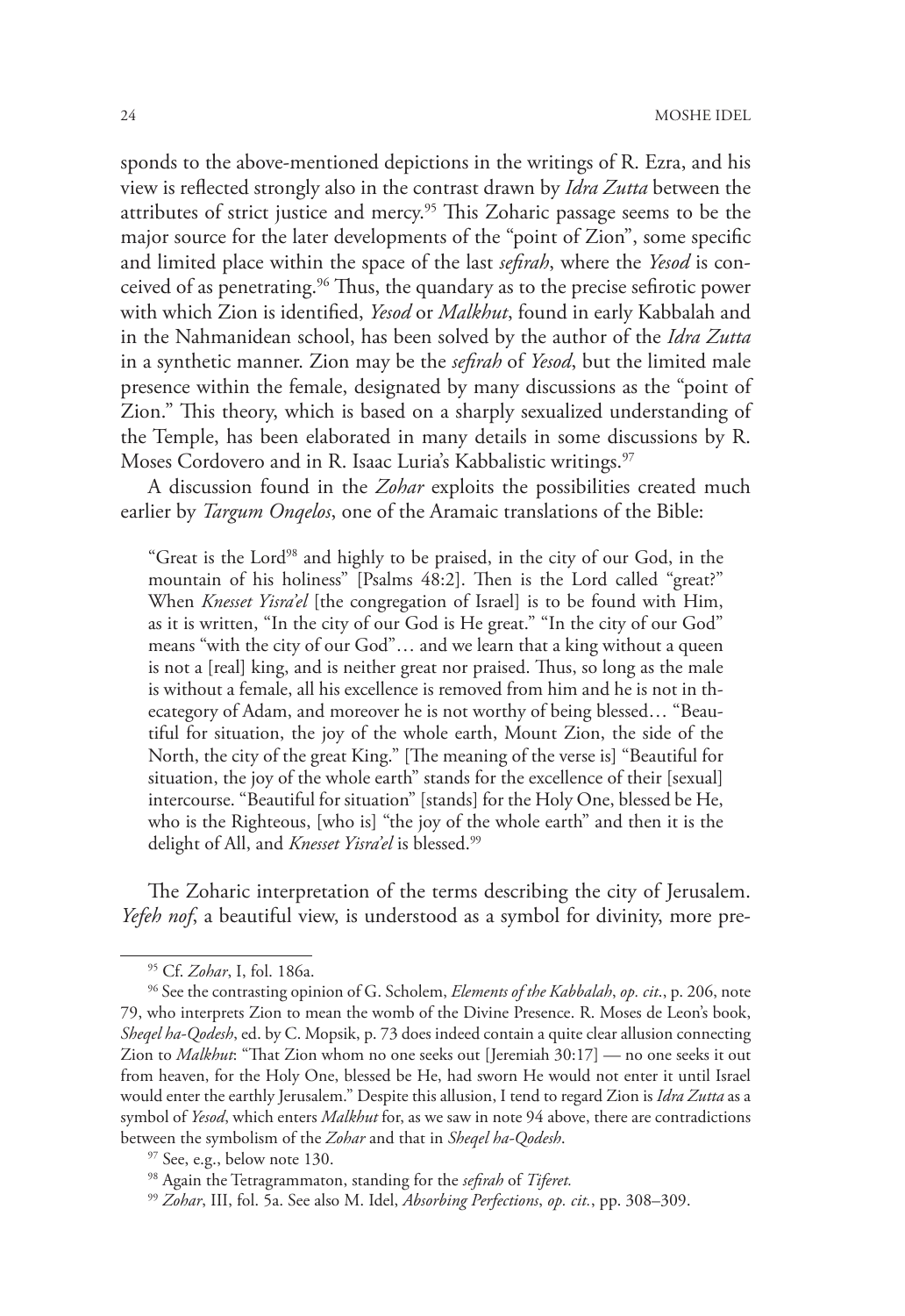sponds to the above-mentioned depictions in the writings of R. Ezra, and his view is reflected strongly also in the contrast drawn by *Idra Zutta* between the attributes of strict justice and mercy.[95] This Zoharic passage seems to be the major source for the later developments of the "point of Zion", some specific and limited place within the space of the last *sefirah*, where the *Yesod* is conceived of as penetrating.[96] Thus, the quandary as to the precise sefirotic power with which Zion is identified, *Yesod* or *Malkhut*, found in early Kabbalah and in the Nahmanidean school, has been solved by the author of the *Idra Zutta* in a synthetic manner. Zion may be the *sefirah* of *Yesod*, but the limited male presence within the female, designated by many discussions as the "point of Zion." This theory, which is based on a sharply sexualized understanding of the Temple, has been elaborated in many details in some discussions by R. Moses Cordovero and in R. Isaac Luria's Kabbalistic writings.[97]

A discussion found in the *Zohar* exploits the possibilities created much earlier by *Targum Onqelos*, one of the Aramaic translations of the Bible:

> "Great is the Lord[98] and highly to be praised, in the city of our God, in the mountain of his holiness" [Psalms 48:2]. Then is the Lord called "great?" When *Knesset Yisra'el* [the congregation of Israel] is to be found with Him, as it is written, "In the city of our God is He great." "In the city of our God" means "with the city of our God"… and we learn that a king without a queen is not a [real] king, and is neither great nor praised. Thus, so long as the male is without a female, all his excellence is removed from him and he is not in the-ecategory of Adam, and moreover he is not worthy of being blessed… "Beautiful for situation, the joy of the whole earth, Mount Zion, the side of the North, the city of the great King." [The meaning of the verse is] "Beautiful for situation, the joy of the whole earth" stands for the excellence of their [sexual] intercourse. "Beautiful for situation" [stands] for the Holy One, blessed be He, who is the Righteous, [who is] "the joy of the whole earth" and then it is the delight of All, and *Knesset Yisra'el* is blessed.[99]

The Zoharic interpretation of the terms describing the city of Jerusalem. *Yefeh nof*, a beautiful view, is understood as a symbol for divinity, more pre-

---

[95] Cf. *Zohar*, I, fol. 186a.

[96] See the contrasting opinion of G. Scholem, *Elements of the Kabbalah*, *op. cit.*, p. 206, note 79, who interprets Zion to mean the womb of the Divine Presence. R. Moses de Leon's book, *Sheqel ha-Qodesh*, ed. by C. Mopsik, p. 73 does indeed contain a quite clear allusion connecting Zion to *Malkhut*: "That Zion whom no one seeks out [Jeremiah 30:17] — no one seeks it out from heaven, for the Holy One, blessed be He, had sworn He would not enter it until Israel would enter the earthly Jerusalem." Despite this allusion, I tend to regard Zion is *Idra Zutta* as a symbol of *Yesod*, which enters *Malkhut* for, as we saw in note 94 above, there are contradictions between the symbolism of the *Zohar* and that in *Sheqel ha-Qodesh*.

[97] See, e.g., below note 130.

[98] Again the Tetragrammaton, standing for the *sefirah* of *Tiferet.*

[99] *Zohar*, III, fol. 5a. See also M. Idel, *Absorbing Perfections*, *op. cit.*, pp. 308–309.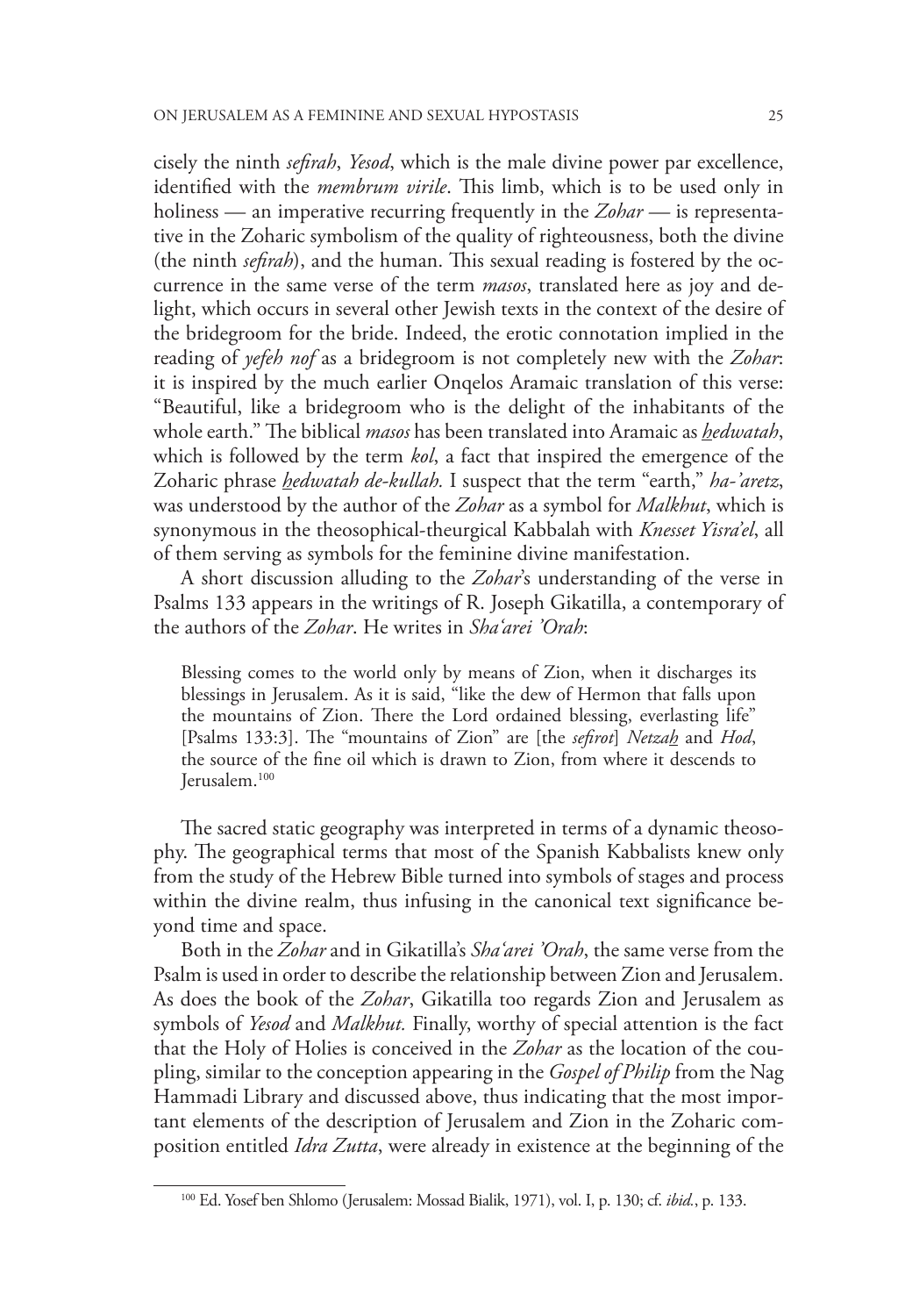cisely the ninth *sefirah*, *Yesod*, which is the male divine power par excellence, identified with the *membrum virile*. This limb, which is to be used only in holiness — an imperative recurring frequently in the *Zohar* — is representative in the Zoharic symbolism of the quality of righteousness, both the divine (the ninth *sefirah*), and the human. This sexual reading is fostered by the occurrence in the same verse of the term *masos*, translated here as joy and delight, which occurs in several other Jewish texts in the context of the desire of the bridegroom for the bride. Indeed, the erotic connotation implied in the reading of *yefeh nof* as a bridegroom is not completely new with the *Zohar*: it is inspired by the much earlier Onqelos Aramaic translation of this verse: "Beautiful, like a bridegroom who is the delight of the inhabitants of the whole earth." The biblical *masos* has been translated into Aramaic as *hedwatah*, which is followed by the term *kol*, a fact that inspired the emergence of the Zoharic phrase *hedwatah de-kullah.* I suspect that the term "earth," *ha-'aretz*, was understood by the author of the *Zohar* as a symbol for *Malkhut*, which is synonymous in the theosophical-theurgical Kabbalah with *Knesset Yisra'el*, all of them serving as symbols for the feminine divine manifestation.

A short discussion alluding to the *Zohar*'s understanding of the verse in Psalms 133 appears in the writings of R. Joseph Gikatilla, a contemporary of the authors of the *Zohar*. He writes in *Sha'arei 'Orah*:

> Blessing comes to the world only by means of Zion, when it discharges its blessings in Jerusalem. As it is said, "like the dew of Hermon that falls upon the mountains of Zion. There the Lord ordained blessing, everlasting life" [Psalms 133:3]. The "mountains of Zion" are [the *sefirot*] *Netzah* and *Hod*, the source of the fine oil which is drawn to Zion, from where it descends to Jerusalem.[100]

The sacred static geography was interpreted in terms of a dynamic theosophy. The geographical terms that most of the Spanish Kabbalists knew only from the study of the Hebrew Bible turned into symbols of stages and process within the divine realm, thus infusing in the canonical text significance beyond time and space.

Both in the *Zohar* and in Gikatilla's *Sha'arei 'Orah*, the same verse from the Psalm is used in order to describe the relationship between Zion and Jerusalem. As does the book of the *Zohar*, Gikatilla too regards Zion and Jerusalem as symbols of *Yesod* and *Malkhut.* Finally, worthy of special attention is the fact that the Holy of Holies is conceived in the *Zohar* as the location of the coupling, similar to the conception appearing in the *Gospel of Philip* from the Nag Hammadi Library and discussed above, thus indicating that the most important elements of the description of Jerusalem and Zion in the Zoharic composition entitled *Idra Zutta*, were already in existence at the beginning of the

[100] Ed. Yosef ben Shlomo (Jerusalem: Mossad Bialik, 1971), vol. I, p. 130; cf. *ibid.*, p. 133.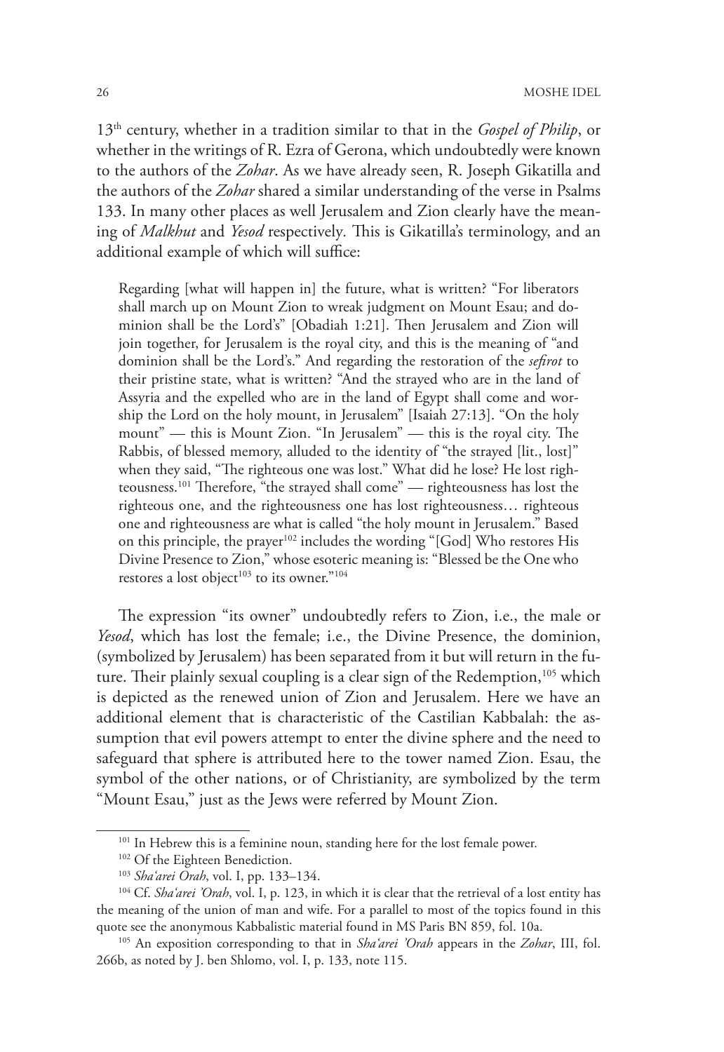13th century, whether in a tradition similar to that in the *Gospel of Philip*, or whether in the writings of R. Ezra of Gerona, which undoubtedly were known to the authors of the *Zohar*. As we have already seen, R. Joseph Gikatilla and the authors of the *Zohar* shared a similar understanding of the verse in Psalms 133. In many other places as well Jerusalem and Zion clearly have the meaning of *Malkhut* and *Yesod* respectively. This is Gikatilla's terminology, and an additional example of which will suffice:

> Regarding [what will happen in] the future, what is written? "For liberators shall march up on Mount Zion to wreak judgment on Mount Esau; and dominion shall be the Lord's" [Obadiah 1:21]. Then Jerusalem and Zion will join together, for Jerusalem is the royal city, and this is the meaning of "and dominion shall be the Lord's." And regarding the restoration of the *sefirot* to their pristine state, what is written? "And the strayed who are in the land of Assyria and the expelled who are in the land of Egypt shall come and worship the Lord on the holy mount, in Jerusalem" [Isaiah 27:13]. "On the holy mount" — this is Mount Zion. "In Jerusalem" — this is the royal city. The Rabbis, of blessed memory, alluded to the identity of "the strayed [lit., lost]" when they said, "The righteous one was lost." What did he lose? He lost righteousness.[101] Therefore, "the strayed shall come" — righteousness has lost the righteous one, and the righteousness one has lost righteousness… righteous one and righteousness are what is called "the holy mount in Jerusalem." Based on this principle, the prayer[102] includes the wording "[God] Who restores His Divine Presence to Zion," whose esoteric meaning is: "Blessed be the One who restores a lost object[103] to its owner."[104]

The expression "its owner" undoubtedly refers to Zion, i.e., the male or *Yesod*, which has lost the female; i.e., the Divine Presence, the dominion, (symbolized by Jerusalem) has been separated from it but will return in the future. Their plainly sexual coupling is a clear sign of the Redemption,[105] which is depicted as the renewed union of Zion and Jerusalem. Here we have an additional element that is characteristic of the Castilian Kabbalah: the assumption that evil powers attempt to enter the divine sphere and the need to safeguard that sphere is attributed here to the tower named Zion. Esau, the symbol of the other nations, or of Christianity, are symbolized by the term "Mount Esau," just as the Jews were referred by Mount Zion.

---

[101] In Hebrew this is a feminine noun, standing here for the lost female power.

[102] Of the Eighteen Benediction.

[103] *Sha'arei Orah*, vol. I, pp. 133–134.

[104] Cf. *Sha'arei 'Orah*, vol. I, p. 123, in which it is clear that the retrieval of a lost entity has the meaning of the union of man and wife. For a parallel to most of the topics found in this quote see the anonymous Kabbalistic material found in MS Paris BN 859, fol. 10a.

[105] An exposition corresponding to that in *Sha'arei 'Orah* appears in the *Zohar*, III, fol. 266b, as noted by J. ben Shlomo, vol. I, p. 133, note 115.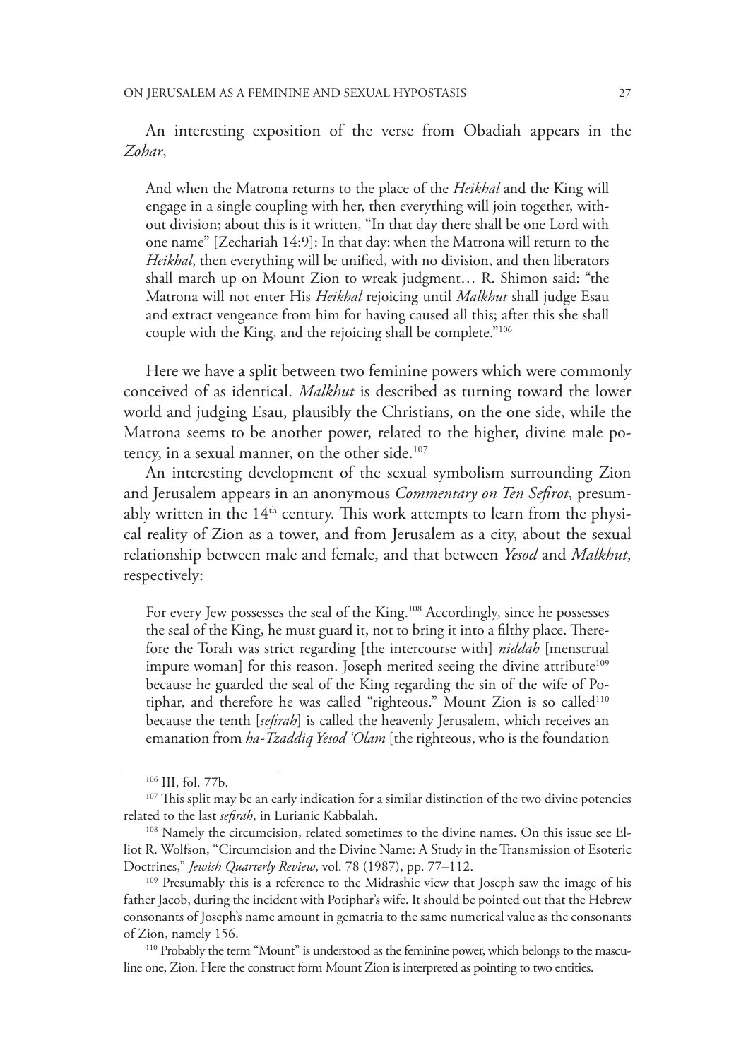An interesting exposition of the verse from Obadiah appears in the *Zohar*,

> And when the Matrona returns to the place of the *Heikhal* and the King will engage in a single coupling with her, then everything will join together, without division; about this is it written, "In that day there shall be one Lord with one name" [Zechariah 14:9]: In that day: when the Matrona will return to the *Heikhal*, then everything will be unified, with no division, and then liberators shall march up on Mount Zion to wreak judgment… R. Shimon said: "the Matrona will not enter His *Heikhal* rejoicing until *Malkhut* shall judge Esau and extract vengeance from him for having caused all this; after this she shall couple with the King, and the rejoicing shall be complete."[106]

Here we have a split between two feminine powers which were commonly conceived of as identical. *Malkhut* is described as turning toward the lower world and judging Esau, plausibly the Christians, on the one side, while the Matrona seems to be another power, related to the higher, divine male potency, in a sexual manner, on the other side.[107]

An interesting development of the sexual symbolism surrounding Zion and Jerusalem appears in an anonymous *Commentary on Ten Sefirot*, presumably written in the 14th century. This work attempts to learn from the physical reality of Zion as a tower, and from Jerusalem as a city, about the sexual relationship between male and female, and that between *Yesod* and *Malkhut*, respectively:

> For every Jew possesses the seal of the King.[108] Accordingly, since he possesses the seal of the King, he must guard it, not to bring it into a filthy place. Therefore the Torah was strict regarding [the intercourse with] *niddah* [menstrual impure woman] for this reason. Joseph merited seeing the divine attribute[109] because he guarded the seal of the King regarding the sin of the wife of Potiphar, and therefore he was called "righteous." Mount Zion is so called[110] because the tenth [*sefirah*] is called the heavenly Jerusalem, which receives an emanation from *ha-Tzaddiq Yesod 'Olam* [the righteous, who is the foundation

---

[106] III, fol. 77b.

[107] This split may be an early indication for a similar distinction of the two divine potencies related to the last *sefirah*, in Lurianic Kabbalah.

[108] Namely the circumcision, related sometimes to the divine names. On this issue see Elliot R. Wolfson, "Circumcision and the Divine Name: A Study in the Transmission of Esoteric Doctrines," *Jewish Quarterly Review*, vol. 78 (1987), pp. 77–112.

[109] Presumably this is a reference to the Midrashic view that Joseph saw the image of his father Jacob, during the incident with Potiphar's wife. It should be pointed out that the Hebrew consonants of Joseph's name amount in gematria to the same numerical value as the consonants of Zion, namely 156.

[110] Probably the term "Mount" is understood as the feminine power, which belongs to the masculine one, Zion. Here the construct form Mount Zion is interpreted as pointing to two entities.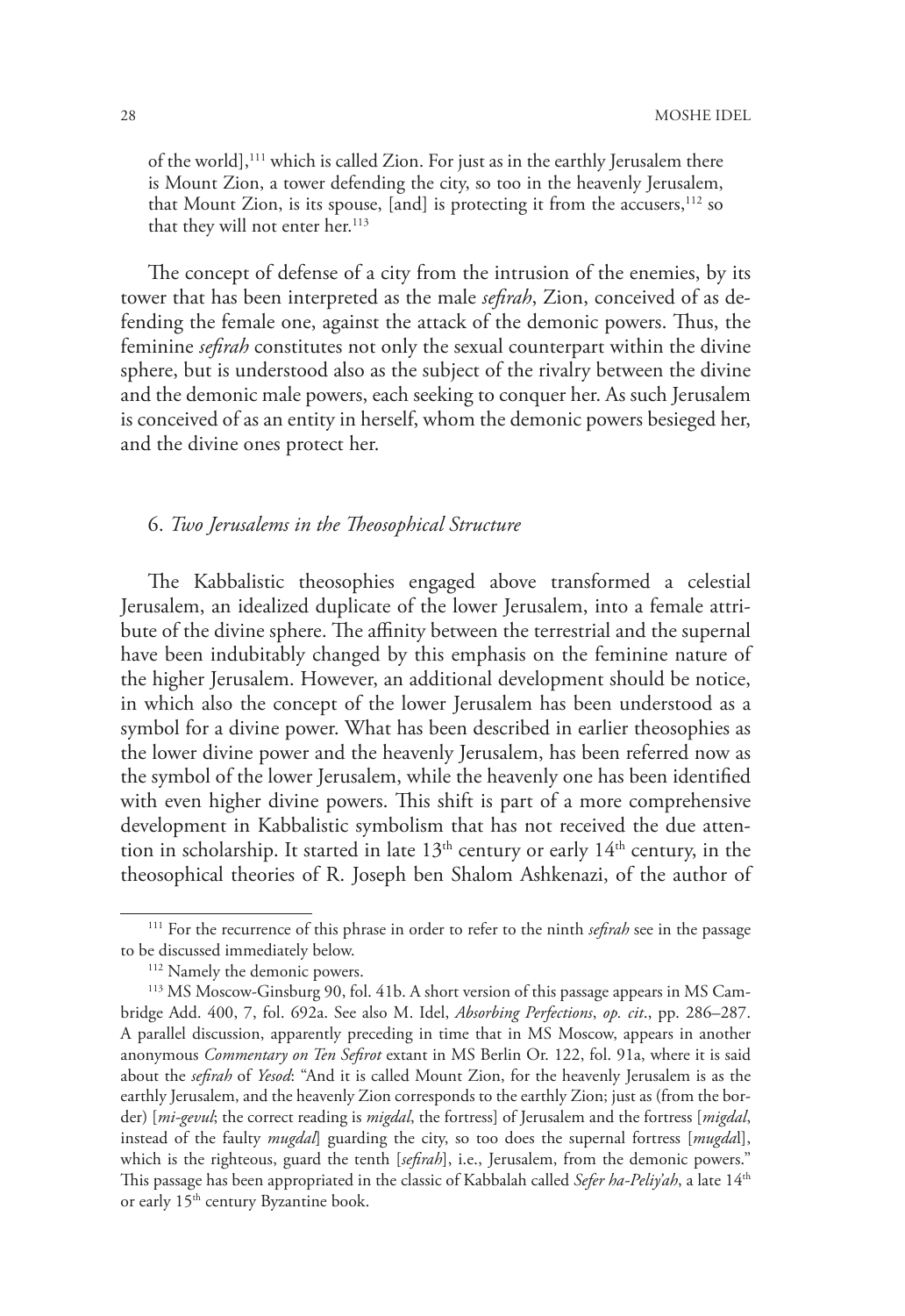> of the world],[111] which is called Zion. For just as in the earthly Jerusalem there is Mount Zion, a tower defending the city, so too in the heavenly Jerusalem, that Mount Zion, is its spouse, [and] is protecting it from the accusers,[112] so that they will not enter her.[113]

The concept of defense of a city from the intrusion of the enemies, by its tower that has been interpreted as the male *sefirah*, Zion, conceived of as defending the female one, against the attack of the demonic powers. Thus, the feminine *sefirah* constitutes not only the sexual counterpart within the divine sphere, but is understood also as the subject of the rivalry between the divine and the demonic male powers, each seeking to conquer her. As such Jerusalem is conceived of as an entity in herself, whom the demonic powers besieged her, and the divine ones protect her.

## 6. *Two Jerusalems in the Theosophical Structure*

The Kabbalistic theosophies engaged above transformed a celestial Jerusalem, an idealized duplicate of the lower Jerusalem, into a female attribute of the divine sphere. The affinity between the terrestrial and the supernal have been indubitably changed by this emphasis on the feminine nature of the higher Jerusalem. However, an additional development should be notice, in which also the concept of the lower Jerusalem has been understood as a symbol for a divine power. What has been described in earlier theosophies as the lower divine power and the heavenly Jerusalem, has been referred now as the symbol of the lower Jerusalem, while the heavenly one has been identified with even higher divine powers. This shift is part of a more comprehensive development in Kabbalistic symbolism that has not received the due attention in scholarship. It started in late 13th century or early 14th century, in the theosophical theories of R. Joseph ben Shalom Ashkenazi, of the author of

---

[111] For the recurrence of this phrase in order to refer to the ninth *sefirah* see in the passage to be discussed immediately below.

[112] Namely the demonic powers.

[113] MS Moscow-Ginsburg 90, fol. 41b. A short version of this passage appears in MS Cambridge Add. 400, 7, fol. 692a. See also M. Idel, *Absorbing Perfections*, *op. cit*., pp. 286–287. A parallel discussion, apparently preceding in time that in MS Moscow, appears in another anonymous *Commentary on Ten Sefirot* extant in MS Berlin Or. 122, fol. 91a, where it is said about the *sefirah* of *Yesod*: "And it is called Mount Zion, for the heavenly Jerusalem is as the earthly Jerusalem, and the heavenly Zion corresponds to the earthly Zion; just as (from the border) [*mi-gevul*; the correct reading is *migdal*, the fortress] of Jerusalem and the fortress [*migdal*, instead of the faulty *mugdal*] guarding the city, so too does the supernal fortress [*mugdal*], which is the righteous, guard the tenth [*sefirah*], i.e., Jerusalem, from the demonic powers." This passage has been appropriated in the classic of Kabbalah called *Sefer ha-Peliy'ah*, a late 14th or early 15th century Byzantine book.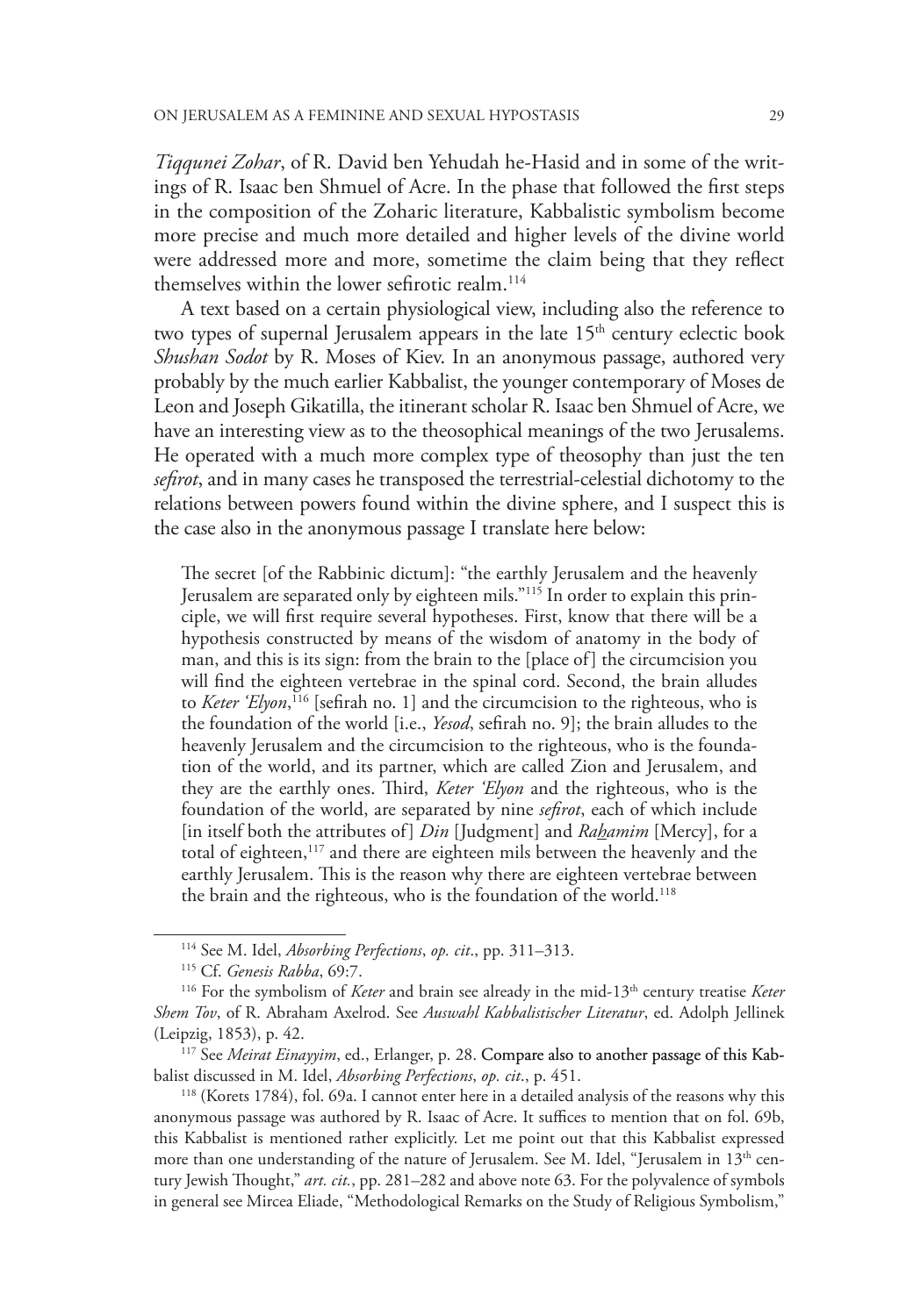*Tiqqunei Zohar*, of R. David ben Yehudah he-Hasid and in some of the writings of R. Isaac ben Shmuel of Acre. In the phase that followed the first steps in the composition of the Zoharic literature, Kabbalistic symbolism become more precise and much more detailed and higher levels of the divine world were addressed more and more, sometime the claim being that they reflect themselves within the lower sefirotic realm.[114]

A text based on a certain physiological view, including also the reference to two types of supernal Jerusalem appears in the late 15th century eclectic book *Shushan Sodot* by R. Moses of Kiev. In an anonymous passage, authored very probably by the much earlier Kabbalist, the younger contemporary of Moses de Leon and Joseph Gikatilla, the itinerant scholar R. Isaac ben Shmuel of Acre, we have an interesting view as to the theosophical meanings of the two Jerusalems. He operated with a much more complex type of theosophy than just the ten *sefirot*, and in many cases he transposed the terrestrial-celestial dichotomy to the relations between powers found within the divine sphere, and I suspect this is the case also in the anonymous passage I translate here below:

> The secret [of the Rabbinic dictum]: "the earthly Jerusalem and the heavenly Jerusalem are separated only by eighteen mils."[115] In order to explain this principle, we will first require several hypotheses. First, know that there will be a hypothesis constructed by means of the wisdom of anatomy in the body of man, and this is its sign: from the brain to the [place of] the circumcision you will find the eighteen vertebrae in the spinal cord. Second, the brain alludes to *Keter 'Elyon*,[116] [sefirah no. 1] and the circumcision to the righteous, who is the foundation of the world [i.e., *Yesod*, sefirah no. 9]; the brain alludes to the heavenly Jerusalem and the circumcision to the righteous, who is the foundation of the world, and its partner, which are called Zion and Jerusalem, and they are the earthly ones. Third, *Keter 'Elyon* and the righteous, who is the foundation of the world, are separated by nine *sefirot*, each of which include [in itself both the attributes of] *Din* [Judgment] and *Raḥamim* [Mercy], for a total of eighteen,[117] and there are eighteen mils between the heavenly and the earthly Jerusalem. This is the reason why there are eighteen vertebrae between the brain and the righteous, who is the foundation of the world.[118]

---

[114] See M. Idel, *Absorbing Perfections*, *op. cit*., pp. 311–313.

[115] Cf. *Genesis Rabba*, 69:7.

[116] For the symbolism of *Keter* and brain see already in the mid-13th century treatise *Keter Shem Tov*, of R. Abraham Axelrod. See *Auswahl Kabbalistischer Literatur*, ed. Adolph Jellinek (Leipzig, 1853), p. 42.

[117] See *Meirat Einayyim*, ed., Erlanger, p. 28. Compare also to another passage of this Kabbalist discussed in M. Idel, *Absorbing Perfections*, *op. cit*., p. 451.

[118] (Korets 1784), fol. 69a. I cannot enter here in a detailed analysis of the reasons why this anonymous passage was authored by R. Isaac of Acre. It suffices to mention that on fol. 69b, this Kabbalist is mentioned rather explicitly. Let me point out that this Kabbalist expressed more than one understanding of the nature of Jerusalem. See M. Idel, "Jerusalem in 13th century Jewish Thought," *art. cit.*, pp. 281–282 and above note 63. For the polyvalence of symbols in general see Mircea Eliade, "Methodological Remarks on the Study of Religious Symbolism,"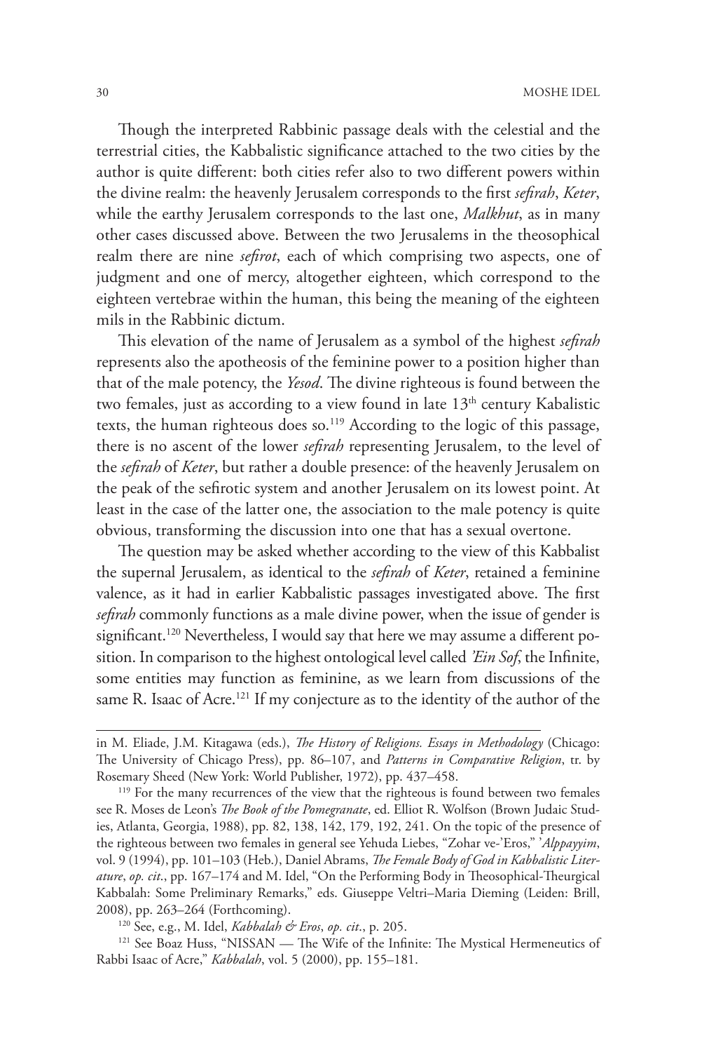Though the interpreted Rabbinic passage deals with the celestial and the terrestrial cities, the Kabbalistic significance attached to the two cities by the author is quite different: both cities refer also to two different powers within the divine realm: the heavenly Jerusalem corresponds to the first *sefirah*, *Keter*, while the earthy Jerusalem corresponds to the last one, *Malkhut*, as in many other cases discussed above. Between the two Jerusalems in the theosophical realm there are nine *sefirot*, each of which comprising two aspects, one of judgment and one of mercy, altogether eighteen, which correspond to the eighteen vertebrae within the human, this being the meaning of the eighteen mils in the Rabbinic dictum.

This elevation of the name of Jerusalem as a symbol of the highest *sefirah* represents also the apotheosis of the feminine power to a position higher than that of the male potency, the *Yesod*. The divine righteous is found between the two females, just as according to a view found in late 13th century Kabalistic texts, the human righteous does so.[119] According to the logic of this passage, there is no ascent of the lower *sefirah* representing Jerusalem, to the level of the *sefirah* of *Keter*, but rather a double presence: of the heavenly Jerusalem on the peak of the sefirotic system and another Jerusalem on its lowest point. At least in the case of the latter one, the association to the male potency is quite obvious, transforming the discussion into one that has a sexual overtone.

The question may be asked whether according to the view of this Kabbalist the supernal Jerusalem, as identical to the *sefirah* of *Keter*, retained a feminine valence, as it had in earlier Kabbalistic passages investigated above. The first *sefirah* commonly functions as a male divine power, when the issue of gender is significant.[120] Nevertheless, I would say that here we may assume a different position. In comparison to the highest ontological level called *'Ein Sof*, the Infinite, some entities may function as feminine, as we learn from discussions of the same R. Isaac of Acre.[121] If my conjecture as to the identity of the author of the

---

in M. Eliade, J.M. Kitagawa (eds.), *The History of Religions. Essays in Methodology* (Chicago: The University of Chicago Press), pp. 86–107, and *Patterns in Comparative Religion*, tr. by Rosemary Sheed (New York: World Publisher, 1972), pp. 437–458.

[119] For the many recurrences of the view that the righteous is found between two females see R. Moses de Leon's *The Book of the Pomegranate*, ed. Elliot R. Wolfson (Brown Judaic Studies, Atlanta, Georgia, 1988), pp. 82, 138, 142, 179, 192, 241. On the topic of the presence of the righteous between two females in general see Yehuda Liebes, "Zohar ve-'Eros," *'Alppayyim*, vol. 9 (1994), pp. 101–103 (Heb.), Daniel Abrams, *The Female Body of God in Kabbalistic Literature*, *op. cit*., pp. 167–174 and M. Idel, "On the Performing Body in Theosophical-Theurgical Kabbalah: Some Preliminary Remarks," eds. Giuseppe Veltri–Maria Dieming (Leiden: Brill, 2008), pp. 263–264 (Forthcoming).

[120] See, e.g., M. Idel, *Kabbalah & Eros*, *op. cit*., p. 205.

[121] See Boaz Huss, "NISSAN — The Wife of the Infinite: The Mystical Hermeneutics of Rabbi Isaac of Acre," *Kabbalah*, vol. 5 (2000), pp. 155–181.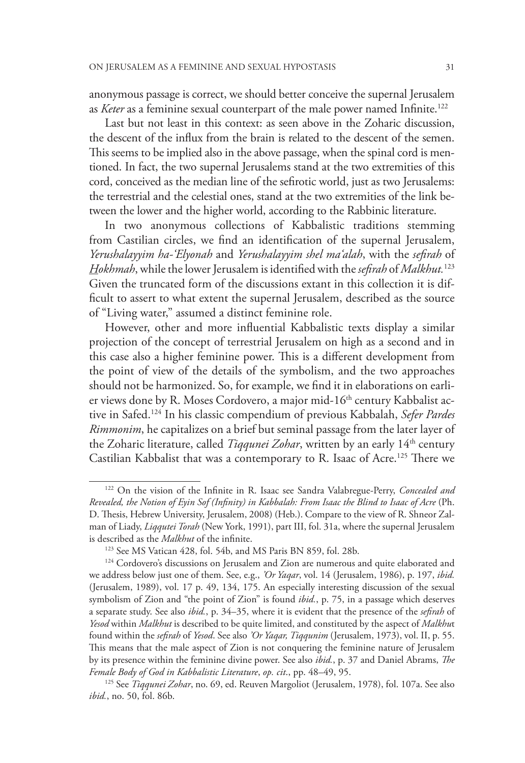anonymous passage is correct, we should better conceive the supernal Jerusalem as *Keter* as a feminine sexual counterpart of the male power named Infinite.[122]

Last but not least in this context: as seen above in the Zoharic discussion, the descent of the influx from the brain is related to the descent of the semen. This seems to be implied also in the above passage, when the spinal cord is mentioned. In fact, the two supernal Jerusalems stand at the two extremities of this cord, conceived as the median line of the sefirotic world, just as two Jerusalems: the terrestrial and the celestial ones, stand at the two extremities of the link between the lower and the higher world, according to the Rabbinic literature.

In two anonymous collections of Kabbalistic traditions stemming from Castilian circles, we find an identification of the supernal Jerusalem, *Yerushalayyim ha-'Elyonah* and *Yerushalayyim shel ma'alah*, with the *sefirah* of *Hokhmah*, while the lower Jerusalem is identified with the *sefirah* of *Malkhut*.[123] Given the truncated form of the discussions extant in this collection it is difficult to assert to what extent the supernal Jerusalem, described as the source of "Living water," assumed a distinct feminine role.

However, other and more influential Kabbalistic texts display a similar projection of the concept of terrestrial Jerusalem on high as a second and in this case also a higher feminine power. This is a different development from the point of view of the details of the symbolism, and the two approaches should not be harmonized. So, for example, we find it in elaborations on earlier views done by R. Moses Cordovero, a major mid-16th century Kabbalist active in Safed.[124] In his classic compendium of previous Kabbalah, *Sefer Pardes Rimmonim*, he capitalizes on a brief but seminal passage from the later layer of the Zoharic literature, called *Tiqqunei Zohar*, written by an early 14th century Castilian Kabbalist that was a contemporary to R. Isaac of Acre.[125] There we

---

[122] On the vision of the Infinite in R. Isaac see Sandra Valabregue-Perry, *Concealed and Revealed, the Notion of Eyin Sof (Infinity) in Kabbalah: From Isaac the Blind to Isaac of Acre* (Ph. D. Thesis, Hebrew University, Jerusalem, 2008) (Heb.). Compare to the view of R. Shneor Zalman of Liady, *Liqqutei Torah* (New York, 1991), part III, fol. 31a, where the supernal Jerusalem is described as the *Malkhut* of the infinite.

[123] See MS Vatican 428, fol. 54b, and MS Paris BN 859, fol. 28b.

[124] Cordovero's discussions on Jerusalem and Zion are numerous and quite elaborated and we address below just one of them. See, e.g., *'Or Yaqar*, vol. 14 (Jerusalem, 1986), p. 197, *ibid.* (Jerusalem, 1989), vol. 17 p. 49, 134, 175. An especially interesting discussion of the sexual symbolism of Zion and "the point of Zion" is found *ibid.*, p. 75, in a passage which deserves a separate study. See also *ibid.*, p. 34–35, where it is evident that the presence of the *sefirah* of *Yesod* within *Malkhut* is described to be quite limited, and constituted by the aspect of *Malkhut* found within the *sefirah* of *Yesod*. See also *'Or Yaqar, Tiqqunim* (Jerusalem, 1973), vol. II, p. 55. This means that the male aspect of Zion is not conquering the feminine nature of Jerusalem by its presence within the feminine divine power. See also *ibid.*, p. 37 and Daniel Abrams, *The Female Body of God in Kabbalistic Literature*, *op. cit.*, pp. 48–49, 95.

[125] See *Tiqqunei Zohar*, no. 69, ed. Reuven Margoliot (Jerusalem, 1978), fol. 107a. See also *ibid.*, no. 50, fol. 86b.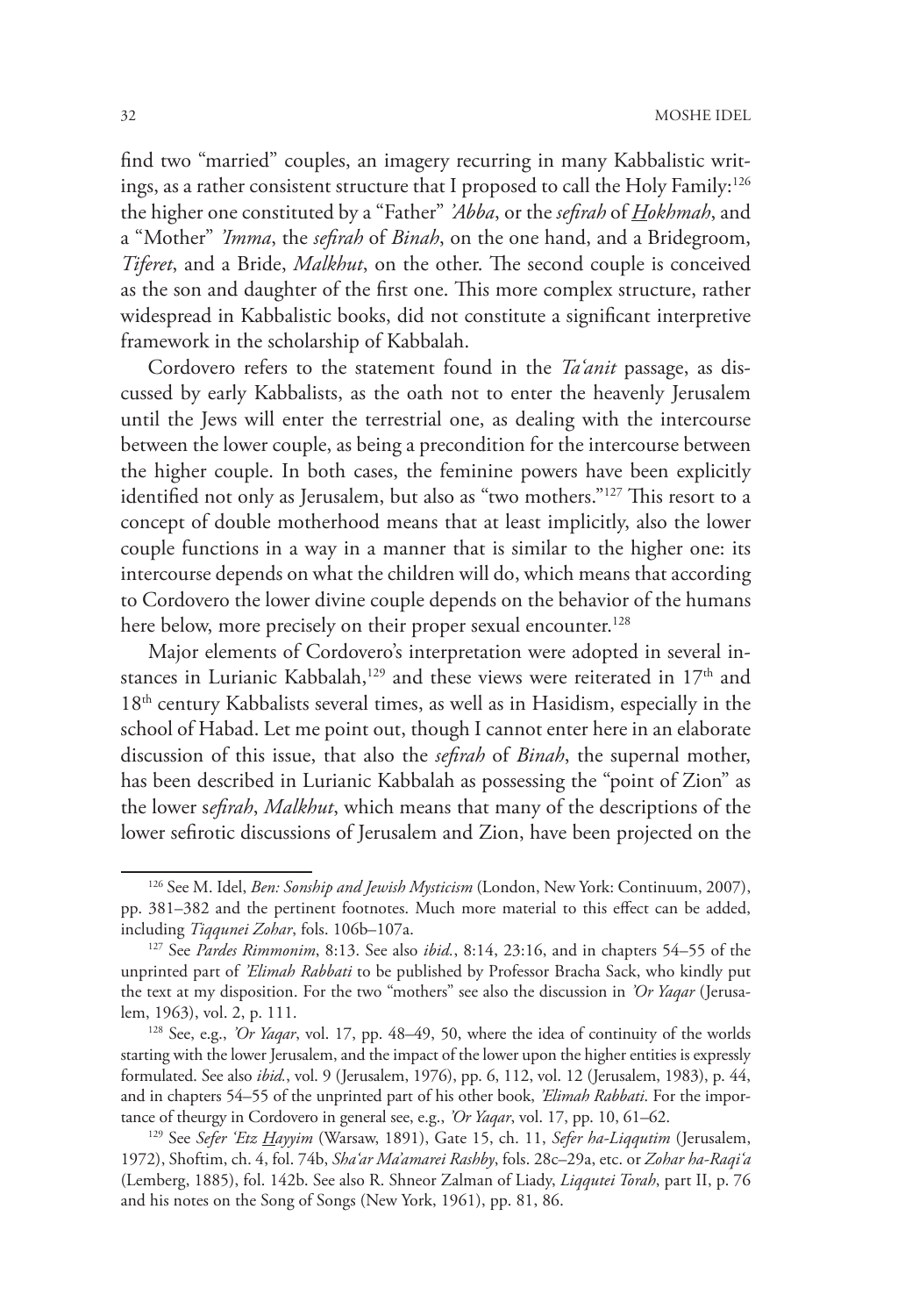find two "married" couples, an imagery recurring in many Kabbalistic writings, as a rather consistent structure that I proposed to call the Holy Family:[126] the higher one constituted by a "Father" *'Abba*, or the *sefirah* of *Hokhmah*, and a "Mother" *'Imma*, the *sefirah* of *Binah*, on the one hand, and a Bridegroom, *Tiferet*, and a Bride, *Malkhut*, on the other. The second couple is conceived as the son and daughter of the first one. This more complex structure, rather widespread in Kabbalistic books, did not constitute a significant interpretive framework in the scholarship of Kabbalah.

Cordovero refers to the statement found in the *Ta'anit* passage, as discussed by early Kabbalists, as the oath not to enter the heavenly Jerusalem until the Jews will enter the terrestrial one, as dealing with the intercourse between the lower couple, as being a precondition for the intercourse between the higher couple. In both cases, the feminine powers have been explicitly identified not only as Jerusalem, but also as "two mothers."[127] This resort to a concept of double motherhood means that at least implicitly, also the lower couple functions in a way in a manner that is similar to the higher one: its intercourse depends on what the children will do, which means that according to Cordovero the lower divine couple depends on the behavior of the humans here below, more precisely on their proper sexual encounter.[128]

Major elements of Cordovero's interpretation were adopted in several instances in Lurianic Kabbalah,[129] and these views were reiterated in 17th and 18th century Kabbalists several times, as well as in Hasidism, especially in the school of Habad. Let me point out, though I cannot enter here in an elaborate discussion of this issue, that also the *sefirah* of *Binah*, the supernal mother, has been described in Lurianic Kabbalah as possessing the "point of Zion" as the lower s*efirah*, *Malkhut*, which means that many of the descriptions of the lower sefirotic discussions of Jerusalem and Zion, have been projected on the

---

[126] See M. Idel, *Ben: Sonship and Jewish Mysticism* (London, New York: Continuum, 2007), pp. 381–382 and the pertinent footnotes. Much more material to this effect can be added, including *Tiqqunei Zohar*, fols. 106b–107a.

[127] See *Pardes Rimmonim*, 8:13. See also *ibid.*, 8:14, 23:16, and in chapters 54–55 of the unprinted part of *'Elimah Rabbati* to be published by Professor Bracha Sack, who kindly put the text at my disposition. For the two "mothers" see also the discussion in *'Or Yaqar* (Jerusalem, 1963), vol. 2, p. 111.

[128] See, e.g., *'Or Yaqar*, vol. 17, pp. 48–49, 50, where the idea of continuity of the worlds starting with the lower Jerusalem, and the impact of the lower upon the higher entities is expressly formulated. See also *ibid.*, vol. 9 (Jerusalem, 1976), pp. 6, 112, vol. 12 (Jerusalem, 1983), p. 44, and in chapters 54–55 of the unprinted part of his other book, *'Elimah Rabbati*. For the importance of theurgy in Cordovero in general see, e.g., *'Or Yaqar*, vol. 17, pp. 10, 61–62.

[129] See *Sefer 'Etz Hayyim* (Warsaw, 1891), Gate 15, ch. 11, *Sefer ha-Liqqutim* (Jerusalem, 1972), Shoftim, ch. 4, fol. 74b, *Sha'ar Ma'amarei Rashby*, fols. 28c–29a, etc. or *Zohar ha-Raqi'a* (Lemberg, 1885), fol. 142b. See also R. Shneor Zalman of Liady, *Liqqutei Torah*, part II, p. 76 and his notes on the Song of Songs (New York, 1961), pp. 81, 86.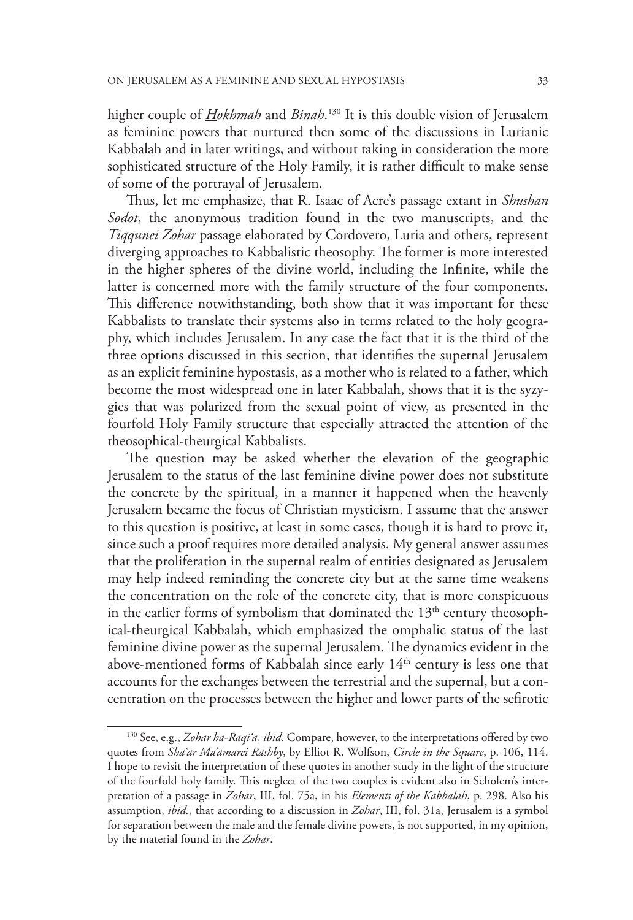higher couple of *Hokhmah* and *Binah*.[130] It is this double vision of Jerusalem as feminine powers that nurtured then some of the discussions in Lurianic Kabbalah and in later writings, and without taking in consideration the more sophisticated structure of the Holy Family, it is rather difficult to make sense of some of the portrayal of Jerusalem.

Thus, let me emphasize, that R. Isaac of Acre's passage extant in *Shushan Sodot*, the anonymous tradition found in the two manuscripts, and the *Tiqqunei Zohar* passage elaborated by Cordovero, Luria and others, represent diverging approaches to Kabbalistic theosophy. The former is more interested in the higher spheres of the divine world, including the Infinite, while the latter is concerned more with the family structure of the four components. This difference notwithstanding, both show that it was important for these Kabbalists to translate their systems also in terms related to the holy geography, which includes Jerusalem. In any case the fact that it is the third of the three options discussed in this section, that identifies the supernal Jerusalem as an explicit feminine hypostasis, as a mother who is related to a father, which become the most widespread one in later Kabbalah, shows that it is the syzygies that was polarized from the sexual point of view, as presented in the fourfold Holy Family structure that especially attracted the attention of the theosophical-theurgical Kabbalists.

The question may be asked whether the elevation of the geographic Jerusalem to the status of the last feminine divine power does not substitute the concrete by the spiritual, in a manner it happened when the heavenly Jerusalem became the focus of Christian mysticism. I assume that the answer to this question is positive, at least in some cases, though it is hard to prove it, since such a proof requires more detailed analysis. My general answer assumes that the proliferation in the supernal realm of entities designated as Jerusalem may help indeed reminding the concrete city but at the same time weakens the concentration on the role of the concrete city, that is more conspicuous in the earlier forms of symbolism that dominated the 13th century theosophical-theurgical Kabbalah, which emphasized the omphalic status of the last feminine divine power as the supernal Jerusalem. The dynamics evident in the above-mentioned forms of Kabbalah since early 14th century is less one that accounts for the exchanges between the terrestrial and the supernal, but a concentration on the processes between the higher and lower parts of the sefirotic

---

[130] See, e.g., *Zohar ha-Raqi'a*, *ibid.* Compare, however, to the interpretations offered by two quotes from *Sha'ar Ma'amarei Rashby*, by Elliot R. Wolfson, *Circle in the Square*, p. 106, 114. I hope to revisit the interpretation of these quotes in another study in the light of the structure of the fourfold holy family. This neglect of the two couples is evident also in Scholem's interpretation of a passage in *Zohar*, III, fol. 75a, in his *Elements of the Kabbalah*, p. 298. Also his assumption, *ibid.*, that according to a discussion in *Zohar*, III, fol. 31a, Jerusalem is a symbol for separation between the male and the female divine powers, is not supported, in my opinion, by the material found in the *Zohar*.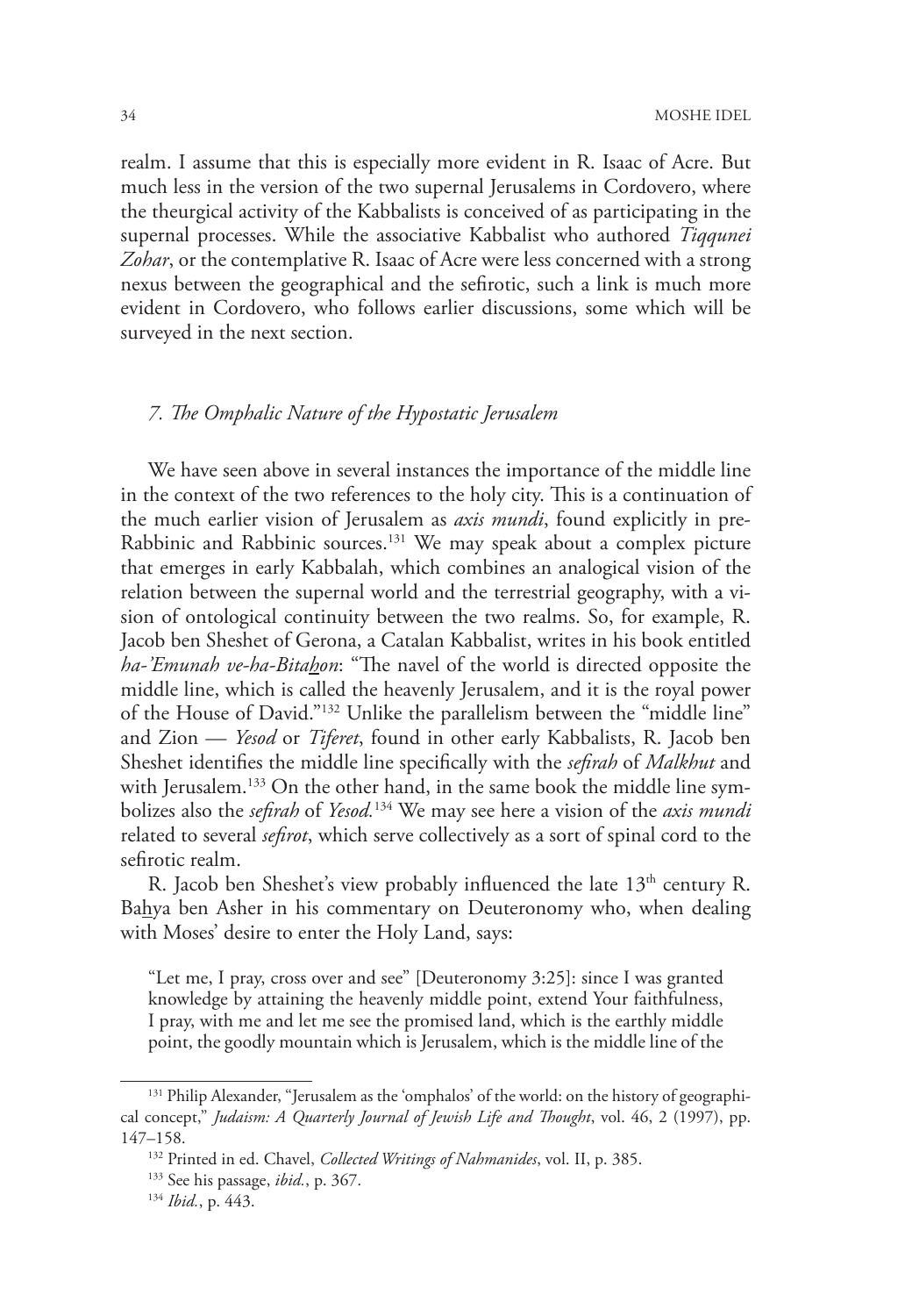realm. I assume that this is especially more evident in R. Isaac of Acre. But much less in the version of the two supernal Jerusalems in Cordovero, where the theurgical activity of the Kabbalists is conceived of as participating in the supernal processes. While the associative Kabbalist who authored *Tiqqunei Zohar*, or the contemplative R. Isaac of Acre were less concerned with a strong nexus between the geographical and the sefirotic, such a link is much more evident in Cordovero, who follows earlier discussions, some which will be surveyed in the next section.

### *7. The Omphalic Nature of the Hypostatic Jerusalem*

We have seen above in several instances the importance of the middle line in the context of the two references to the holy city. This is a continuation of the much earlier vision of Jerusalem as *axis mundi*, found explicitly in pre-Rabbinic and Rabbinic sources.[131] We may speak about a complex picture that emerges in early Kabbalah, which combines an analogical vision of the relation between the supernal world and the terrestrial geography, with a vision of ontological continuity between the two realms. So, for example, R. Jacob ben Sheshet of Gerona, a Catalan Kabbalist, writes in his book entitled *ha-'Emunah ve-ha-Bitaḫon*: "The navel of the world is directed opposite the middle line, which is called the heavenly Jerusalem, and it is the royal power of the House of David."[132] Unlike the parallelism between the "middle line" and Zion — *Yesod* or *Tiferet*, found in other early Kabbalists, R. Jacob ben Sheshet identifies the middle line specifically with the *sefirah* of *Malkhut* and with Jerusalem.[133] On the other hand, in the same book the middle line symbolizes also the *sefirah* of *Yesod*.[134] We may see here a vision of the *axis mundi* related to several *sefirot*, which serve collectively as a sort of spinal cord to the sefirotic realm.

R. Jacob ben Sheshet's view probably influenced the late 13th century R. Baḫya ben Asher in his commentary on Deuteronomy who, when dealing with Moses' desire to enter the Holy Land, says:

> "Let me, I pray, cross over and see" [Deuteronomy 3:25]: since I was granted knowledge by attaining the heavenly middle point, extend Your faithfulness, I pray, with me and let me see the promised land, which is the earthly middle point, the goodly mountain which is Jerusalem, which is the middle line of the

---

[131] Philip Alexander, "Jerusalem as the 'omphalos' of the world: on the history of geographical concept," *Judaism: A Quarterly Journal of Jewish Life and Thought*, vol. 46, 2 (1997), pp. 147–158.

[132] Printed in ed. Chavel, *Collected Writings of Nahmanides*, vol. II, p. 385.

[133] See his passage, *ibid.*, p. 367.

[134] *Ibid.*, p. 443.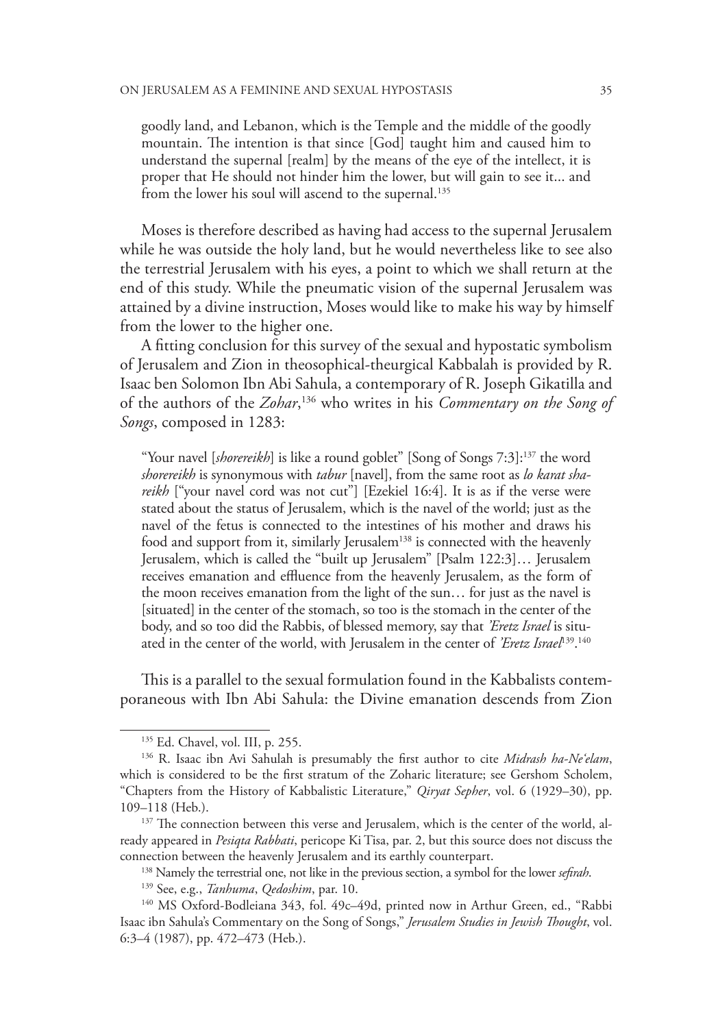> goodly land, and Lebanon, which is the Temple and the middle of the goodly mountain. The intention is that since [God] taught him and caused him to understand the supernal [realm] by the means of the eye of the intellect, it is proper that He should not hinder him the lower, but will gain to see it... and from the lower his soul will ascend to the supernal.[135]

Moses is therefore described as having had access to the supernal Jerusalem while he was outside the holy land, but he would nevertheless like to see also the terrestrial Jerusalem with his eyes, a point to which we shall return at the end of this study. While the pneumatic vision of the supernal Jerusalem was attained by a divine instruction, Moses would like to make his way by himself from the lower to the higher one.

A fitting conclusion for this survey of the sexual and hypostatic symbolism of Jerusalem and Zion in theosophical-theurgical Kabbalah is provided by R. Isaac ben Solomon Ibn Abi Sahula, a contemporary of R. Joseph Gikatilla and of the authors of the *Zohar*,[136] who writes in his *Commentary on the Song of Songs*, composed in 1283:

> "Your navel [*shorereikh*] is like a round goblet" [Song of Songs 7:3]:[137] the word *shorereikh* is synonymous with *tabur* [navel], from the same root as *lo karat shareikh* ["your navel cord was not cut"] [Ezekiel 16:4]. It is as if the verse were stated about the status of Jerusalem, which is the navel of the world; just as the navel of the fetus is connected to the intestines of his mother and draws his food and support from it, similarly Jerusalem[138] is connected with the heavenly Jerusalem, which is called the "built up Jerusalem" [Psalm 122:3]… Jerusalem receives emanation and effluence from the heavenly Jerusalem, as the form of the moon receives emanation from the light of the sun… for just as the navel is [situated] in the center of the stomach, so too is the stomach in the center of the body, and so too did the Rabbis, of blessed memory, say that *'Eretz Israel* is situated in the center of the world, with Jerusalem in the center of *'Eretz Israel*[139].[140]

This is a parallel to the sexual formulation found in the Kabbalists contemporaneous with Ibn Abi Sahula: the Divine emanation descends from Zion

---

[135] Ed. Chavel, vol. III, p. 255.

[136] R. Isaac ibn Avi Sahulah is presumably the first author to cite *Midrash ha-Ne'elam*, which is considered to be the first stratum of the Zoharic literature; see Gershom Scholem, "Chapters from the History of Kabbalistic Literature," *Qiryat Sepher*, vol. 6 (1929–30), pp. 109–118 (Heb.).

[137] The connection between this verse and Jerusalem, which is the center of the world, already appeared in *Pesiqta Rabbati*, pericope Ki Tisa, par. 2, but this source does not discuss the connection between the heavenly Jerusalem and its earthly counterpart.

[138] Namely the terrestrial one, not like in the previous section, a symbol for the lower *sefirah*.

[139] See, e.g., *Tanhuma*, *Qedoshim*, par. 10.

[140] MS Oxford-Bodleiana 343, fol. 49c–49d, printed now in Arthur Green, ed., "Rabbi Isaac ibn Sahula's Commentary on the Song of Songs," *Jerusalem Studies in Jewish Thought*, vol. 6:3–4 (1987), pp. 472–473 (Heb.).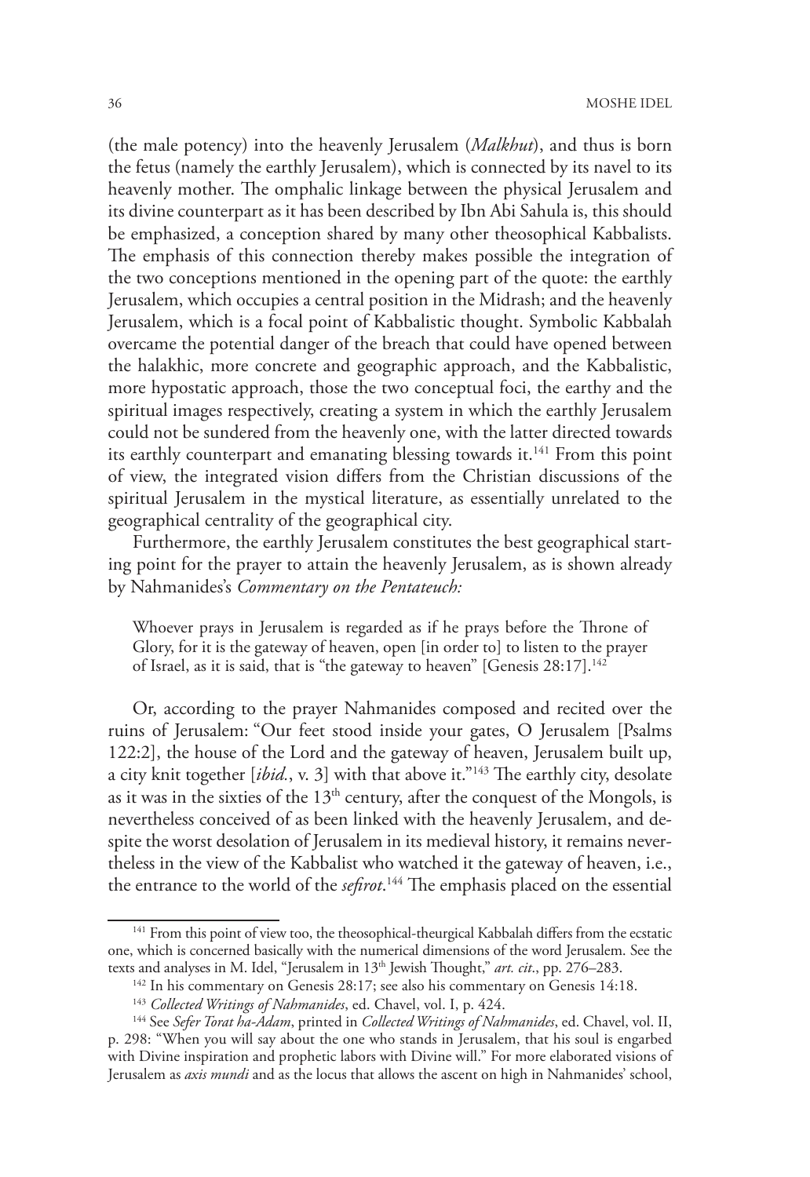(the male potency) into the heavenly Jerusalem (*Malkhut*), and thus is born the fetus (namely the earthly Jerusalem), which is connected by its navel to its heavenly mother. The omphalic linkage between the physical Jerusalem and its divine counterpart as it has been described by Ibn Abi Sahula is, this should be emphasized, a conception shared by many other theosophical Kabbalists. The emphasis of this connection thereby makes possible the integration of the two conceptions mentioned in the opening part of the quote: the earthly Jerusalem, which occupies a central position in the Midrash; and the heavenly Jerusalem, which is a focal point of Kabbalistic thought. Symbolic Kabbalah overcame the potential danger of the breach that could have opened between the halakhic, more concrete and geographic approach, and the Kabbalistic, more hypostatic approach, those the two conceptual foci, the earthy and the spiritual images respectively, creating a system in which the earthly Jerusalem could not be sundered from the heavenly one, with the latter directed towards its earthly counterpart and emanating blessing towards it.[141] From this point of view, the integrated vision differs from the Christian discussions of the spiritual Jerusalem in the mystical literature, as essentially unrelated to the geographical centrality of the geographical city.

Furthermore, the earthly Jerusalem constitutes the best geographical starting point for the prayer to attain the heavenly Jerusalem, as is shown already by Nahmanides's *Commentary on the Pentateuch:*

> Whoever prays in Jerusalem is regarded as if he prays before the Throne of Glory, for it is the gateway of heaven, open [in order to] to listen to the prayer of Israel, as it is said, that is "the gateway to heaven" [Genesis 28:17].[142]

Or, according to the prayer Nahmanides composed and recited over the ruins of Jerusalem: "Our feet stood inside your gates, O Jerusalem [Psalms 122:2], the house of the Lord and the gateway of heaven, Jerusalem built up, a city knit together [*ibid.*, v. 3] with that above it."[143] The earthly city, desolate as it was in the sixties of the 13th century, after the conquest of the Mongols, is nevertheless conceived of as been linked with the heavenly Jerusalem, and despite the worst desolation of Jerusalem in its medieval history, it remains nevertheless in the view of the Kabbalist who watched it the gateway of heaven, i.e., the entrance to the world of the *sefirot*.[144] The emphasis placed on the essential

---

[141] From this point of view too, the theosophical-theurgical Kabbalah differs from the ecstatic one, which is concerned basically with the numerical dimensions of the word Jerusalem. See the texts and analyses in M. Idel, "Jerusalem in 13th Jewish Thought," *art. cit.*, pp. 276–283.

[142] In his commentary on Genesis 28:17; see also his commentary on Genesis 14:18.

[143] *Collected Writings of Nahmanides*, ed. Chavel, vol. I, p. 424.

[144] See *Sefer Torat ha-Adam*, printed in *Collected Writings of Nahmanides*, ed. Chavel, vol. II, p. 298: "When you will say about the one who stands in Jerusalem, that his soul is engarbed with Divine inspiration and prophetic labors with Divine will." For more elaborated visions of Jerusalem as *axis mundi* and as the locus that allows the ascent on high in Nahmanides' school,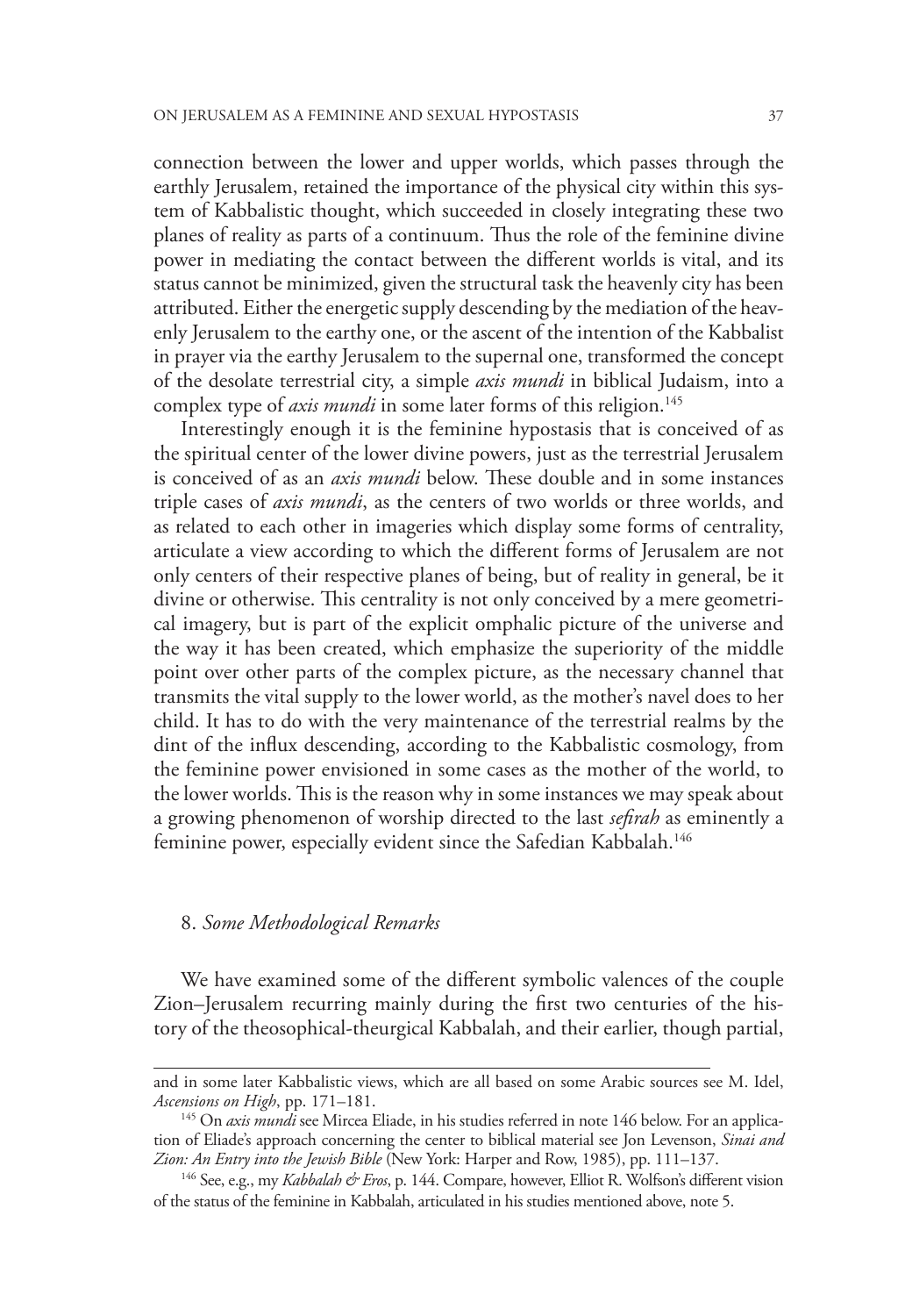connection between the lower and upper worlds, which passes through the earthly Jerusalem, retained the importance of the physical city within this system of Kabbalistic thought, which succeeded in closely integrating these two planes of reality as parts of a continuum. Thus the role of the feminine divine power in mediating the contact between the different worlds is vital, and its status cannot be minimized, given the structural task the heavenly city has been attributed. Either the energetic supply descending by the mediation of the heavenly Jerusalem to the earthy one, or the ascent of the intention of the Kabbalist in prayer via the earthy Jerusalem to the supernal one, transformed the concept of the desolate terrestrial city, a simple *axis mundi* in biblical Judaism, into a complex type of *axis mundi* in some later forms of this religion.[145]

Interestingly enough it is the feminine hypostasis that is conceived of as the spiritual center of the lower divine powers, just as the terrestrial Jerusalem is conceived of as an *axis mundi* below. These double and in some instances triple cases of *axis mundi*, as the centers of two worlds or three worlds, and as related to each other in imageries which display some forms of centrality, articulate a view according to which the different forms of Jerusalem are not only centers of their respective planes of being, but of reality in general, be it divine or otherwise. This centrality is not only conceived by a mere geometrical imagery, but is part of the explicit omphalic picture of the universe and the way it has been created, which emphasize the superiority of the middle point over other parts of the complex picture, as the necessary channel that transmits the vital supply to the lower world, as the mother's navel does to her child. It has to do with the very maintenance of the terrestrial realms by the dint of the influx descending, according to the Kabbalistic cosmology, from the feminine power envisioned in some cases as the mother of the world, to the lower worlds. This is the reason why in some instances we may speak about a growing phenomenon of worship directed to the last *sefirah* as eminently a feminine power, especially evident since the Safedian Kabbalah.[146]

## 8. *Some Methodological Remarks*

We have examined some of the different symbolic valences of the couple Zion–Jerusalem recurring mainly during the first two centuries of the history of the theosophical-theurgical Kabbalah, and their earlier, though partial,

---

and in some later Kabbalistic views, which are all based on some Arabic sources see M. Idel, *Ascensions on High*, pp. 171–181.

[145] On *axis mundi* see Mircea Eliade, in his studies referred in note 146 below. For an application of Eliade's approach concerning the center to biblical material see Jon Levenson, *Sinai and Zion: An Entry into the Jewish Bible* (New York: Harper and Row, 1985), pp. 111–137.

[146] See, e.g., my *Kabbalah & Eros*, p. 144. Compare, however, Elliot R. Wolfson's different vision of the status of the feminine in Kabbalah, articulated in his studies mentioned above, note 5.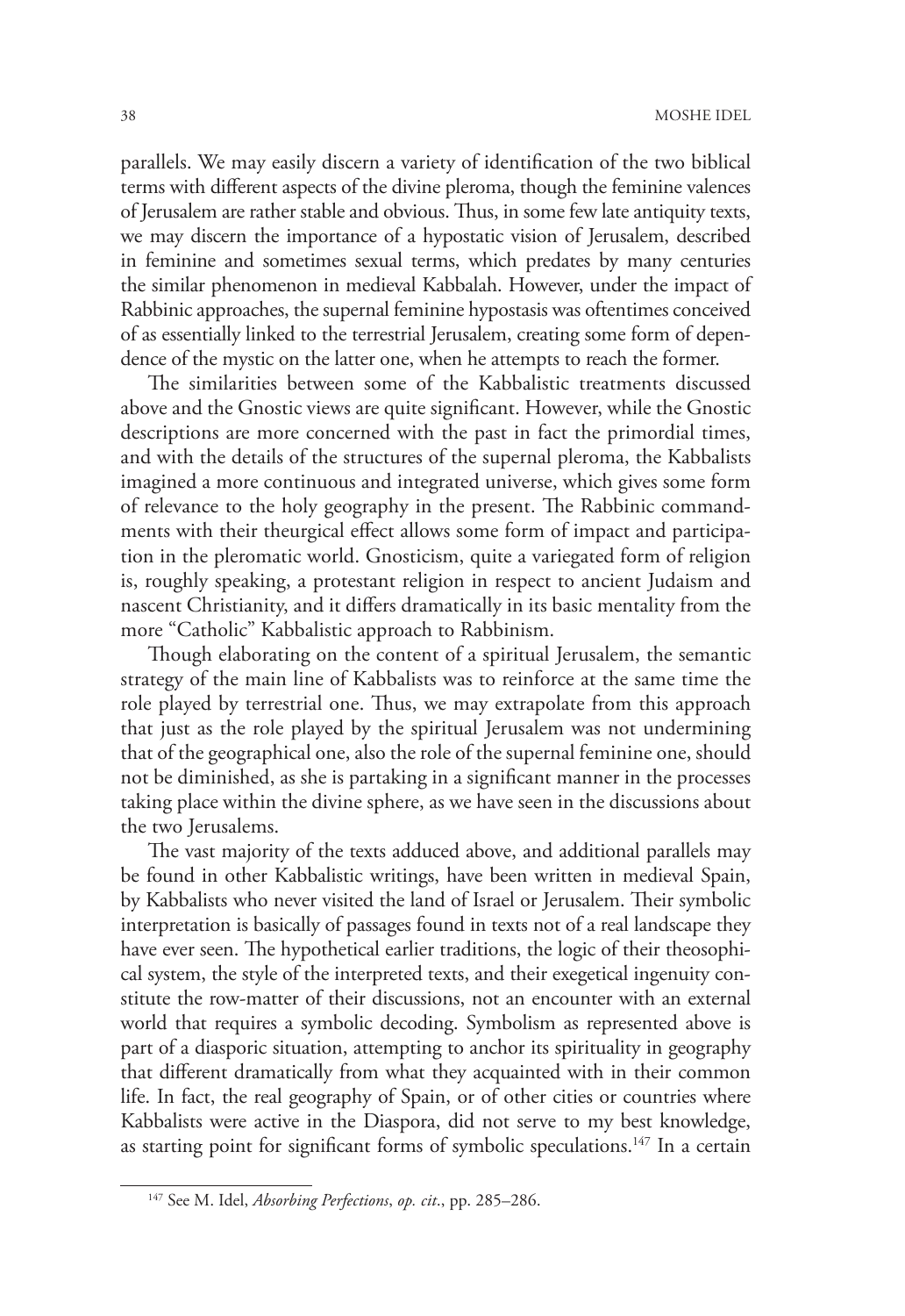parallels. We may easily discern a variety of identification of the two biblical terms with different aspects of the divine pleroma, though the feminine valences of Jerusalem are rather stable and obvious. Thus, in some few late antiquity texts, we may discern the importance of a hypostatic vision of Jerusalem, described in feminine and sometimes sexual terms, which predates by many centuries the similar phenomenon in medieval Kabbalah. However, under the impact of Rabbinic approaches, the supernal feminine hypostasis was oftentimes conceived of as essentially linked to the terrestrial Jerusalem, creating some form of dependence of the mystic on the latter one, when he attempts to reach the former.

The similarities between some of the Kabbalistic treatments discussed above and the Gnostic views are quite significant. However, while the Gnostic descriptions are more concerned with the past in fact the primordial times, and with the details of the structures of the supernal pleroma, the Kabbalists imagined a more continuous and integrated universe, which gives some form of relevance to the holy geography in the present. The Rabbinic commandments with their theurgical effect allows some form of impact and participation in the pleromatic world. Gnosticism, quite a variegated form of religion is, roughly speaking, a protestant religion in respect to ancient Judaism and nascent Christianity, and it differs dramatically in its basic mentality from the more "Catholic" Kabbalistic approach to Rabbinism.

Though elaborating on the content of a spiritual Jerusalem, the semantic strategy of the main line of Kabbalists was to reinforce at the same time the role played by terrestrial one. Thus, we may extrapolate from this approach that just as the role played by the spiritual Jerusalem was not undermining that of the geographical one, also the role of the supernal feminine one, should not be diminished, as she is partaking in a significant manner in the processes taking place within the divine sphere, as we have seen in the discussions about the two Jerusalems.

The vast majority of the texts adduced above, and additional parallels may be found in other Kabbalistic writings, have been written in medieval Spain, by Kabbalists who never visited the land of Israel or Jerusalem. Their symbolic interpretation is basically of passages found in texts not of a real landscape they have ever seen. The hypothetical earlier traditions, the logic of their theosophical system, the style of the interpreted texts, and their exegetical ingenuity constitute the row-matter of their discussions, not an encounter with an external world that requires a symbolic decoding. Symbolism as represented above is part of a diasporic situation, attempting to anchor its spirituality in geography that different dramatically from what they acquainted with in their common life. In fact, the real geography of Spain, or of other cities or countries where Kabbalists were active in the Diaspora, did not serve to my best knowledge, as starting point for significant forms of symbolic speculations.[147] In a certain

[147] See M. Idel, *Absorbing Perfections*, *op. cit*., pp. 285–286.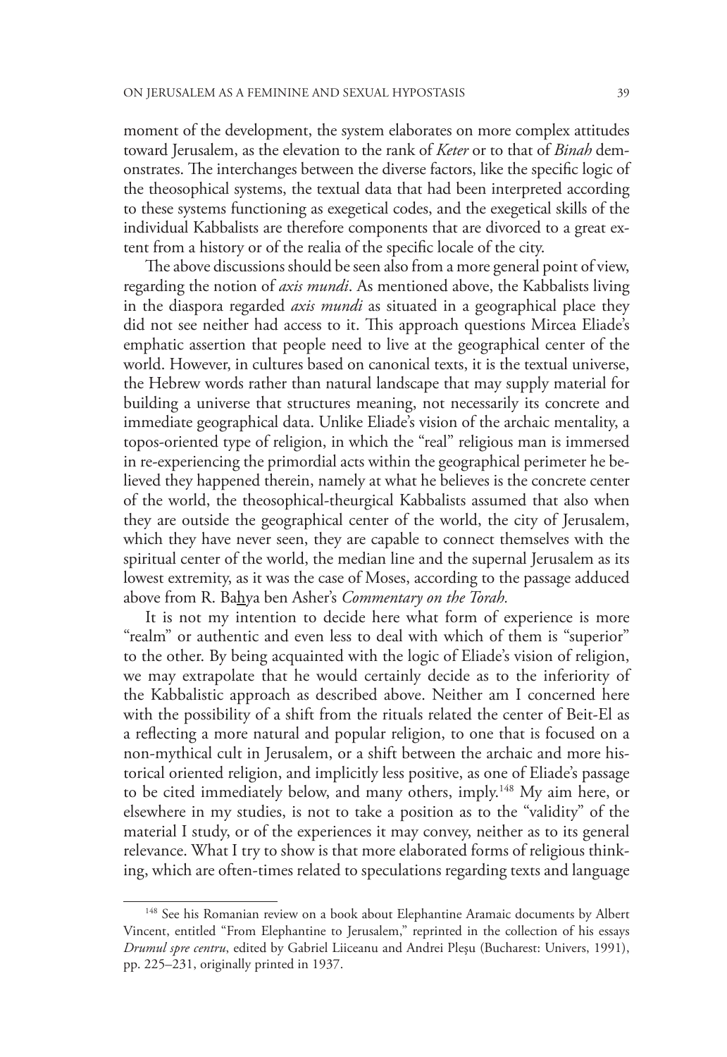moment of the development, the system elaborates on more complex attitudes toward Jerusalem, as the elevation to the rank of *Keter* or to that of *Binah* demonstrates. The interchanges between the diverse factors, like the specific logic of the theosophical systems, the textual data that had been interpreted according to these systems functioning as exegetical codes, and the exegetical skills of the individual Kabbalists are therefore components that are divorced to a great extent from a history or of the realia of the specific locale of the city.

The above discussions should be seen also from a more general point of view, regarding the notion of *axis mundi*. As mentioned above, the Kabbalists living in the diaspora regarded *axis mundi* as situated in a geographical place they did not see neither had access to it. This approach questions Mircea Eliade's emphatic assertion that people need to live at the geographical center of the world. However, in cultures based on canonical texts, it is the textual universe, the Hebrew words rather than natural landscape that may supply material for building a universe that structures meaning, not necessarily its concrete and immediate geographical data. Unlike Eliade's vision of the archaic mentality, a topos-oriented type of religion, in which the "real" religious man is immersed in re-experiencing the primordial acts within the geographical perimeter he believed they happened therein, namely at what he believes is the concrete center of the world, the theosophical-theurgical Kabbalists assumed that also when they are outside the geographical center of the world, the city of Jerusalem, which they have never seen, they are capable to connect themselves with the spiritual center of the world, the median line and the supernal Jerusalem as its lowest extremity, as it was the case of Moses, according to the passage adduced above from R. Ba<u>h</u>ya ben Asher's *Commentary on the Torah.*

It is not my intention to decide here what form of experience is more "realm" or authentic and even less to deal with which of them is "superior" to the other. By being acquainted with the logic of Eliade's vision of religion, we may extrapolate that he would certainly decide as to the inferiority of the Kabbalistic approach as described above. Neither am I concerned here with the possibility of a shift from the rituals related the center of Beit-El as a reflecting a more natural and popular religion, to one that is focused on a non-mythical cult in Jerusalem, or a shift between the archaic and more historical oriented religion, and implicitly less positive, as one of Eliade's passage to be cited immediately below, and many others, imply.[148] My aim here, or elsewhere in my studies, is not to take a position as to the "validity" of the material I study, or of the experiences it may convey, neither as to its general relevance. What I try to show is that more elaborated forms of religious thinking, which are often-times related to speculations regarding texts and language

[148] See his Romanian review on a book about Elephantine Aramaic documents by Albert Vincent, entitled "From Elephantine to Jerusalem," reprinted in the collection of his essays *Drumul spre centru*, edited by Gabriel Liiceanu and Andrei Pleşu (Bucharest: Univers, 1991), pp. 225–231, originally printed in 1937.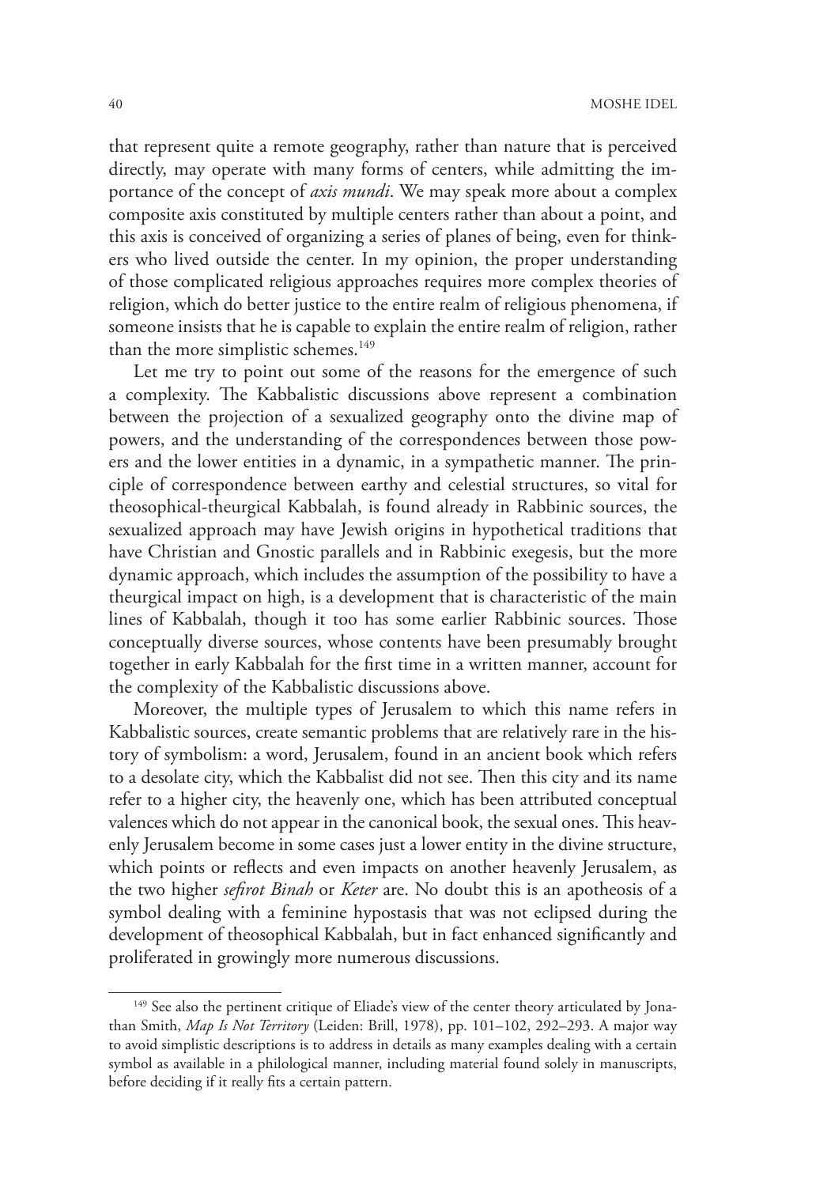that represent quite a remote geography, rather than nature that is perceived directly, may operate with many forms of centers, while admitting the importance of the concept of *axis mundi*. We may speak more about a complex composite axis constituted by multiple centers rather than about a point, and this axis is conceived of organizing a series of planes of being, even for thinkers who lived outside the center. In my opinion, the proper understanding of those complicated religious approaches requires more complex theories of religion, which do better justice to the entire realm of religious phenomena, if someone insists that he is capable to explain the entire realm of religion, rather than the more simplistic schemes.[149]

Let me try to point out some of the reasons for the emergence of such a complexity. The Kabbalistic discussions above represent a combination between the projection of a sexualized geography onto the divine map of powers, and the understanding of the correspondences between those powers and the lower entities in a dynamic, in a sympathetic manner. The principle of correspondence between earthy and celestial structures, so vital for theosophical-theurgical Kabbalah, is found already in Rabbinic sources, the sexualized approach may have Jewish origins in hypothetical traditions that have Christian and Gnostic parallels and in Rabbinic exegesis, but the more dynamic approach, which includes the assumption of the possibility to have a theurgical impact on high, is a development that is characteristic of the main lines of Kabbalah, though it too has some earlier Rabbinic sources. Those conceptually diverse sources, whose contents have been presumably brought together in early Kabbalah for the first time in a written manner, account for the complexity of the Kabbalistic discussions above.

Moreover, the multiple types of Jerusalem to which this name refers in Kabbalistic sources, create semantic problems that are relatively rare in the history of symbolism: a word, Jerusalem, found in an ancient book which refers to a desolate city, which the Kabbalist did not see. Then this city and its name refer to a higher city, the heavenly one, which has been attributed conceptual valences which do not appear in the canonical book, the sexual ones. This heavenly Jerusalem become in some cases just a lower entity in the divine structure, which points or reflects and even impacts on another heavenly Jerusalem, as the two higher *sefirot Binah* or *Keter* are. No doubt this is an apotheosis of a symbol dealing with a feminine hypostasis that was not eclipsed during the development of theosophical Kabbalah, but in fact enhanced significantly and proliferated in growingly more numerous discussions.

---

[149] See also the pertinent critique of Eliade's view of the center theory articulated by Jonathan Smith, *Map Is Not Territory* (Leiden: Brill, 1978), pp. 101–102, 292–293. A major way to avoid simplistic descriptions is to address in details as many examples dealing with a certain symbol as available in a philological manner, including material found solely in manuscripts, before deciding if it really fits a certain pattern.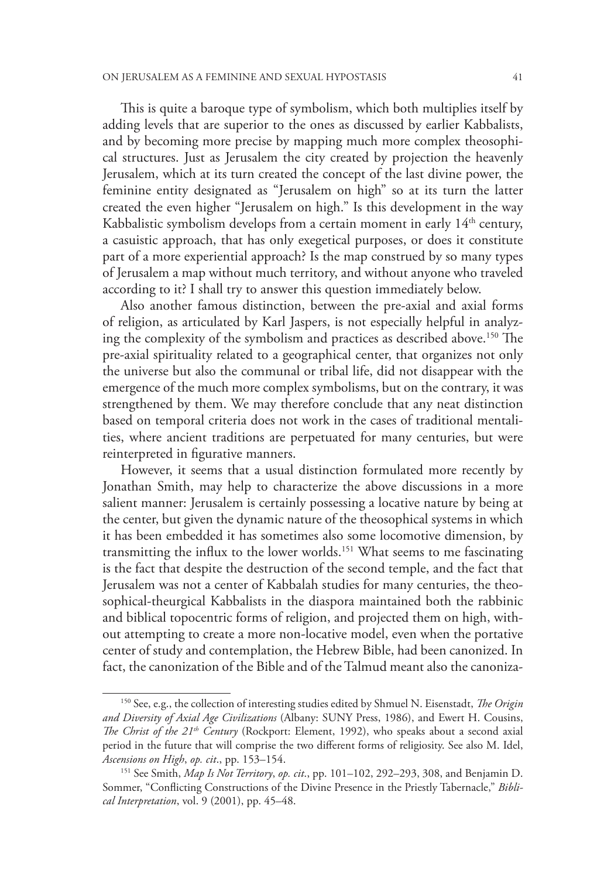This is quite a baroque type of symbolism, which both multiplies itself by adding levels that are superior to the ones as discussed by earlier Kabbalists, and by becoming more precise by mapping much more complex theosophical structures. Just as Jerusalem the city created by projection the heavenly Jerusalem, which at its turn created the concept of the last divine power, the feminine entity designated as "Jerusalem on high" so at its turn the latter created the even higher "Jerusalem on high." Is this development in the way Kabbalistic symbolism develops from a certain moment in early 14th century, a casuistic approach, that has only exegetical purposes, or does it constitute part of a more experiential approach? Is the map construed by so many types of Jerusalem a map without much territory, and without anyone who traveled according to it? I shall try to answer this question immediately below.

Also another famous distinction, between the pre-axial and axial forms of religion, as articulated by Karl Jaspers, is not especially helpful in analyzing the complexity of the symbolism and practices as described above.[150] The pre-axial spirituality related to a geographical center, that organizes not only the universe but also the communal or tribal life, did not disappear with the emergence of the much more complex symbolisms, but on the contrary, it was strengthened by them. We may therefore conclude that any neat distinction based on temporal criteria does not work in the cases of traditional mentalities, where ancient traditions are perpetuated for many centuries, but were reinterpreted in figurative manners.

However, it seems that a usual distinction formulated more recently by Jonathan Smith, may help to characterize the above discussions in a more salient manner: Jerusalem is certainly possessing a locative nature by being at the center, but given the dynamic nature of the theosophical systems in which it has been embedded it has sometimes also some locomotive dimension, by transmitting the influx to the lower worlds.[151] What seems to me fascinating is the fact that despite the destruction of the second temple, and the fact that Jerusalem was not a center of Kabbalah studies for many centuries, the theosophical-theurgical Kabbalists in the diaspora maintained both the rabbinic and biblical topocentric forms of religion, and projected them on high, without attempting to create a more non-locative model, even when the portative center of study and contemplation, the Hebrew Bible, had been canonized. In fact, the canonization of the Bible and of the Talmud meant also the canoniza-

---

[150] See, e.g., the collection of interesting studies edited by Shmuel N. Eisenstadt, *The Origin and Diversity of Axial Age Civilizations* (Albany: SUNY Press, 1986), and Ewert H. Cousins, *The Christ of the 21th Century* (Rockport: Element, 1992), who speaks about a second axial period in the future that will comprise the two different forms of religiosity. See also M. Idel, *Ascensions on High*, *op. cit.*, pp. 153–154.

[151] See Smith, *Map Is Not Territory*, *op. cit.*, pp. 101–102, 292–293, 308, and Benjamin D. Sommer, "Conflicting Constructions of the Divine Presence in the Priestly Tabernacle," *Biblical Interpretation*, vol. 9 (2001), pp. 45–48.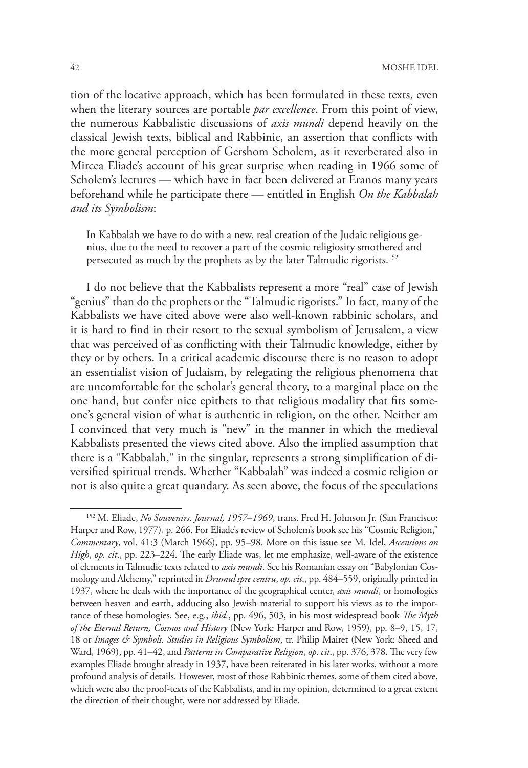tion of the locative approach, which has been formulated in these texts, even when the literary sources are portable *par excellence*. From this point of view, the numerous Kabbalistic discussions of *axis mundi* depend heavily on the classical Jewish texts, biblical and Rabbinic, an assertion that conflicts with the more general perception of Gershom Scholem, as it reverberated also in Mircea Eliade's account of his great surprise when reading in 1966 some of Scholem's lectures — which have in fact been delivered at Eranos many years beforehand while he participate there — entitled in English *On the Kabbalah and its Symbolism*:

> In Kabbalah we have to do with a new, real creation of the Judaic religious genius, due to the need to recover a part of the cosmic religiosity smothered and persecuted as much by the prophets as by the later Talmudic rigorists.[152]

I do not believe that the Kabbalists represent a more "real" case of Jewish "genius" than do the prophets or the "Talmudic rigorists." In fact, many of the Kabbalists we have cited above were also well-known rabbinic scholars, and it is hard to find in their resort to the sexual symbolism of Jerusalem, a view that was perceived of as conflicting with their Talmudic knowledge, either by they or by others. In a critical academic discourse there is no reason to adopt an essentialist vision of Judaism, by relegating the religious phenomena that are uncomfortable for the scholar's general theory, to a marginal place on the one hand, but confer nice epithets to that religious modality that fits someone's general vision of what is authentic in religion, on the other. Neither am I convinced that very much is "new" in the manner in which the medieval Kabbalists presented the views cited above. Also the implied assumption that there is a "Kabbalah," in the singular, represents a strong simplification of diversified spiritual trends. Whether "Kabbalah" was indeed a cosmic religion or not is also quite a great quandary. As seen above, the focus of the speculations

---

[152] M. Eliade, *No Souvenirs. Journal, 1957–1969*, trans. Fred H. Johnson Jr. (San Francisco: Harper and Row, 1977), p. 266. For Eliade's review of Scholem's book see his "Cosmic Religion," *Commentary*, vol. 41:3 (March 1966), pp. 95–98. More on this issue see M. Idel, *Ascensions on High*, *op. cit.*, pp. 223–224. The early Eliade was, let me emphasize, well-aware of the existence of elements in Talmudic texts related to *axis mundi*. See his Romanian essay on "Babylonian Cosmology and Alchemy," reprinted in *Drumul spre centru*, *op. cit.*, pp. 484–559, originally printed in 1937, where he deals with the importance of the geographical center, *axis mundi*, or homologies between heaven and earth, adducing also Jewish material to support his views as to the importance of these homologies. See, e.g., *ibid.*, pp. 496, 503, in his most widespread book *The Myth of the Eternal Return, Cosmos and History* (New York: Harper and Row, 1959), pp. 8–9, 15, 17, 18 or *Images & Symbols. Studies in Religious Symbolism*, tr. Philip Mairet (New York: Sheed and Ward, 1969), pp. 41–42, and *Patterns in Comparative Religion*, *op. cit.*, pp. 376, 378. The very few examples Eliade brought already in 1937, have been reiterated in his later works, without a more profound analysis of details. However, most of those Rabbinic themes, some of them cited above, which were also the proof-texts of the Kabbalists, and in my opinion, determined to a great extent the direction of their thought, were not addressed by Eliade.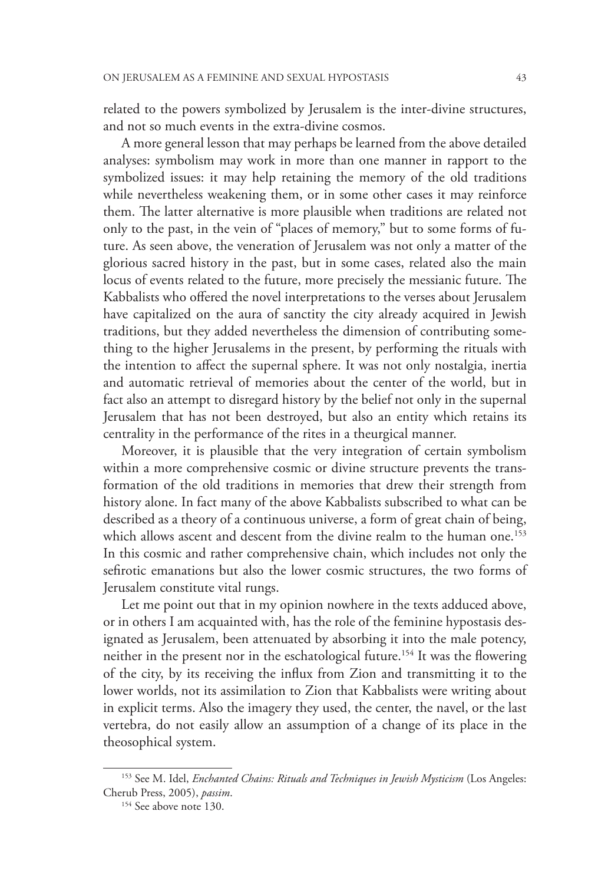related to the powers symbolized by Jerusalem is the inter-divine structures, and not so much events in the extra-divine cosmos.

A more general lesson that may perhaps be learned from the above detailed analyses: symbolism may work in more than one manner in rapport to the symbolized issues: it may help retaining the memory of the old traditions while nevertheless weakening them, or in some other cases it may reinforce them. The latter alternative is more plausible when traditions are related not only to the past, in the vein of "places of memory," but to some forms of future. As seen above, the veneration of Jerusalem was not only a matter of the glorious sacred history in the past, but in some cases, related also the main locus of events related to the future, more precisely the messianic future. The Kabbalists who offered the novel interpretations to the verses about Jerusalem have capitalized on the aura of sanctity the city already acquired in Jewish traditions, but they added nevertheless the dimension of contributing something to the higher Jerusalems in the present, by performing the rituals with the intention to affect the supernal sphere. It was not only nostalgia, inertia and automatic retrieval of memories about the center of the world, but in fact also an attempt to disregard history by the belief not only in the supernal Jerusalem that has not been destroyed, but also an entity which retains its centrality in the performance of the rites in a theurgical manner.

Moreover, it is plausible that the very integration of certain symbolism within a more comprehensive cosmic or divine structure prevents the transformation of the old traditions in memories that drew their strength from history alone. In fact many of the above Kabbalists subscribed to what can be described as a theory of a continuous universe, a form of great chain of being, which allows ascent and descent from the divine realm to the human one.[153] In this cosmic and rather comprehensive chain, which includes not only the sefirotic emanations but also the lower cosmic structures, the two forms of Jerusalem constitute vital rungs.

Let me point out that in my opinion nowhere in the texts adduced above, or in others I am acquainted with, has the role of the feminine hypostasis designated as Jerusalem, been attenuated by absorbing it into the male potency, neither in the present nor in the eschatological future.[154] It was the flowering of the city, by its receiving the influx from Zion and transmitting it to the lower worlds, not its assimilation to Zion that Kabbalists were writing about in explicit terms. Also the imagery they used, the center, the navel, or the last vertebra, do not easily allow an assumption of a change of its place in the theosophical system.

---

[153] See M. Idel, *Enchanted Chains: Rituals and Techniques in Jewish Mysticism* (Los Angeles: Cherub Press, 2005), *passim*.

[154] See above note 130.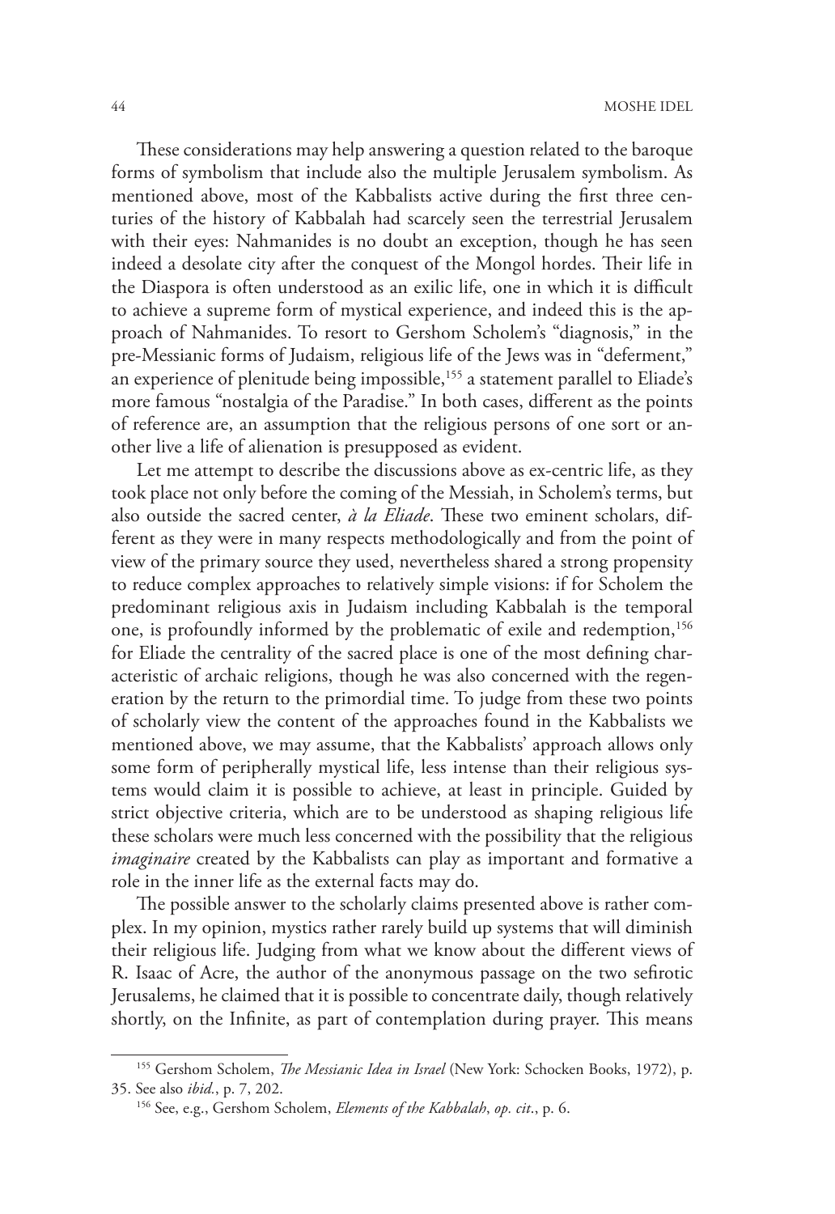These considerations may help answering a question related to the baroque forms of symbolism that include also the multiple Jerusalem symbolism. As mentioned above, most of the Kabbalists active during the first three centuries of the history of Kabbalah had scarcely seen the terrestrial Jerusalem with their eyes: Nahmanides is no doubt an exception, though he has seen indeed a desolate city after the conquest of the Mongol hordes. Their life in the Diaspora is often understood as an exilic life, one in which it is difficult to achieve a supreme form of mystical experience, and indeed this is the approach of Nahmanides. To resort to Gershom Scholem's "diagnosis," in the pre-Messianic forms of Judaism, religious life of the Jews was in "deferment," an experience of plenitude being impossible,[155] a statement parallel to Eliade's more famous "nostalgia of the Paradise." In both cases, different as the points of reference are, an assumption that the religious persons of one sort or another live a life of alienation is presupposed as evident.

Let me attempt to describe the discussions above as ex-centric life, as they took place not only before the coming of the Messiah, in Scholem's terms, but also outside the sacred center, *à la Eliade*. These two eminent scholars, different as they were in many respects methodologically and from the point of view of the primary source they used, nevertheless shared a strong propensity to reduce complex approaches to relatively simple visions: if for Scholem the predominant religious axis in Judaism including Kabbalah is the temporal one, is profoundly informed by the problematic of exile and redemption,[156] for Eliade the centrality of the sacred place is one of the most defining characteristic of archaic religions, though he was also concerned with the regeneration by the return to the primordial time. To judge from these two points of scholarly view the content of the approaches found in the Kabbalists we mentioned above, we may assume, that the Kabbalists' approach allows only some form of peripherally mystical life, less intense than their religious systems would claim it is possible to achieve, at least in principle. Guided by strict objective criteria, which are to be understood as shaping religious life these scholars were much less concerned with the possibility that the religious *imaginaire* created by the Kabbalists can play as important and formative a role in the inner life as the external facts may do.

The possible answer to the scholarly claims presented above is rather complex. In my opinion, mystics rather rarely build up systems that will diminish their religious life. Judging from what we know about the different views of R. Isaac of Acre, the author of the anonymous passage on the two sefirotic Jerusalems, he claimed that it is possible to concentrate daily, though relatively shortly, on the Infinite, as part of contemplation during prayer. This means

---

[155] Gershom Scholem, *The Messianic Idea in Israel* (New York: Schocken Books, 1972), p. 35. See also *ibid.*, p. 7, 202.

[156] See, e.g., Gershom Scholem, *Elements of the Kabbalah*, *op. cit*., p. 6.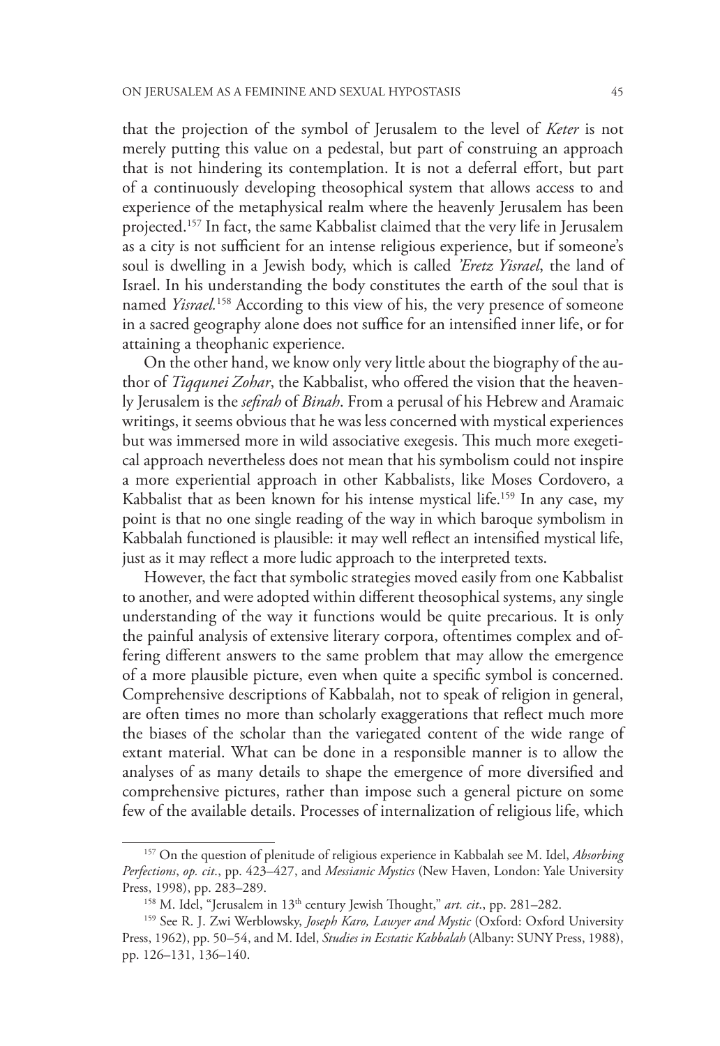that the projection of the symbol of Jerusalem to the level of *Keter* is not merely putting this value on a pedestal, but part of construing an approach that is not hindering its contemplation. It is not a deferral effort, but part of a continuously developing theosophical system that allows access to and experience of the metaphysical realm where the heavenly Jerusalem has been projected.[157] In fact, the same Kabbalist claimed that the very life in Jerusalem as a city is not sufficient for an intense religious experience, but if someone's soul is dwelling in a Jewish body, which is called *'Eretz Yisrael*, the land of Israel. In his understanding the body constitutes the earth of the soul that is named *Yisrael.*[158] According to this view of his, the very presence of someone in a sacred geography alone does not suffice for an intensified inner life, or for attaining a theophanic experience.

On the other hand, we know only very little about the biography of the author of *Tiqqunei Zohar*, the Kabbalist, who offered the vision that the heavenly Jerusalem is the *sefirah* of *Binah*. From a perusal of his Hebrew and Aramaic writings, it seems obvious that he was less concerned with mystical experiences but was immersed more in wild associative exegesis. This much more exegetical approach nevertheless does not mean that his symbolism could not inspire a more experiential approach in other Kabbalists, like Moses Cordovero, a Kabbalist that as been known for his intense mystical life.[159] In any case, my point is that no one single reading of the way in which baroque symbolism in Kabbalah functioned is plausible: it may well reflect an intensified mystical life, just as it may reflect a more ludic approach to the interpreted texts.

However, the fact that symbolic strategies moved easily from one Kabbalist to another, and were adopted within different theosophical systems, any single understanding of the way it functions would be quite precarious. It is only the painful analysis of extensive literary corpora, oftentimes complex and offering different answers to the same problem that may allow the emergence of a more plausible picture, even when quite a specific symbol is concerned. Comprehensive descriptions of Kabbalah, not to speak of religion in general, are often times no more than scholarly exaggerations that reflect much more the biases of the scholar than the variegated content of the wide range of extant material. What can be done in a responsible manner is to allow the analyses of as many details to shape the emergence of more diversified and comprehensive pictures, rather than impose such a general picture on some few of the available details. Processes of internalization of religious life, which

---

[157] On the question of plenitude of religious experience in Kabbalah see M. Idel, *Absorbing Perfections*, *op. cit*., pp. 423–427, and *Messianic Mystics* (New Haven, London: Yale University Press, 1998), pp. 283–289.

[158] M. Idel, "Jerusalem in 13th century Jewish Thought," *art. cit*., pp. 281–282.

[159] See R. J. Zwi Werblowsky, *Joseph Karo, Lawyer and Mystic* (Oxford: Oxford University Press, 1962), pp. 50–54, and M. Idel, *Studies in Ecstatic Kabbalah* (Albany: SUNY Press, 1988), pp. 126–131, 136–140.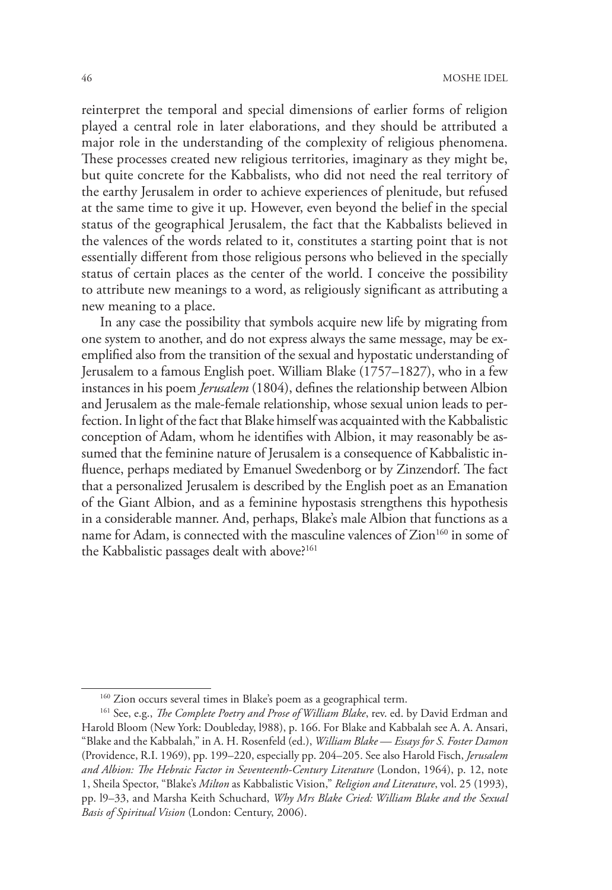reinterpret the temporal and special dimensions of earlier forms of religion played a central role in later elaborations, and they should be attributed a major role in the understanding of the complexity of religious phenomena. These processes created new religious territories, imaginary as they might be, but quite concrete for the Kabbalists, who did not need the real territory of the earthy Jerusalem in order to achieve experiences of plenitude, but refused at the same time to give it up. However, even beyond the belief in the special status of the geographical Jerusalem, the fact that the Kabbalists believed in the valences of the words related to it, constitutes a starting point that is not essentially different from those religious persons who believed in the specially status of certain places as the center of the world. I conceive the possibility to attribute new meanings to a word, as religiously significant as attributing a new meaning to a place.

In any case the possibility that symbols acquire new life by migrating from one system to another, and do not express always the same message, may be exemplified also from the transition of the sexual and hypostatic understanding of Jerusalem to a famous English poet. William Blake (1757–1827), who in a few instances in his poem *Jerusalem* (1804), defines the relationship between Albion and Jerusalem as the male-female relationship, whose sexual union leads to perfection. In light of the fact that Blake himself was acquainted with the Kabbalistic conception of Adam, whom he identifies with Albion, it may reasonably be assumed that the feminine nature of Jerusalem is a consequence of Kabbalistic influence, perhaps mediated by Emanuel Swedenborg or by Zinzendorf. The fact that a personalized Jerusalem is described by the English poet as an Emanation of the Giant Albion, and as a feminine hypostasis strengthens this hypothesis in a considerable manner. And, perhaps, Blake's male Albion that functions as a name for Adam, is connected with the masculine valences of Zion[160] in some of the Kabbalistic passages dealt with above?[161]

---

[160] Zion occurs several times in Blake's poem as a geographical term.

[161] See, e.g., *The Complete Poetry and Prose of William Blake*, rev. ed. by David Erdman and Harold Bloom (New York: Doubleday, l988), p. 166. For Blake and Kabbalah see A. A. Ansari, "Blake and the Kabbalah," in A. H. Rosenfeld (ed.), *William Blake — Essays for S. Foster Damon* (Providence, R.I. 1969), pp. 199–220, especially pp. 204–205. See also Harold Fisch, *Jerusalem and Albion: The Hebraic Factor in Seventeenth-Century Literature* (London, 1964), p. 12, note 1, Sheila Spector, "Blake's *Milton* as Kabbalistic Vision," *Religion and Literature*, vol. 25 (1993), pp. l9–33, and Marsha Keith Schuchard, *Why Mrs Blake Cried: William Blake and the Sexual Basis of Spiritual Vision* (London: Century, 2006).